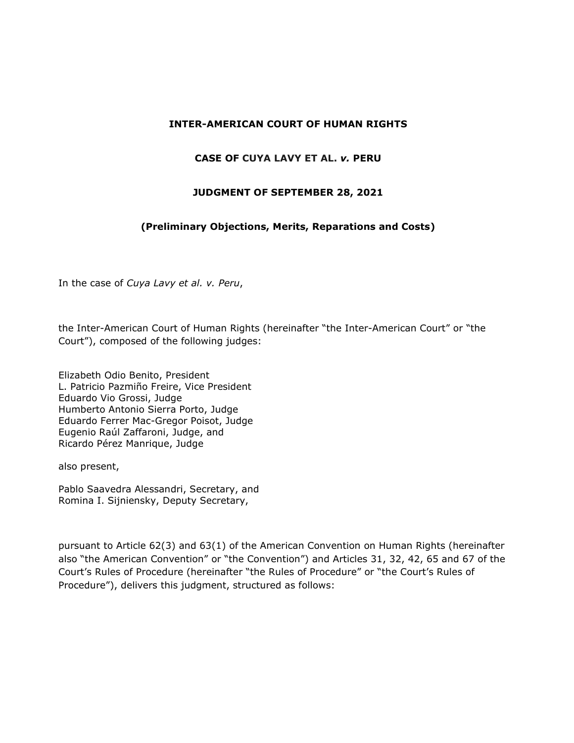**INTER-AMERICAN COURT OF HUMAN RIGHTS**

**CASE OF CUYA LAVY ET AL. *v.* PERU**

**JUDGMENT OF SEPTEMBER 28, 2021**

**(Preliminary Objections, Merits, Reparations and Costs)**

In the case of *Cuya Lavy et al. v. Peru*,

the Inter-American Court of Human Rights (hereinafter "the Inter-American Court" or "the Court"), composed of the following judges:

Elizabeth Odio Benito, President
L. Patricio Pazmiño Freire, Vice President
Eduardo Vio Grossi, Judge
Humberto Antonio Sierra Porto, Judge
Eduardo Ferrer Mac-Gregor Poisot, Judge
Eugenio Raúl Zaffaroni, Judge, and
Ricardo Pérez Manrique, Judge

also present,

Pablo Saavedra Alessandri, Secretary, and
Romina I. Sijniensky, Deputy Secretary,

pursuant to Article 62(3) and 63(1) of the American Convention on Human Rights (hereinafter also "the American Convention" or "the Convention") and Articles 31, 32, 42, 65 and 67 of the Court's Rules of Procedure (hereinafter "the Rules of Procedure" or "the Court's Rules of Procedure"), delivers this judgment, structured as follows: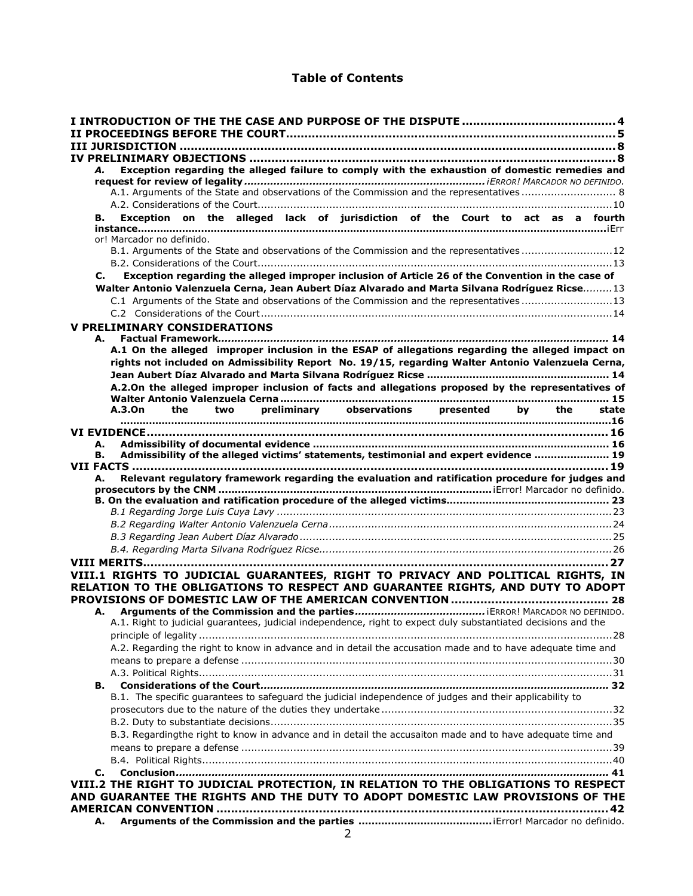# Table of Contents

I INTRODUCTION OF THE THE CASE AND PURPOSE OF THE DISPUTE ......................................... 4

II PROCEEDINGS BEFORE THE COURT......................................................................................... 5

III JURISDICTION .......................................................................................................................... 8

IV PRELIMINARY OBJECTIONS ..................................................................................................... 8

*A.* **Exception regarding the alleged failure to comply with the exhaustion of domestic remedies and request for review of legality** ........................................................................... ¡ERROR! MARCADOR NO DEFINIDO.

A.1. Arguments of the State and observations of the Commission and the representatives ............................ 8

A.2. Considerations of the Court............................................................................................................ 10

**B. Exception on the alleged lack of jurisdiction of the Court to act as a fourth instance**.................................................................................................................................................¡Error! Marcador no definido.

B.1. Arguments of the State and observations of the Commission and the representatives ...........................12

B.2. Considerations of the Court............................................................................................................13

**C. Exception regarding the alleged improper inclusion of Article 26 of the Convention in the case of Walter Antonio Valenzuela Cerna, Jean Aubert Díaz Alvarado and Marta Silvana Rodríguez Ricse**.........13

C.1 Arguments of the State and observations of the Commission and the representatives ...........................13

C.2 Considerations of the Court............................................................................................................14

V PRELIMINARY CONSIDERATIONS

**A. Factual Framework**...................................................................................................................... 14

**A.1 On the alleged improper inclusion in the ESAP of allegations regarding the alleged impact on rights not included on Admissibility Report No. 19/15, regarding Walter Antonio Valenzuela Cerna, Jean Aubert Díaz Alvarado and Marta Silvana Rodríguez Ricse** ....................................................... 14

**A.2.On the alleged improper inclusion of facts and allegations proposed by the representatives of Walter Antonio Valenzuela Cerna** ...................................................................................................... 15

**A.3.On the two preliminary observations presented by the state** ..........................................................................................................................................................16

VI EVIDENCE.................................................................................................................................. 16

**A. Admissibility of documental evidence** ........................................................................................... 16

**B. Admissibility of the alleged victims' statements, testimonial and expert evidence** ....................... 19

VII FACTS ...................................................................................................................................... 19

**A. Relevant regulatory framework regarding the evaluation and ratification procedure for judges and prosecutors by the CNM** ..................................................................................¡Error! Marcador no definido.

**B. On the evaluation and ratification procedure of the alleged victims**................................................. 23

*B.1 Regarding Jorge Luis Cuya Lavy* .......................................................................................................23

*B.2 Regarding Walter Antonio Valenzuela Cerna*.......................................................................................24

*B.3 Regarding Jean Aubert Díaz Alvarado*................................................................................................25

*B.4. Regarding Marta Silvana Rodríguez Ricse*..........................................................................................26

VIII MERITS................................................................................................................................... 27

VIII.1 RIGHTS TO JUDICIAL GUARANTEES, RIGHT TO PRIVACY AND POLITICAL RIGHTS, IN RELATION TO THE OBLIGATIONS TO RESPECT AND GUARANTEE RIGHTS, AND DUTY TO ADOPT PROVISIONS OF DOMESTIC LAW OF THE AMERICAN CONVENTION ........................................... 28

**A. Arguments of the Commission and the parties**........................................ ¡ERROR! MARCADOR NO DEFINIDO.

A.1. Right to judicial guarantees, judicial independence, right to expect duly substantiated decisions and the principle of legality ..............................................................................................................................28

A.2. Regarding the right to know in advance and in detail the accusation made and to have adequate time and means to prepare a defense ..................................................................................................................30

A.3. Political Rights..............................................................................................................................31

**B. Considerations of the Court**.......................................................................................................... 32

B.1. The specific guarantees to safeguard the judicial independence of judges and their applicability to prosecutors due to the nature of the duties they undertake .......................................................................32

B.2. Duty to substantiate decisions........................................................................................................35

B.3. Regardingthe right to know in advance and in detail the accusaiton made and to have adequate time and means to prepare a defense ..................................................................................................................39

B.4. Political Rights.............................................................................................................................40

**C. Conclusion**................................................................................................................................... 41

VIII.2 THE RIGHT TO JUDICIAL PROTECTION, IN RELATION TO THE OBLIGATIONS TO RESPECT AND GUARANTEE THE RIGHTS AND THE DUTY TO ADOPT DOMESTIC LAW PROVISIONS OF THE AMERICAN CONVENTION ............................................................................................................42

**A. Arguments of the Commission and the parties** ........................................¡Error! Marcador no definido.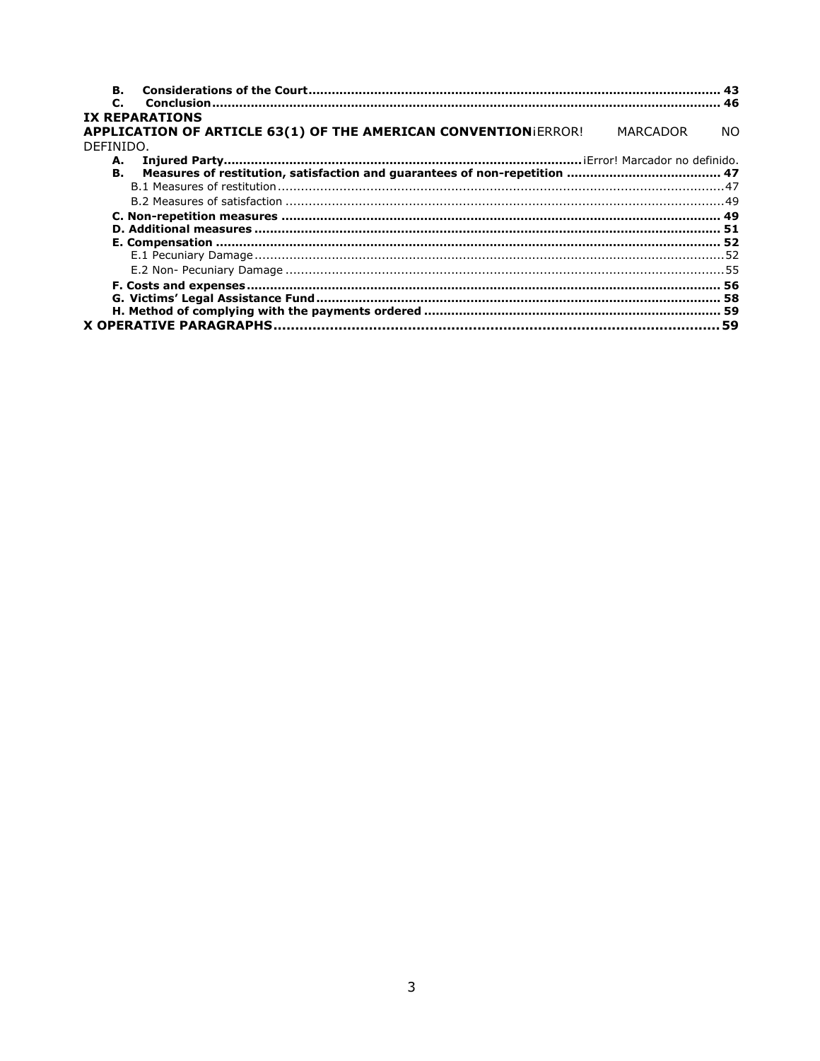**B. Considerations of the Court** ........................................................................................................ 43
**C. Conclusion** ................................................................................................................................... 46

**IX REPARATIONS**
**APPLICATION OF ARTICLE 63(1) OF THE AMERICAN CONVENTION**¡ERROR! MARCADOR NO DEFINIDO.

**A. Injured Party** ........................................................................................... ¡Error! Marcador no definido.
**B. Measures of restitution, satisfaction and guarantees of non-repetition** ....................................... 47
B.1 Measures of restitution ................................................................................................................. 47
B.2 Measures of satisfaction ............................................................................................................... 49
**C. Non-repetition measures** ............................................................................................................. 49
**D. Additional measures** .................................................................................................................... 51
**E. Compensation** ............................................................................................................................... 52
E.1 Pecuniary Damage ........................................................................................................................ 52
E.2 Non- Pecuniary Damage ................................................................................................................ 55
**F. Costs and expenses** ....................................................................................................................... 56
**G. Victims' Legal Assistance Fund** ..................................................................................................... 58
**H. Method of complying with the payments ordered** ......................................................................... 59

**X OPERATIVE PARAGRAPHS** ................................................................................................ 59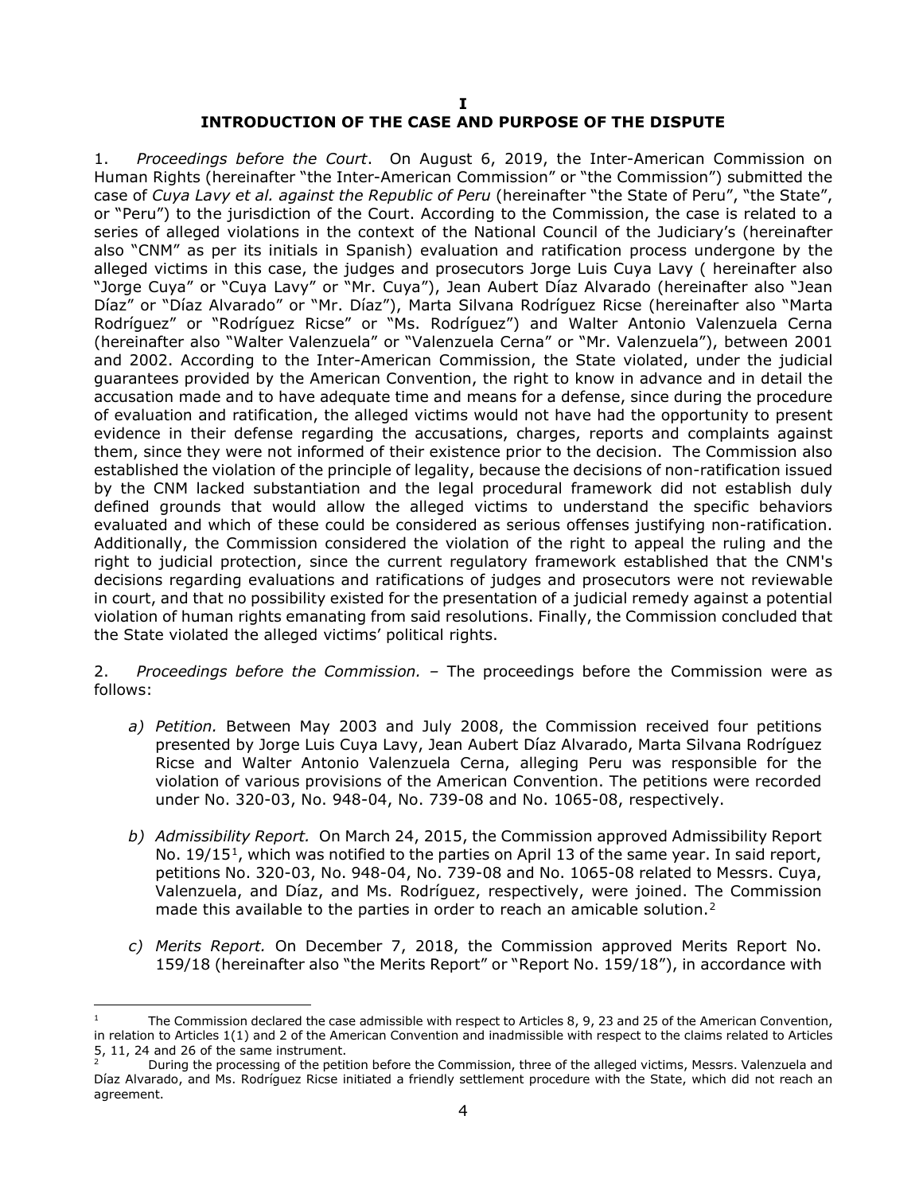# I

# INTRODUCTION OF THE CASE AND PURPOSE OF THE DISPUTE

1. *Proceedings before the Court*. On August 6, 2019, the Inter-American Commission on Human Rights (hereinafter "the Inter-American Commission" or "the Commission") submitted the case of *Cuya Lavy et al. against the Republic of Peru* (hereinafter "the State of Peru", "the State", or "Peru") to the jurisdiction of the Court. According to the Commission, the case is related to a series of alleged violations in the context of the National Council of the Judiciary's (hereinafter also "CNM" as per its initials in Spanish) evaluation and ratification process undergone by the alleged victims in this case, the judges and prosecutors Jorge Luis Cuya Lavy ( hereinafter also "Jorge Cuya" or "Cuya Lavy" or "Mr. Cuya"), Jean Aubert Díaz Alvarado (hereinafter also "Jean Díaz" or "Díaz Alvarado" or "Mr. Díaz"), Marta Silvana Rodríguez Ricse (hereinafter also "Marta Rodríguez" or "Rodríguez Ricse" or "Ms. Rodríguez") and Walter Antonio Valenzuela Cerna (hereinafter also "Walter Valenzuela" or "Valenzuela Cerna" or "Mr. Valenzuela"), between 2001 and 2002. According to the Inter-American Commission, the State violated, under the judicial guarantees provided by the American Convention, the right to know in advance and in detail the accusation made and to have adequate time and means for a defense, since during the procedure of evaluation and ratification, the alleged victims would not have had the opportunity to present evidence in their defense regarding the accusations, charges, reports and complaints against them, since they were not informed of their existence prior to the decision. The Commission also established the violation of the principle of legality, because the decisions of non-ratification issued by the CNM lacked substantiation and the legal procedural framework did not establish duly defined grounds that would allow the alleged victims to understand the specific behaviors evaluated and which of these could be considered as serious offenses justifying non-ratification. Additionally, the Commission considered the violation of the right to appeal the ruling and the right to judicial protection, since the current regulatory framework established that the CNM's decisions regarding evaluations and ratifications of judges and prosecutors were not reviewable in court, and that no possibility existed for the presentation of a judicial remedy against a potential violation of human rights emanating from said resolutions. Finally, the Commission concluded that the State violated the alleged victims' political rights.

2. *Proceedings before the Commission.* – The proceedings before the Commission were as follows:

a) *Petition.* Between May 2003 and July 2008, the Commission received four petitions presented by Jorge Luis Cuya Lavy, Jean Aubert Díaz Alvarado, Marta Silvana Rodríguez Ricse and Walter Antonio Valenzuela Cerna, alleging Peru was responsible for the violation of various provisions of the American Convention. The petitions were recorded under No. 320-03, No. 948-04, No. 739-08 and No. 1065-08, respectively.

b) *Admissibility Report.* On March 24, 2015, the Commission approved Admissibility Report No. 19/15[1], which was notified to the parties on April 13 of the same year. In said report, petitions No. 320-03, No. 948-04, No. 739-08 and No. 1065-08 related to Messrs. Cuya, Valenzuela, and Díaz, and Ms. Rodríguez, respectively, were joined. The Commission made this available to the parties in order to reach an amicable solution.[2]

c) *Merits Report.* On December 7, 2018, the Commission approved Merits Report No. 159/18 (hereinafter also "the Merits Report" or "Report No. 159/18"), in accordance with

---

[1] The Commission declared the case admissible with respect to Articles 8, 9, 23 and 25 of the American Convention, in relation to Articles 1(1) and 2 of the American Convention and inadmissible with respect to the claims related to Articles 5, 11, 24 and 26 of the same instrument.

[2] During the processing of the petition before the Commission, three of the alleged victims, Messrs. Valenzuela and Díaz Alvarado, and Ms. Rodríguez Ricse initiated a friendly settlement procedure with the State, which did not reach an agreement.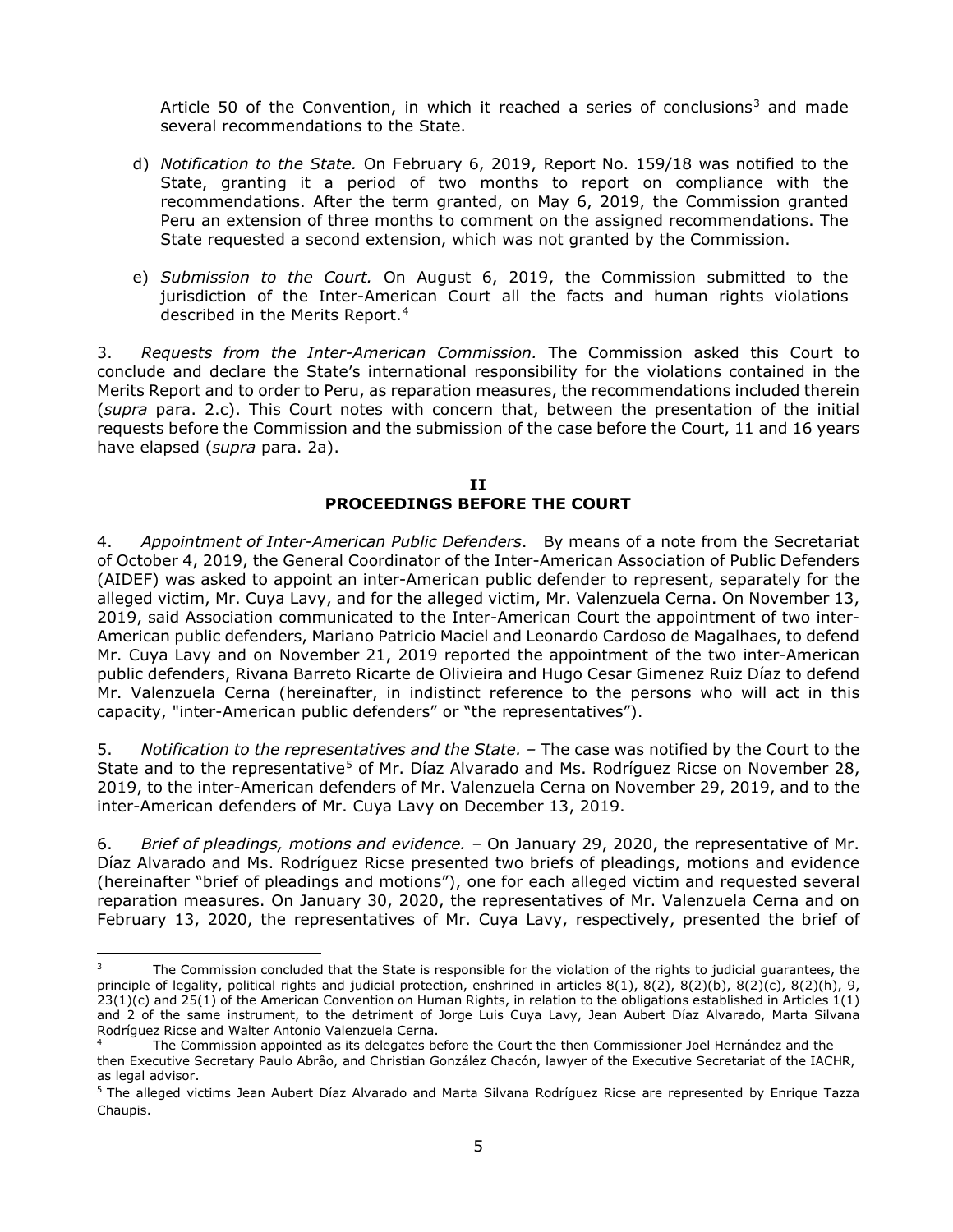Article 50 of the Convention, in which it reached a series of conclusions[3] and made several recommendations to the State.

d) *Notification to the State.* On February 6, 2019, Report No. 159/18 was notified to the State, granting it a period of two months to report on compliance with the recommendations. After the term granted, on May 6, 2019, the Commission granted Peru an extension of three months to comment on the assigned recommendations. The State requested a second extension, which was not granted by the Commission.

e) *Submission to the Court.* On August 6, 2019, the Commission submitted to the jurisdiction of the Inter-American Court all the facts and human rights violations described in the Merits Report.[4]

3. *Requests from the Inter-American Commission.* The Commission asked this Court to conclude and declare the State's international responsibility for the violations contained in the Merits Report and to order to Peru, as reparation measures, the recommendations included therein (*supra* para. 2.c). This Court notes with concern that, between the presentation of the initial requests before the Commission and the submission of the case before the Court, 11 and 16 years have elapsed (*supra* para. 2a).

## II
## PROCEEDINGS BEFORE THE COURT

4. *Appointment of Inter-American Public Defenders*. By means of a note from the Secretariat of October 4, 2019, the General Coordinator of the Inter-American Association of Public Defenders (AIDEF) was asked to appoint an inter-American public defender to represent, separately for the alleged victim, Mr. Cuya Lavy, and for the alleged victim, Mr. Valenzuela Cerna. On November 13, 2019, said Association communicated to the Inter-American Court the appointment of two inter-American public defenders, Mariano Patricio Maciel and Leonardo Cardoso de Magalhaes, to defend Mr. Cuya Lavy and on November 21, 2019 reported the appointment of the two inter-American public defenders, Rivana Barreto Ricarte de Olivieira and Hugo Cesar Gimenez Ruiz Díaz to defend Mr. Valenzuela Cerna (hereinafter, in indistinct reference to the persons who will act in this capacity, "inter-American public defenders" or "the representatives").

5. *Notification to the representatives and the State.* – The case was notified by the Court to the State and to the representative[5] of Mr. Díaz Alvarado and Ms. Rodríguez Ricse on November 28, 2019, to the inter-American defenders of Mr. Valenzuela Cerna on November 29, 2019, and to the inter-American defenders of Mr. Cuya Lavy on December 13, 2019.

6. *Brief of pleadings, motions and evidence.* – On January 29, 2020, the representative of Mr. Díaz Alvarado and Ms. Rodríguez Ricse presented two briefs of pleadings, motions and evidence (hereinafter "brief of pleadings and motions"), one for each alleged victim and requested several reparation measures. On January 30, 2020, the representatives of Mr. Valenzuela Cerna and on February 13, 2020, the representatives of Mr. Cuya Lavy, respectively, presented the brief of

---

[3] The Commission concluded that the State is responsible for the violation of the rights to judicial guarantees, the principle of legality, political rights and judicial protection, enshrined in articles 8(1), 8(2), 8(2)(b), 8(2)(c), 8(2)(h), 9, 23(1)(c) and 25(1) of the American Convention on Human Rights, in relation to the obligations established in Articles 1(1) and 2 of the same instrument, to the detriment of Jorge Luis Cuya Lavy, Jean Aubert Díaz Alvarado, Marta Silvana Rodríguez Ricse and Walter Antonio Valenzuela Cerna.

[4] The Commission appointed as its delegates before the Court the then Commissioner Joel Hernández and the then Executive Secretary Paulo Abrâo, and Christian González Chacón, lawyer of the Executive Secretariat of the IACHR, as legal advisor.

[5] The alleged victims Jean Aubert Díaz Alvarado and Marta Silvana Rodríguez Ricse are represented by Enrique Tazza Chaupis.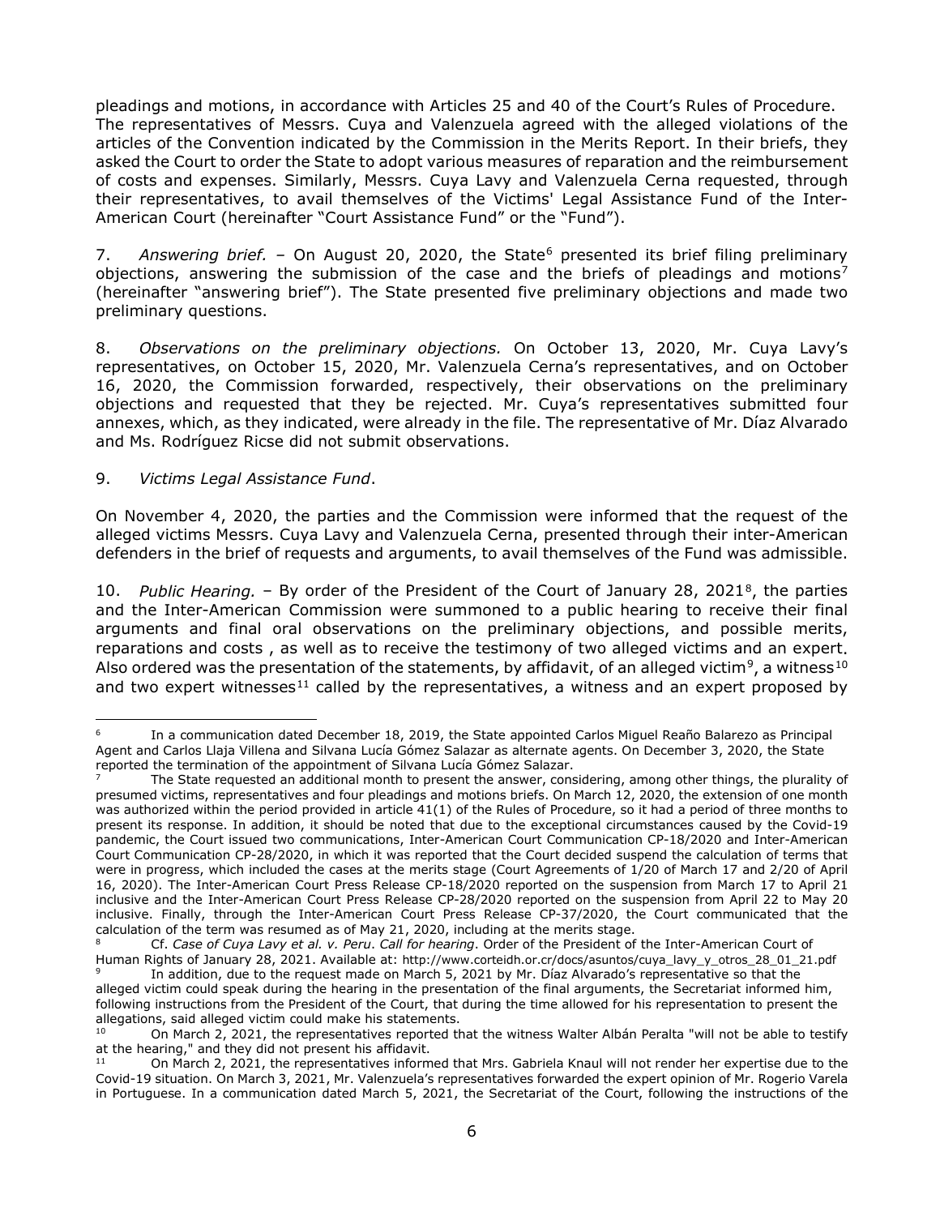pleadings and motions, in accordance with Articles 25 and 40 of the Court's Rules of Procedure. The representatives of Messrs. Cuya and Valenzuela agreed with the alleged violations of the articles of the Convention indicated by the Commission in the Merits Report. In their briefs, they asked the Court to order the State to adopt various measures of reparation and the reimbursement of costs and expenses. Similarly, Messrs. Cuya Lavy and Valenzuela Cerna requested, through their representatives, to avail themselves of the Victims' Legal Assistance Fund of the Inter-American Court (hereinafter "Court Assistance Fund" or the "Fund").

7. *Answering brief.* – On August 20, 2020, the State[6] presented its brief filing preliminary objections, answering the submission of the case and the briefs of pleadings and motions[7] (hereinafter "answering brief"). The State presented five preliminary objections and made two preliminary questions.

8. *Observations on the preliminary objections.* On October 13, 2020, Mr. Cuya Lavy's representatives, on October 15, 2020, Mr. Valenzuela Cerna's representatives, and on October 16, 2020, the Commission forwarded, respectively, their observations on the preliminary objections and requested that they be rejected. Mr. Cuya's representatives submitted four annexes, which, as they indicated, were already in the file. The representative of Mr. Díaz Alvarado and Ms. Rodríguez Ricse did not submit observations.

9. *Victims Legal Assistance Fund*.

On November 4, 2020, the parties and the Commission were informed that the request of the alleged victims Messrs. Cuya Lavy and Valenzuela Cerna, presented through their inter-American defenders in the brief of requests and arguments, to avail themselves of the Fund was admissible.

10. *Public Hearing.* – By order of the President of the Court of January 28, 2021[8], the parties and the Inter-American Commission were summoned to a public hearing to receive their final arguments and final oral observations on the preliminary objections, and possible merits, reparations and costs , as well as to receive the testimony of two alleged victims and an expert. Also ordered was the presentation of the statements, by affidavit, of an alleged victim[9], a witness[10] and two expert witnesses[11] called by the representatives, a witness and an expert proposed by

---

[6] In a communication dated December 18, 2019, the State appointed Carlos Miguel Reaño Balarezo as Principal Agent and Carlos Llaja Villena and Silvana Lucía Gómez Salazar as alternate agents. On December 3, 2020, the State reported the termination of the appointment of Silvana Lucía Gómez Salazar.

[7] The State requested an additional month to present the answer, considering, among other things, the plurality of presumed victims, representatives and four pleadings and motions briefs. On March 12, 2020, the extension of one month was authorized within the period provided in article 41(1) of the Rules of Procedure, so it had a period of three months to present its response. In addition, it should be noted that due to the exceptional circumstances caused by the Covid-19 pandemic, the Court issued two communications, Inter-American Court Communication CP-18/2020 and Inter-American Court Communication CP-28/2020, in which it was reported that the Court decided suspend the calculation of terms that were in progress, which included the cases at the merits stage (Court Agreements of 1/20 of March 17 and 2/20 of April 16, 2020). The Inter-American Court Press Release CP-18/2020 reported on the suspension from March 17 to April 21 inclusive and the Inter-American Court Press Release CP-28/2020 reported on the suspension from April 22 to May 20 inclusive. Finally, through the Inter-American Court Press Release CP-37/2020, the Court communicated that the calculation of the term was resumed as of May 21, 2020, including at the merits stage.

[8] Cf. *Case of Cuya Lavy et al. v. Peru*. *Call for hearing*. Order of the President of the Inter-American Court of Human Rights of January 28, 2021. Available at: http://www.corteidh.or.cr/docs/asuntos/cuya_lavy_y_otros_28_01_21.pdf

[9] In addition, due to the request made on March 5, 2021 by Mr. Díaz Alvarado's representative so that the alleged victim could speak during the hearing in the presentation of the final arguments, the Secretariat informed him, following instructions from the President of the Court, that during the time allowed for his representation to present the allegations, said alleged victim could make his statements.

[10] On March 2, 2021, the representatives reported that the witness Walter Albán Peralta "will not be able to testify at the hearing," and they did not present his affidavit.

[11] On March 2, 2021, the representatives informed that Mrs. Gabriela Knaul will not render her expertise due to the Covid-19 situation. On March 3, 2021, Mr. Valenzuela's representatives forwarded the expert opinion of Mr. Rogerio Varela in Portuguese. In a communication dated March 5, 2021, the Secretariat of the Court, following the instructions of the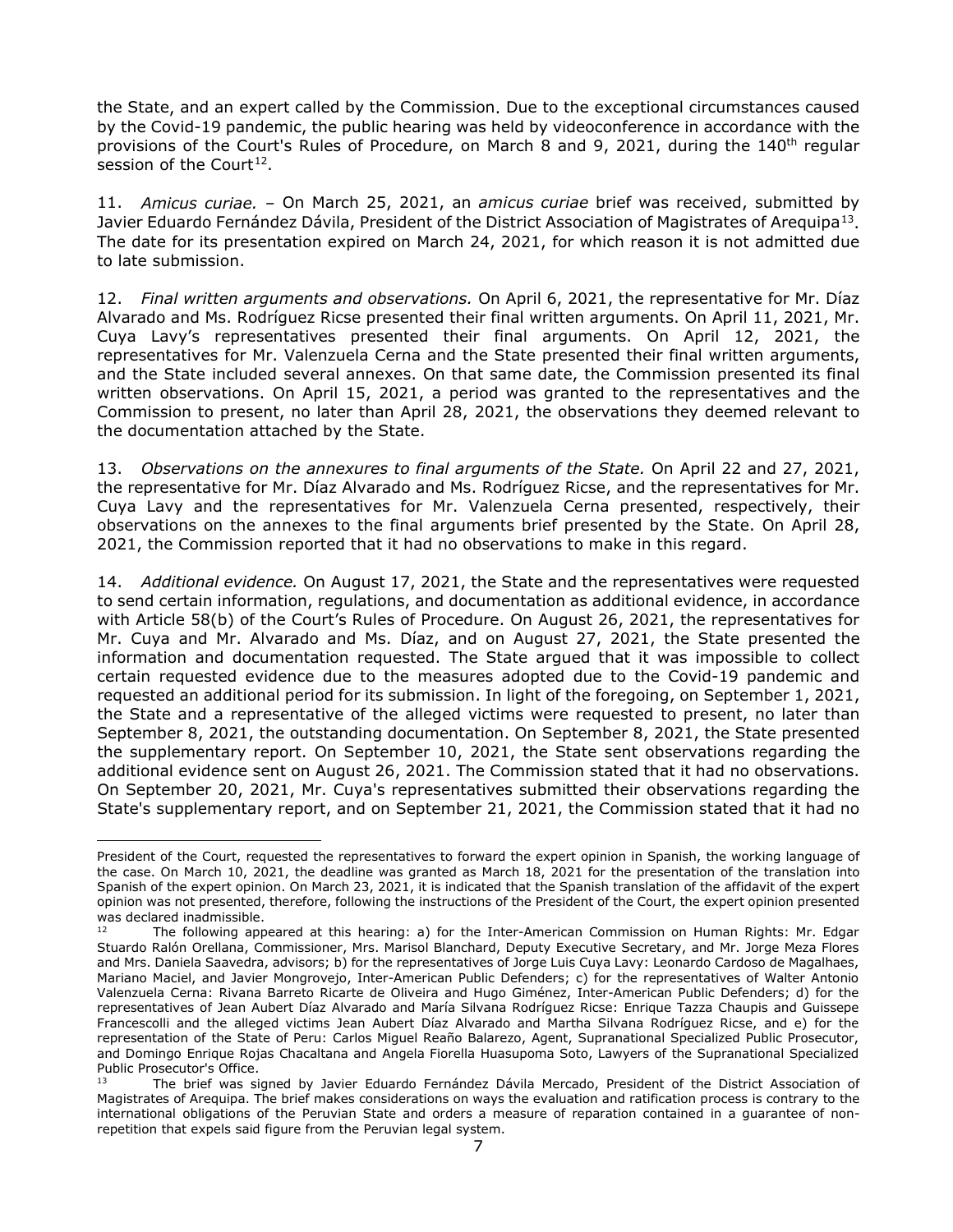the State, and an expert called by the Commission. Due to the exceptional circumstances caused by the Covid-19 pandemic, the public hearing was held by videoconference in accordance with the provisions of the Court's Rules of Procedure, on March 8 and 9, 2021, during the 140th regular session of the Court[12].

11. *Amicus curiae.* – On March 25, 2021, an *amicus curiae* brief was received, submitted by Javier Eduardo Fernández Dávila, President of the District Association of Magistrates of Arequipa[13]. The date for its presentation expired on March 24, 2021, for which reason it is not admitted due to late submission.

12. *Final written arguments and observations.* On April 6, 2021, the representative for Mr. Díaz Alvarado and Ms. Rodríguez Ricse presented their final written arguments. On April 11, 2021, Mr. Cuya Lavy's representatives presented their final arguments. On April 12, 2021, the representatives for Mr. Valenzuela Cerna and the State presented their final written arguments, and the State included several annexes. On that same date, the Commission presented its final written observations. On April 15, 2021, a period was granted to the representatives and the Commission to present, no later than April 28, 2021, the observations they deemed relevant to the documentation attached by the State.

13. *Observations on the annexures to final arguments of the State.* On April 22 and 27, 2021, the representative for Mr. Díaz Alvarado and Ms. Rodríguez Ricse, and the representatives for Mr. Cuya Lavy and the representatives for Mr. Valenzuela Cerna presented, respectively, their observations on the annexes to the final arguments brief presented by the State. On April 28, 2021, the Commission reported that it had no observations to make in this regard.

14. *Additional evidence.* On August 17, 2021, the State and the representatives were requested to send certain information, regulations, and documentation as additional evidence, in accordance with Article 58(b) of the Court's Rules of Procedure. On August 26, 2021, the representatives for Mr. Cuya and Mr. Alvarado and Ms. Díaz, and on August 27, 2021, the State presented the information and documentation requested. The State argued that it was impossible to collect certain requested evidence due to the measures adopted due to the Covid-19 pandemic and requested an additional period for its submission. In light of the foregoing, on September 1, 2021, the State and a representative of the alleged victims were requested to present, no later than September 8, 2021, the outstanding documentation. On September 8, 2021, the State presented the supplementary report. On September 10, 2021, the State sent observations regarding the additional evidence sent on August 26, 2021. The Commission stated that it had no observations. On September 20, 2021, Mr. Cuya's representatives submitted their observations regarding the State's supplementary report, and on September 21, 2021, the Commission stated that it had no

---

President of the Court, requested the representatives to forward the expert opinion in Spanish, the working language of the case. On March 10, 2021, the deadline was granted as March 18, 2021 for the presentation of the translation into Spanish of the expert opinion. On March 23, 2021, it is indicated that the Spanish translation of the affidavit of the expert opinion was not presented, therefore, following the instructions of the President of the Court, the expert opinion presented was declared inadmissible.

[12] The following appeared at this hearing: a) for the Inter-American Commission on Human Rights: Mr. Edgar Stuardo Ralón Orellana, Commissioner, Mrs. Marisol Blanchard, Deputy Executive Secretary, and Mr. Jorge Meza Flores and Mrs. Daniela Saavedra, advisors; b) for the representatives of Jorge Luis Cuya Lavy: Leonardo Cardoso de Magalhaes, Mariano Maciel, and Javier Mongrovejo, Inter-American Public Defenders; c) for the representatives of Walter Antonio Valenzuela Cerna: Rivana Barreto Ricarte de Oliveira and Hugo Giménez, Inter-American Public Defenders; d) for the representatives of Jean Aubert Díaz Alvarado and María Silvana Rodríguez Ricse: Enrique Tazza Chaupis and Guissepe Francescolli and the alleged victims Jean Aubert Díaz Alvarado and Martha Silvana Rodríguez Ricse, and e) for the representation of the State of Peru: Carlos Miguel Reaño Balarezo, Agent, Supranational Specialized Public Prosecutor, and Domingo Enrique Rojas Chacaltana and Angela Fiorella Huasupoma Soto, Lawyers of the Supranational Specialized Public Prosecutor's Office.

[13] The brief was signed by Javier Eduardo Fernández Dávila Mercado, President of the District Association of Magistrates of Arequipa. The brief makes considerations on ways the evaluation and ratification process is contrary to the international obligations of the Peruvian State and orders a measure of reparation contained in a guarantee of non-repetition that expels said figure from the Peruvian legal system.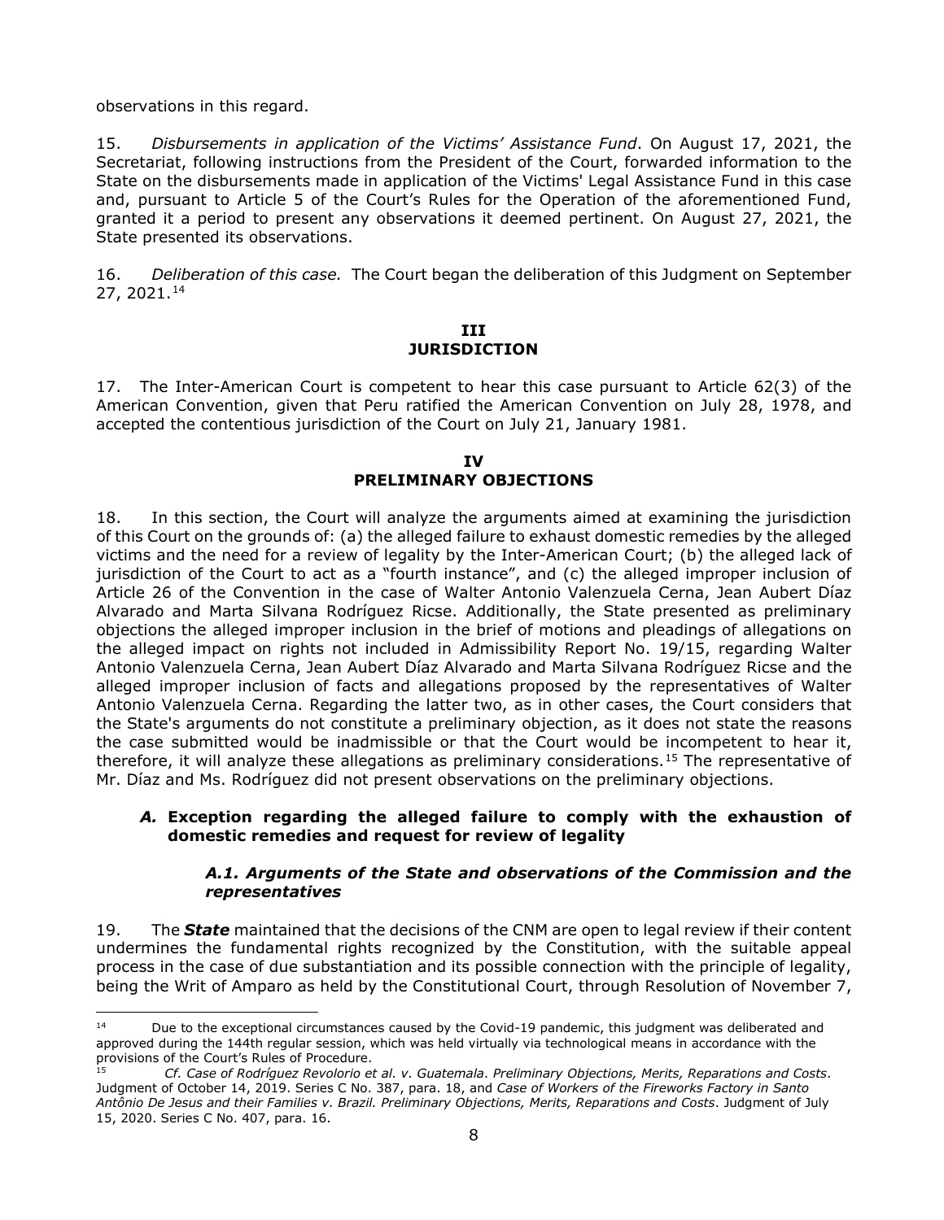observations in this regard.

15. *Disbursements in application of the Victims' Assistance Fund*. On August 17, 2021, the Secretariat, following instructions from the President of the Court, forwarded information to the State on the disbursements made in application of the Victims' Legal Assistance Fund in this case and, pursuant to Article 5 of the Court's Rules for the Operation of the aforementioned Fund, granted it a period to present any observations it deemed pertinent. On August 27, 2021, the State presented its observations.

16. *Deliberation of this case.* The Court began the deliberation of this Judgment on September 27, 2021.[14]

## III
## JURISDICTION

17. The Inter-American Court is competent to hear this case pursuant to Article 62(3) of the American Convention, given that Peru ratified the American Convention on July 28, 1978, and accepted the contentious jurisdiction of the Court on July 21, January 1981.

## IV
## PRELIMINARY OBJECTIONS

18. In this section, the Court will analyze the arguments aimed at examining the jurisdiction of this Court on the grounds of: (a) the alleged failure to exhaust domestic remedies by the alleged victims and the need for a review of legality by the Inter-American Court; (b) the alleged lack of jurisdiction of the Court to act as a "fourth instance", and (c) the alleged improper inclusion of Article 26 of the Convention in the case of Walter Antonio Valenzuela Cerna, Jean Aubert Díaz Alvarado and Marta Silvana Rodríguez Ricse. Additionally, the State presented as preliminary objections the alleged improper inclusion in the brief of motions and pleadings of allegations on the alleged impact on rights not included in Admissibility Report No. 19/15, regarding Walter Antonio Valenzuela Cerna, Jean Aubert Díaz Alvarado and Marta Silvana Rodríguez Ricse and the alleged improper inclusion of facts and allegations proposed by the representatives of Walter Antonio Valenzuela Cerna. Regarding the latter two, as in other cases, the Court considers that the State's arguments do not constitute a preliminary objection, as it does not state the reasons the case submitted would be inadmissible or that the Court would be incompetent to hear it, therefore, it will analyze these allegations as preliminary considerations.[15] The representative of Mr. Díaz and Ms. Rodríguez did not present observations on the preliminary objections.

### *A.* Exception regarding the alleged failure to comply with the exhaustion of domestic remedies and request for review of legality

#### *A.1. Arguments of the State and observations of the Commission and the representatives*

19. The ***State*** maintained that the decisions of the CNM are open to legal review if their content undermines the fundamental rights recognized by the Constitution, with the suitable appeal process in the case of due substantiation and its possible connection with the principle of legality, being the Writ of Amparo as held by the Constitutional Court, through Resolution of November 7,

---

[14] Due to the exceptional circumstances caused by the Covid-19 pandemic, this judgment was deliberated and approved during the 144th regular session, which was held virtually via technological means in accordance with the provisions of the Court's Rules of Procedure.

[15] *Cf. Case of Rodríguez Revolorio et al. v. Guatemala*. *Preliminary Objections, Merits, Reparations and Costs*. Judgment of October 14, 2019. Series C No. 387, para. 18, and *Case of Workers of the Fireworks Factory in Santo Antônio De Jesus and their Families v. Brazil. Preliminary Objections, Merits, Reparations and Costs*. Judgment of July 15, 2020. Series C No. 407, para. 16.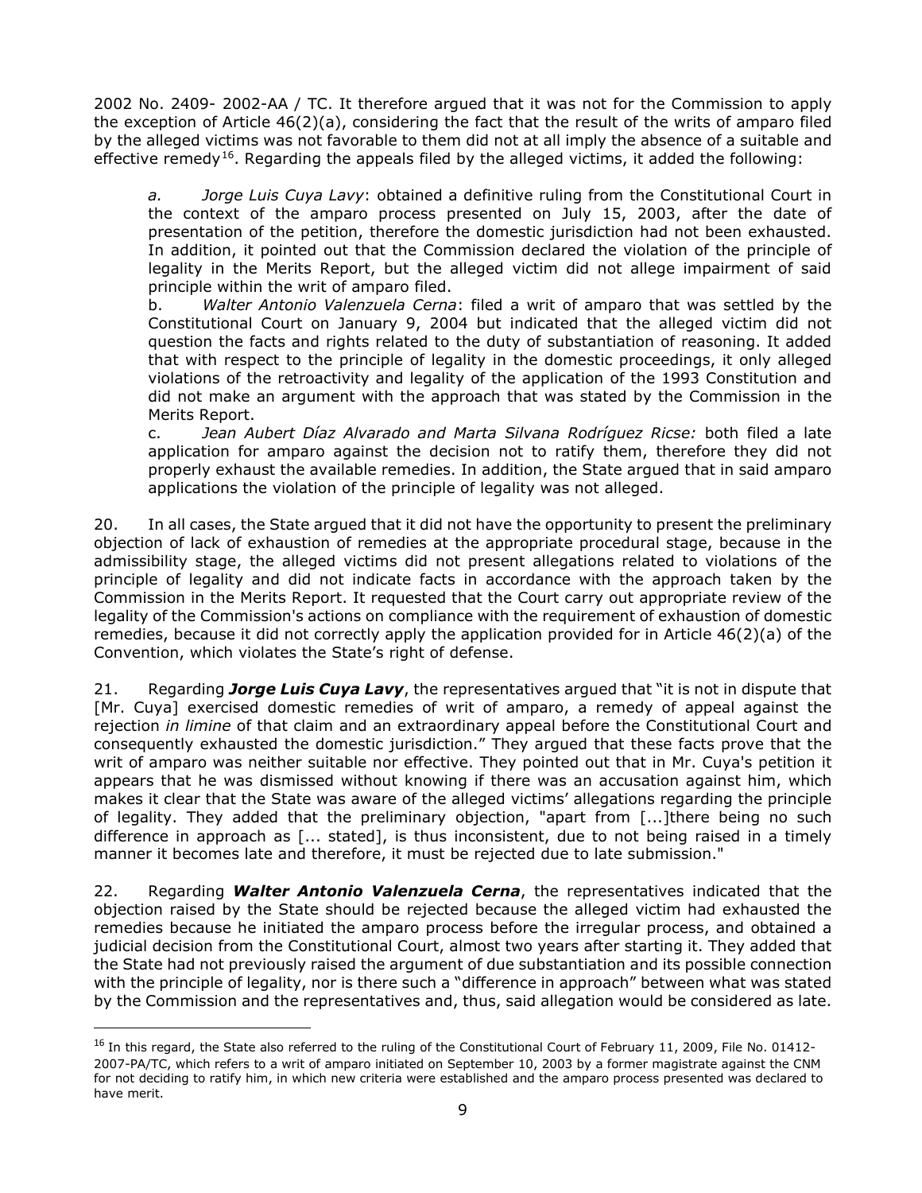2002 No. 2409- 2002-AA / TC. It therefore argued that it was not for the Commission to apply the exception of Article 46(2)(a), considering the fact that the result of the writs of amparo filed by the alleged victims was not favorable to them did not at all imply the absence of a suitable and effective remedy[16]. Regarding the appeals filed by the alleged victims, it added the following:

> a. *Jorge Luis Cuya Lavy*: obtained a definitive ruling from the Constitutional Court in the context of the amparo process presented on July 15, 2003, after the date of presentation of the petition, therefore the domestic jurisdiction had not been exhausted. In addition, it pointed out that the Commission declared the violation of the principle of legality in the Merits Report, but the alleged victim did not allege impairment of said principle within the writ of amparo filed.
>
> b. *Walter Antonio Valenzuela Cerna*: filed a writ of amparo that was settled by the Constitutional Court on January 9, 2004 but indicated that the alleged victim did not question the facts and rights related to the duty of substantiation of reasoning. It added that with respect to the principle of legality in the domestic proceedings, it only alleged violations of the retroactivity and legality of the application of the 1993 Constitution and did not make an argument with the approach that was stated by the Commission in the Merits Report.
>
> c. *Jean Aubert Díaz Alvarado and Marta Silvana Rodríguez Ricse:* both filed a late application for amparo against the decision not to ratify them, therefore they did not properly exhaust the available remedies. In addition, the State argued that in said amparo applications the violation of the principle of legality was not alleged.

20. In all cases, the State argued that it did not have the opportunity to present the preliminary objection of lack of exhaustion of remedies at the appropriate procedural stage, because in the admissibility stage, the alleged victims did not present allegations related to violations of the principle of legality and did not indicate facts in accordance with the approach taken by the Commission in the Merits Report. It requested that the Court carry out appropriate review of the legality of the Commission's actions on compliance with the requirement of exhaustion of domestic remedies, because it did not correctly apply the application provided for in Article 46(2)(a) of the Convention, which violates the State's right of defense.

21. Regarding ***Jorge Luis Cuya Lavy***, the representatives argued that "it is not in dispute that [Mr. Cuya] exercised domestic remedies of writ of amparo, a remedy of appeal against the rejection *in limine* of that claim and an extraordinary appeal before the Constitutional Court and consequently exhausted the domestic jurisdiction." They argued that these facts prove that the writ of amparo was neither suitable nor effective. They pointed out that in Mr. Cuya's petition it appears that he was dismissed without knowing if there was an accusation against him, which makes it clear that the State was aware of the alleged victims' allegations regarding the principle of legality. They added that the preliminary objection, "apart from [...]there being no such difference in approach as [... stated], is thus inconsistent, due to not being raised in a timely manner it becomes late and therefore, it must be rejected due to late submission."

22. Regarding ***Walter Antonio Valenzuela Cerna***, the representatives indicated that the objection raised by the State should be rejected because the alleged victim had exhausted the remedies because he initiated the amparo process before the irregular process, and obtained a judicial decision from the Constitutional Court, almost two years after starting it. They added that the State had not previously raised the argument of due substantiation and its possible connection with the principle of legality, nor is there such a "difference in approach" between what was stated by the Commission and the representatives and, thus, said allegation would be considered as late.

---

[16] In this regard, the State also referred to the ruling of the Constitutional Court of February 11, 2009, File No. 01412-2007-PA/TC, which refers to a writ of amparo initiated on September 10, 2003 by a former magistrate against the CNM for not deciding to ratify him, in which new criteria were established and the amparo process presented was declared to have merit.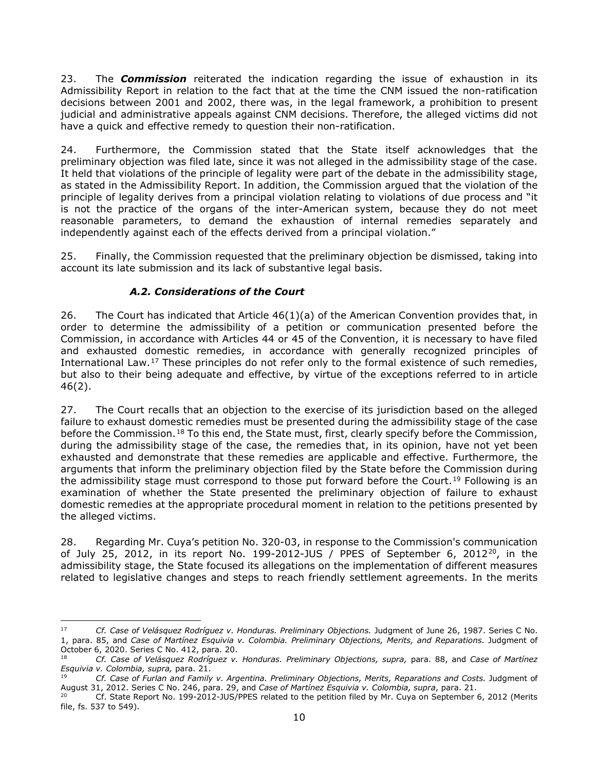23. The ***Commission*** reiterated the indication regarding the issue of exhaustion in its Admissibility Report in relation to the fact that at the time the CNM issued the non-ratification decisions between 2001 and 2002, there was, in the legal framework, a prohibition to present judicial and administrative appeals against CNM decisions. Therefore, the alleged victims did not have a quick and effective remedy to question their non-ratification.

24. Furthermore, the Commission stated that the State itself acknowledges that the preliminary objection was filed late, since it was not alleged in the admissibility stage of the case. It held that violations of the principle of legality were part of the debate in the admissibility stage, as stated in the Admissibility Report. In addition, the Commission argued that the violation of the principle of legality derives from a principal violation relating to violations of due process and "it is not the practice of the organs of the inter-American system, because they do not meet reasonable parameters, to demand the exhaustion of internal remedies separately and independently against each of the effects derived from a principal violation."

25. Finally, the Commission requested that the preliminary objection be dismissed, taking into account its late submission and its lack of substantive legal basis.

### *A.2. Considerations of the Court*

26. The Court has indicated that Article 46(1)(a) of the American Convention provides that, in order to determine the admissibility of a petition or communication presented before the Commission, in accordance with Articles 44 or 45 of the Convention, it is necessary to have filed and exhausted domestic remedies, in accordance with generally recognized principles of International Law.[17] These principles do not refer only to the formal existence of such remedies, but also to their being adequate and effective, by virtue of the exceptions referred to in article 46(2).

27. The Court recalls that an objection to the exercise of its jurisdiction based on the alleged failure to exhaust domestic remedies must be presented during the admissibility stage of the case before the Commission.[18] To this end, the State must, first, clearly specify before the Commission, during the admissibility stage of the case, the remedies that, in its opinion, have not yet been exhausted and demonstrate that these remedies are applicable and effective. Furthermore, the arguments that inform the preliminary objection filed by the State before the Commission during the admissibility stage must correspond to those put forward before the Court.[19] Following is an examination of whether the State presented the preliminary objection of failure to exhaust domestic remedies at the appropriate procedural moment in relation to the petitions presented by the alleged victims.

28. Regarding Mr. Cuya's petition No. 320-03, in response to the Commission's communication of July 25, 2012, in its report No. 199-2012-JUS / PPES of September 6, 2012[20], in the admissibility stage, the State focused its allegations on the implementation of different measures related to legislative changes and steps to reach friendly settlement agreements. In the merits

---

[17] *Cf. Case of Velásquez Rodríguez v. Honduras. Preliminary Objections.* Judgment of June 26, 1987. Series C No. 1, para. 85, and *Case of Martínez Esquivia v. Colombia. Preliminary Objections, Merits, and Reparations.* Judgment of October 6, 2020. Series C No. 412, para. 20.

[18] *Cf. Case of Velásquez Rodríguez v. Honduras. Preliminary Objections, supra,* para. 88, and *Case of Martínez Esquivia v. Colombia, supra,* para. 21.

[19] *Cf. Case of Furlan and Family v. Argentina. Preliminary Objections, Merits, Reparations and Costs.* Judgment of August 31, 2012. Series C No. 246, para. 29, and *Case of Martínez Esquivia v. Colombia, supra*, para. 21.

[20] Cf. State Report No. 199-2012-JUS/PPES related to the petition filed by Mr. Cuya on September 6, 2012 (Merits file, fs. 537 to 549).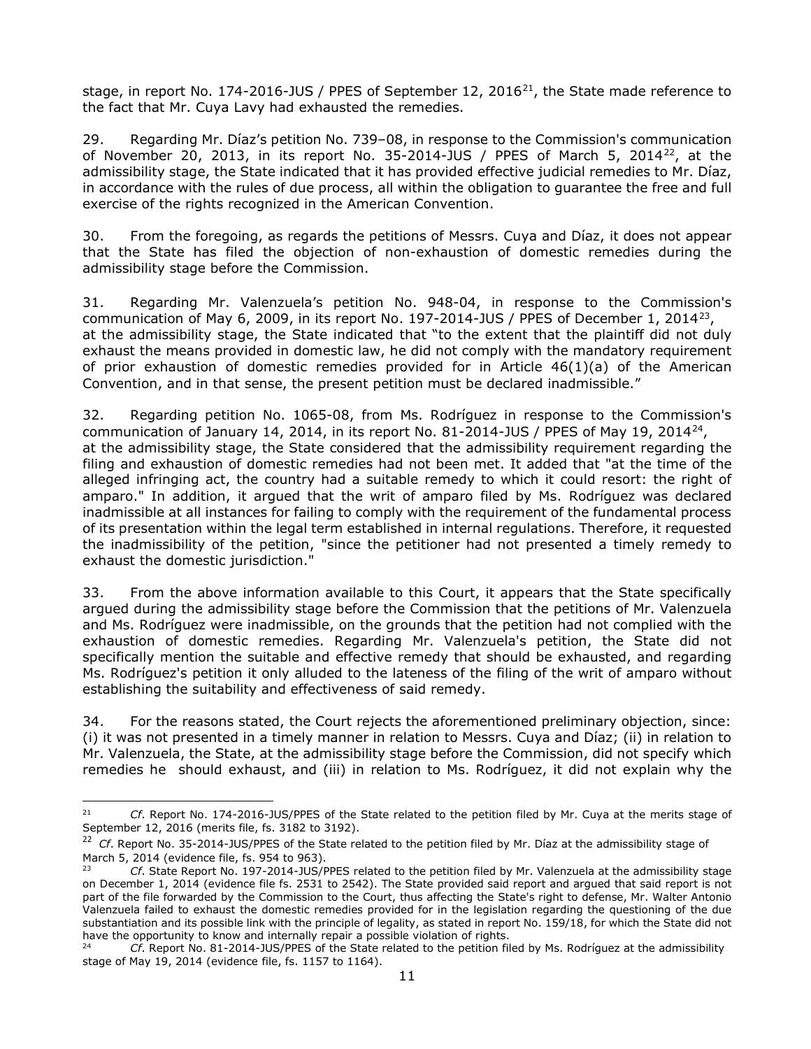stage, in report No. 174-2016-JUS / PPES of September 12, 2016[21], the State made reference to the fact that Mr. Cuya Lavy had exhausted the remedies.

29. Regarding Mr. Díaz's petition No. 739–08, in response to the Commission's communication of November 20, 2013, in its report No. 35-2014-JUS / PPES of March 5, 2014[22], at the admissibility stage, the State indicated that it has provided effective judicial remedies to Mr. Díaz, in accordance with the rules of due process, all within the obligation to guarantee the free and full exercise of the rights recognized in the American Convention.

30. From the foregoing, as regards the petitions of Messrs. Cuya and Díaz, it does not appear that the State has filed the objection of non-exhaustion of domestic remedies during the admissibility stage before the Commission.

31. Regarding Mr. Valenzuela's petition No. 948-04, in response to the Commission's communication of May 6, 2009, in its report No. 197-2014-JUS / PPES of December 1, 2014[23], at the admissibility stage, the State indicated that "to the extent that the plaintiff did not duly exhaust the means provided in domestic law, he did not comply with the mandatory requirement of prior exhaustion of domestic remedies provided for in Article 46(1)(a) of the American Convention, and in that sense, the present petition must be declared inadmissible."

32. Regarding petition No. 1065-08, from Ms. Rodríguez in response to the Commission's communication of January 14, 2014, in its report No. 81-2014-JUS / PPES of May 19, 2014[24], at the admissibility stage, the State considered that the admissibility requirement regarding the filing and exhaustion of domestic remedies had not been met. It added that "at the time of the alleged infringing act, the country had a suitable remedy to which it could resort: the right of amparo." In addition, it argued that the writ of amparo filed by Ms. Rodríguez was declared inadmissible at all instances for failing to comply with the requirement of the fundamental process of its presentation within the legal term established in internal regulations. Therefore, it requested the inadmissibility of the petition, "since the petitioner had not presented a timely remedy to exhaust the domestic jurisdiction."

33. From the above information available to this Court, it appears that the State specifically argued during the admissibility stage before the Commission that the petitions of Mr. Valenzuela and Ms. Rodríguez were inadmissible, on the grounds that the petition had not complied with the exhaustion of domestic remedies. Regarding Mr. Valenzuela's petition, the State did not specifically mention the suitable and effective remedy that should be exhausted, and regarding Ms. Rodríguez's petition it only alluded to the lateness of the filing of the writ of amparo without establishing the suitability and effectiveness of said remedy.

34. For the reasons stated, the Court rejects the aforementioned preliminary objection, since: (i) it was not presented in a timely manner in relation to Messrs. Cuya and Díaz; (ii) in relation to Mr. Valenzuela, the State, at the admissibility stage before the Commission, did not specify which remedies he should exhaust, and (iii) in relation to Ms. Rodríguez, it did not explain why the

---

[21] *Cf.* Report No. 174-2016-JUS/PPES of the State related to the petition filed by Mr. Cuya at the merits stage of September 12, 2016 (merits file, fs. 3182 to 3192).

[22] *Cf.* Report No. 35-2014-JUS/PPES of the State related to the petition filed by Mr. Díaz at the admissibility stage of March 5, 2014 (evidence file, fs. 954 to 963).

[23] *Cf.* State Report No. 197-2014-JUS/PPES related to the petition filed by Mr. Valenzuela at the admissibility stage on December 1, 2014 (evidence file fs. 2531 to 2542). The State provided said report and argued that said report is not part of the file forwarded by the Commission to the Court, thus affecting the State's right to defense, Mr. Walter Antonio Valenzuela failed to exhaust the domestic remedies provided for in the legislation regarding the questioning of the due substantiation and its possible link with the principle of legality, as stated in report No. 159/18, for which the State did not have the opportunity to know and internally repair a possible violation of rights.

[24] *Cf.* Report No. 81-2014-JUS/PPES of the State related to the petition filed by Ms. Rodríguez at the admissibility stage of May 19, 2014 (evidence file, fs. 1157 to 1164).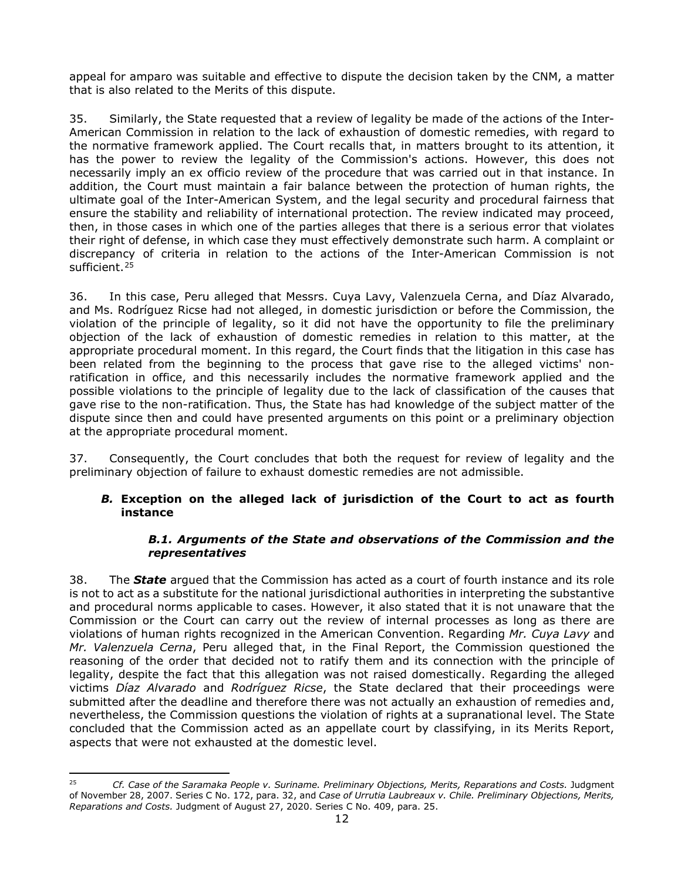appeal for amparo was suitable and effective to dispute the decision taken by the CNM, a matter that is also related to the Merits of this dispute.

35. Similarly, the State requested that a review of legality be made of the actions of the Inter-American Commission in relation to the lack of exhaustion of domestic remedies, with regard to the normative framework applied. The Court recalls that, in matters brought to its attention, it has the power to review the legality of the Commission's actions. However, this does not necessarily imply an ex officio review of the procedure that was carried out in that instance. In addition, the Court must maintain a fair balance between the protection of human rights, the ultimate goal of the Inter-American System, and the legal security and procedural fairness that ensure the stability and reliability of international protection. The review indicated may proceed, then, in those cases in which one of the parties alleges that there is a serious error that violates their right of defense, in which case they must effectively demonstrate such harm. A complaint or discrepancy of criteria in relation to the actions of the Inter-American Commission is not sufficient.[25]

36. In this case, Peru alleged that Messrs. Cuya Lavy, Valenzuela Cerna, and Díaz Alvarado, and Ms. Rodríguez Ricse had not alleged, in domestic jurisdiction or before the Commission, the violation of the principle of legality, so it did not have the opportunity to file the preliminary objection of the lack of exhaustion of domestic remedies in relation to this matter, at the appropriate procedural moment. In this regard, the Court finds that the litigation in this case has been related from the beginning to the process that gave rise to the alleged victims' non-ratification in office, and this necessarily includes the normative framework applied and the possible violations to the principle of legality due to the lack of classification of the causes that gave rise to the non-ratification. Thus, the State has had knowledge of the subject matter of the dispute since then and could have presented arguments on this point or a preliminary objection at the appropriate procedural moment.

37. Consequently, the Court concludes that both the request for review of legality and the preliminary objection of failure to exhaust domestic remedies are not admissible.

### *B.* Exception on the alleged lack of jurisdiction of the Court to act as fourth instance

#### *B.1. Arguments of the State and observations of the Commission and the representatives*

38. The ***State*** argued that the Commission has acted as a court of fourth instance and its role is not to act as a substitute for the national jurisdictional authorities in interpreting the substantive and procedural norms applicable to cases. However, it also stated that it is not unaware that the Commission or the Court can carry out the review of internal processes as long as there are violations of human rights recognized in the American Convention. Regarding *Mr. Cuya Lavy* and *Mr. Valenzuela Cerna*, Peru alleged that, in the Final Report, the Commission questioned the reasoning of the order that decided not to ratify them and its connection with the principle of legality, despite the fact that this allegation was not raised domestically. Regarding the alleged victims *Díaz Alvarado* and *Rodríguez Ricse*, the State declared that their proceedings were submitted after the deadline and therefore there was not actually an exhaustion of remedies and, nevertheless, the Commission questions the violation of rights at a supranational level. The State concluded that the Commission acted as an appellate court by classifying, in its Merits Report, aspects that were not exhausted at the domestic level.

---

[25] *Cf. Case of the Saramaka People v. Suriname. Preliminary Objections, Merits, Reparations and Costs.* Judgment of November 28, 2007. Series C No. 172, para. 32, and *Case of Urrutia Laubreaux v. Chile. Preliminary Objections, Merits, Reparations and Costs.* Judgment of August 27, 2020. Series C No. 409, para. 25.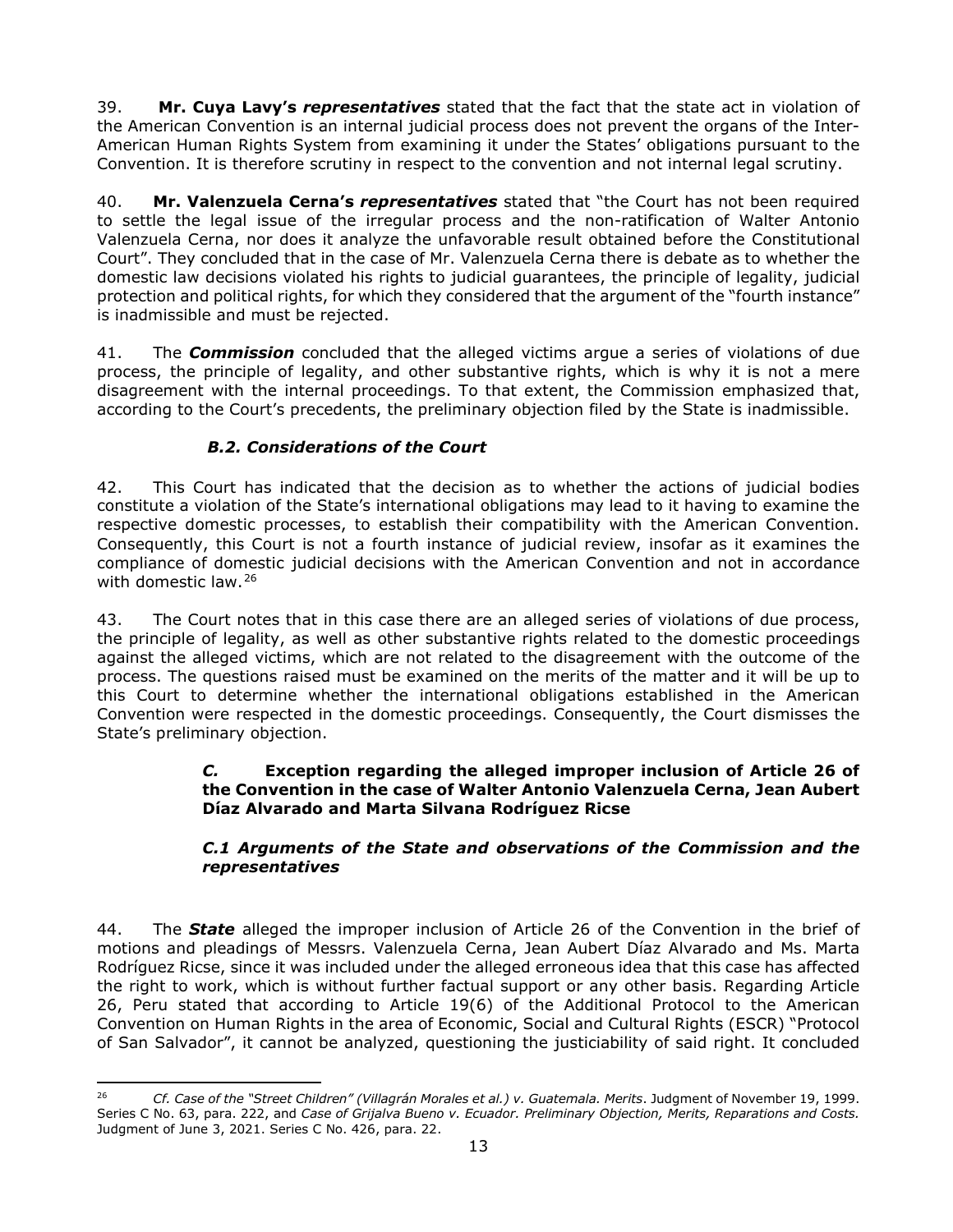39. **Mr. Cuya Lavy's *representatives*** stated that the fact that the state act in violation of the American Convention is an internal judicial process does not prevent the organs of the Inter-American Human Rights System from examining it under the States' obligations pursuant to the Convention. It is therefore scrutiny in respect to the convention and not internal legal scrutiny.

40. **Mr. Valenzuela Cerna's *representatives*** stated that "the Court has not been required to settle the legal issue of the irregular process and the non-ratification of Walter Antonio Valenzuela Cerna, nor does it analyze the unfavorable result obtained before the Constitutional Court". They concluded that in the case of Mr. Valenzuela Cerna there is debate as to whether the domestic law decisions violated his rights to judicial guarantees, the principle of legality, judicial protection and political rights, for which they considered that the argument of the "fourth instance" is inadmissible and must be rejected.

41. The ***Commission*** concluded that the alleged victims argue a series of violations of due process, the principle of legality, and other substantive rights, which is why it is not a mere disagreement with the internal proceedings. To that extent, the Commission emphasized that, according to the Court's precedents, the preliminary objection filed by the State is inadmissible.

### *B.2. Considerations of the Court*

42. This Court has indicated that the decision as to whether the actions of judicial bodies constitute a violation of the State's international obligations may lead to it having to examine the respective domestic processes, to establish their compatibility with the American Convention. Consequently, this Court is not a fourth instance of judicial review, insofar as it examines the compliance of domestic judicial decisions with the American Convention and not in accordance with domestic law.[26]

43. The Court notes that in this case there are an alleged series of violations of due process, the principle of legality, as well as other substantive rights related to the domestic proceedings against the alleged victims, which are not related to the disagreement with the outcome of the process. The questions raised must be examined on the merits of the matter and it will be up to this Court to determine whether the international obligations established in the American Convention were respected in the domestic proceedings. Consequently, the Court dismisses the State's preliminary objection.

## *C.* Exception regarding the alleged improper inclusion of Article 26 of the Convention in the case of Walter Antonio Valenzuela Cerna, Jean Aubert Díaz Alvarado and Marta Silvana Rodríguez Ricse

### *C.1 Arguments of the State and observations of the Commission and the representatives*

44. The ***State*** alleged the improper inclusion of Article 26 of the Convention in the brief of motions and pleadings of Messrs. Valenzuela Cerna, Jean Aubert Díaz Alvarado and Ms. Marta Rodríguez Ricse, since it was included under the alleged erroneous idea that this case has affected the right to work, which is without further factual support or any other basis. Regarding Article 26, Peru stated that according to Article 19(6) of the Additional Protocol to the American Convention on Human Rights in the area of Economic, Social and Cultural Rights (ESCR) "Protocol of San Salvador", it cannot be analyzed, questioning the justiciability of said right. It concluded

---

[26] *Cf. Case of the "Street Children" (Villagrán Morales et al.) v. Guatemala. Merits*. Judgment of November 19, 1999. Series C No. 63, para. 222, and *Case of Grijalva Bueno v. Ecuador. Preliminary Objection, Merits, Reparations and Costs.* Judgment of June 3, 2021. Series C No. 426, para. 22.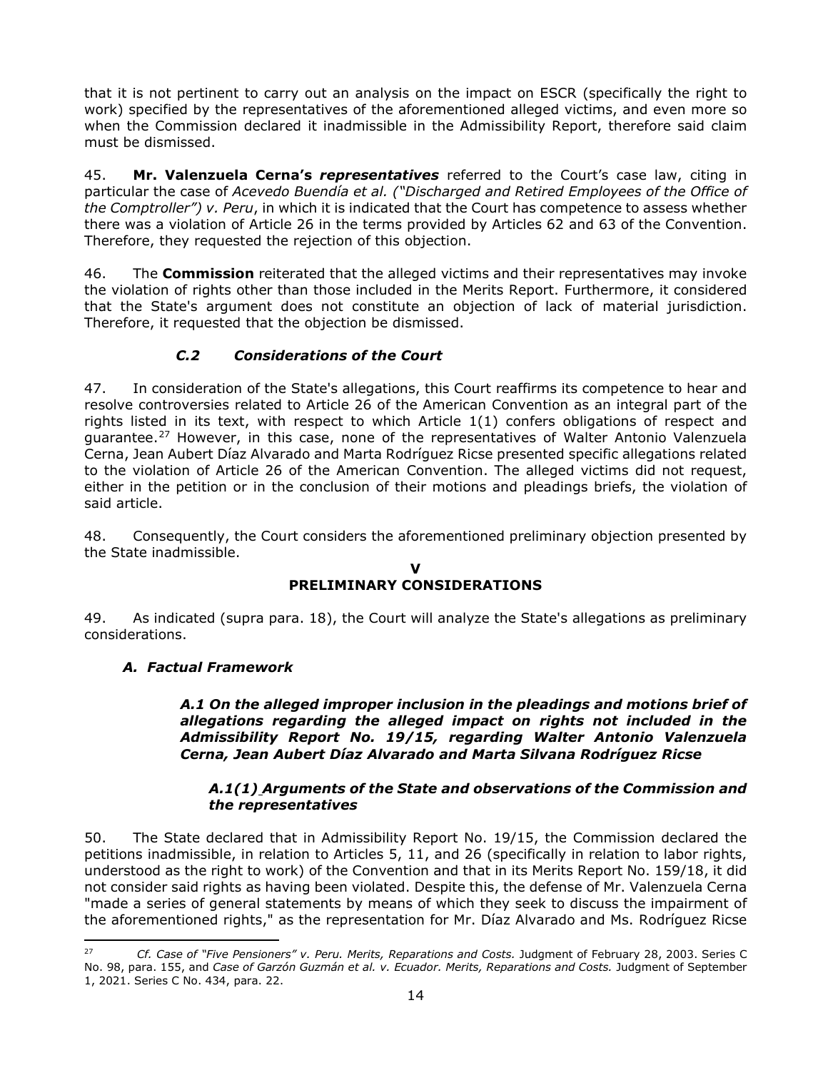that it is not pertinent to carry out an analysis on the impact on ESCR (specifically the right to work) specified by the representatives of the aforementioned alleged victims, and even more so when the Commission declared it inadmissible in the Admissibility Report, therefore said claim must be dismissed.

45. **Mr. Valenzuela Cerna's *representatives*** referred to the Court's case law, citing in particular the case of *Acevedo Buendía et al. ("Discharged and Retired Employees of the Office of the Comptroller") v. Peru*, in which it is indicated that the Court has competence to assess whether there was a violation of Article 26 in the terms provided by Articles 62 and 63 of the Convention. Therefore, they requested the rejection of this objection.

46. The **Commission** reiterated that the alleged victims and their representatives may invoke the violation of rights other than those included in the Merits Report. Furthermore, it considered that the State's argument does not constitute an objection of lack of material jurisdiction. Therefore, it requested that the objection be dismissed.

### *C.2 Considerations of the Court*

47. In consideration of the State's allegations, this Court reaffirms its competence to hear and resolve controversies related to Article 26 of the American Convention as an integral part of the rights listed in its text, with respect to which Article 1(1) confers obligations of respect and guarantee.[27] However, in this case, none of the representatives of Walter Antonio Valenzuela Cerna, Jean Aubert Díaz Alvarado and Marta Rodríguez Ricse presented specific allegations related to the violation of Article 26 of the American Convention. The alleged victims did not request, either in the petition or in the conclusion of their motions and pleadings briefs, the violation of said article.

48. Consequently, the Court considers the aforementioned preliminary objection presented by the State inadmissible.

## V
## PRELIMINARY CONSIDERATIONS

49. As indicated (supra para. 18), the Court will analyze the State's allegations as preliminary considerations.

### *A. Factual Framework*

#### ***A.1 On the alleged improper inclusion in the pleadings and motions brief of allegations regarding the alleged impact on rights not included in the Admissibility Report No. 19/15, regarding Walter Antonio Valenzuela Cerna, Jean Aubert Díaz Alvarado and Marta Silvana Rodríguez Ricse***

##### ***A.1(1) Arguments of the State and observations of the Commission and the representatives***

50. The State declared that in Admissibility Report No. 19/15, the Commission declared the petitions inadmissible, in relation to Articles 5, 11, and 26 (specifically in relation to labor rights, understood as the right to work) of the Convention and that in its Merits Report No. 159/18, it did not consider said rights as having been violated. Despite this, the defense of Mr. Valenzuela Cerna "made a series of general statements by means of which they seek to discuss the impairment of the aforementioned rights," as the representation for Mr. Díaz Alvarado and Ms. Rodríguez Ricse

---

[27] *Cf. Case of "Five Pensioners" v. Peru. Merits, Reparations and Costs.* Judgment of February 28, 2003. Series C No. 98, para. 155, and *Case of Garzón Guzmán et al. v. Ecuador. Merits, Reparations and Costs.* Judgment of September 1, 2021. Series C No. 434, para. 22.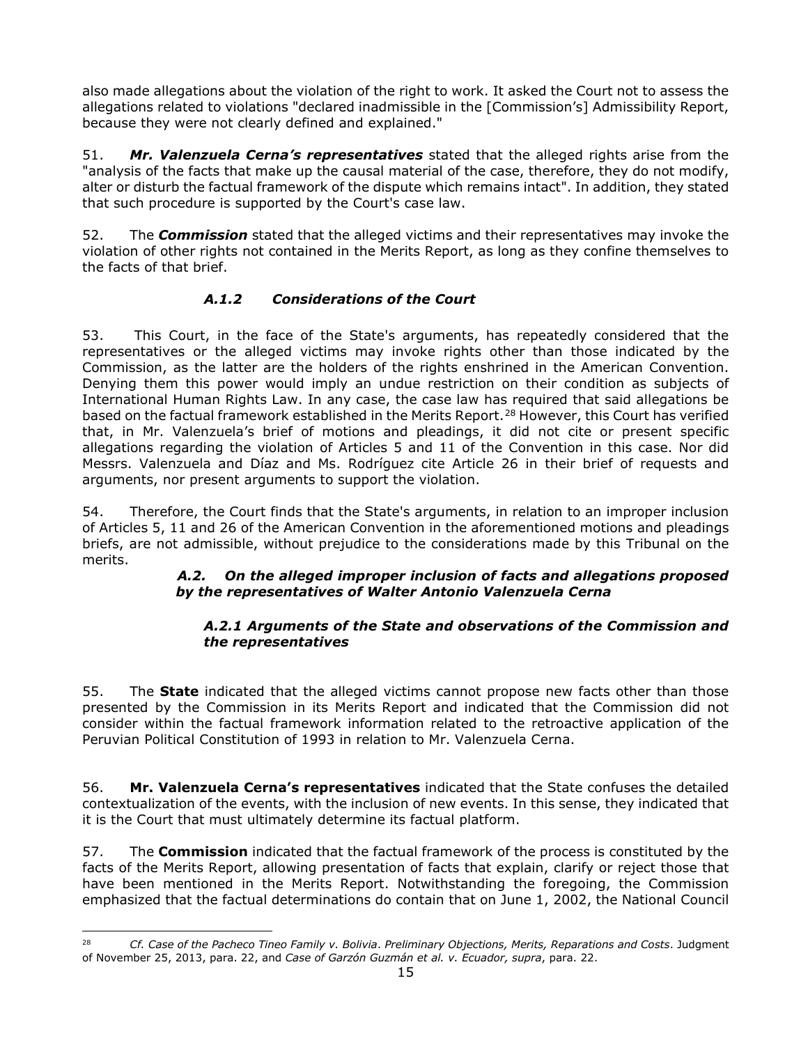also made allegations about the violation of the right to work. It asked the Court not to assess the allegations related to violations "declared inadmissible in the [Commission's] Admissibility Report, because they were not clearly defined and explained."

51. ***Mr. Valenzuela Cerna's representatives*** stated that the alleged rights arise from the "analysis of the facts that make up the causal material of the case, therefore, they do not modify, alter or disturb the factual framework of the dispute which remains intact". In addition, they stated that such procedure is supported by the Court's case law.

52. The ***Commission*** stated that the alleged victims and their representatives may invoke the violation of other rights not contained in the Merits Report, as long as they confine themselves to the facts of that brief.

#### *A.1.2 Considerations of the Court*

53. This Court, in the face of the State's arguments, has repeatedly considered that the representatives or the alleged victims may invoke rights other than those indicated by the Commission, as the latter are the holders of the rights enshrined in the American Convention. Denying them this power would imply an undue restriction on their condition as subjects of International Human Rights Law. In any case, the case law has required that said allegations be based on the factual framework established in the Merits Report.[28] However, this Court has verified that, in Mr. Valenzuela's brief of motions and pleadings, it did not cite or present specific allegations regarding the violation of Articles 5 and 11 of the Convention in this case. Nor did Messrs. Valenzuela and Díaz and Ms. Rodríguez cite Article 26 in their brief of requests and arguments, nor present arguments to support the violation.

54. Therefore, the Court finds that the State's arguments, in relation to an improper inclusion of Articles 5, 11 and 26 of the American Convention in the aforementioned motions and pleadings briefs, are not admissible, without prejudice to the considerations made by this Tribunal on the merits.

### *A.2. On the alleged improper inclusion of facts and allegations proposed by the representatives of Walter Antonio Valenzuela Cerna*

#### *A.2.1 Arguments of the State and observations of the Commission and the representatives*

55. The **State** indicated that the alleged victims cannot propose new facts other than those presented by the Commission in its Merits Report and indicated that the Commission did not consider within the factual framework information related to the retroactive application of the Peruvian Political Constitution of 1993 in relation to Mr. Valenzuela Cerna.

56. **Mr. Valenzuela Cerna's representatives** indicated that the State confuses the detailed contextualization of the events, with the inclusion of new events. In this sense, they indicated that it is the Court that must ultimately determine its factual platform.

57. The **Commission** indicated that the factual framework of the process is constituted by the facts of the Merits Report, allowing presentation of facts that explain, clarify or reject those that have been mentioned in the Merits Report. Notwithstanding the foregoing, the Commission emphasized that the factual determinations do contain that on June 1, 2002, the National Council

---

[28] *Cf. Case of the Pacheco Tineo Family v. Bolivia*. *Preliminary Objections, Merits, Reparations and Costs*. Judgment of November 25, 2013, para. 22, and *Case of Garzón Guzmán et al. v. Ecuador, supra*, para. 22.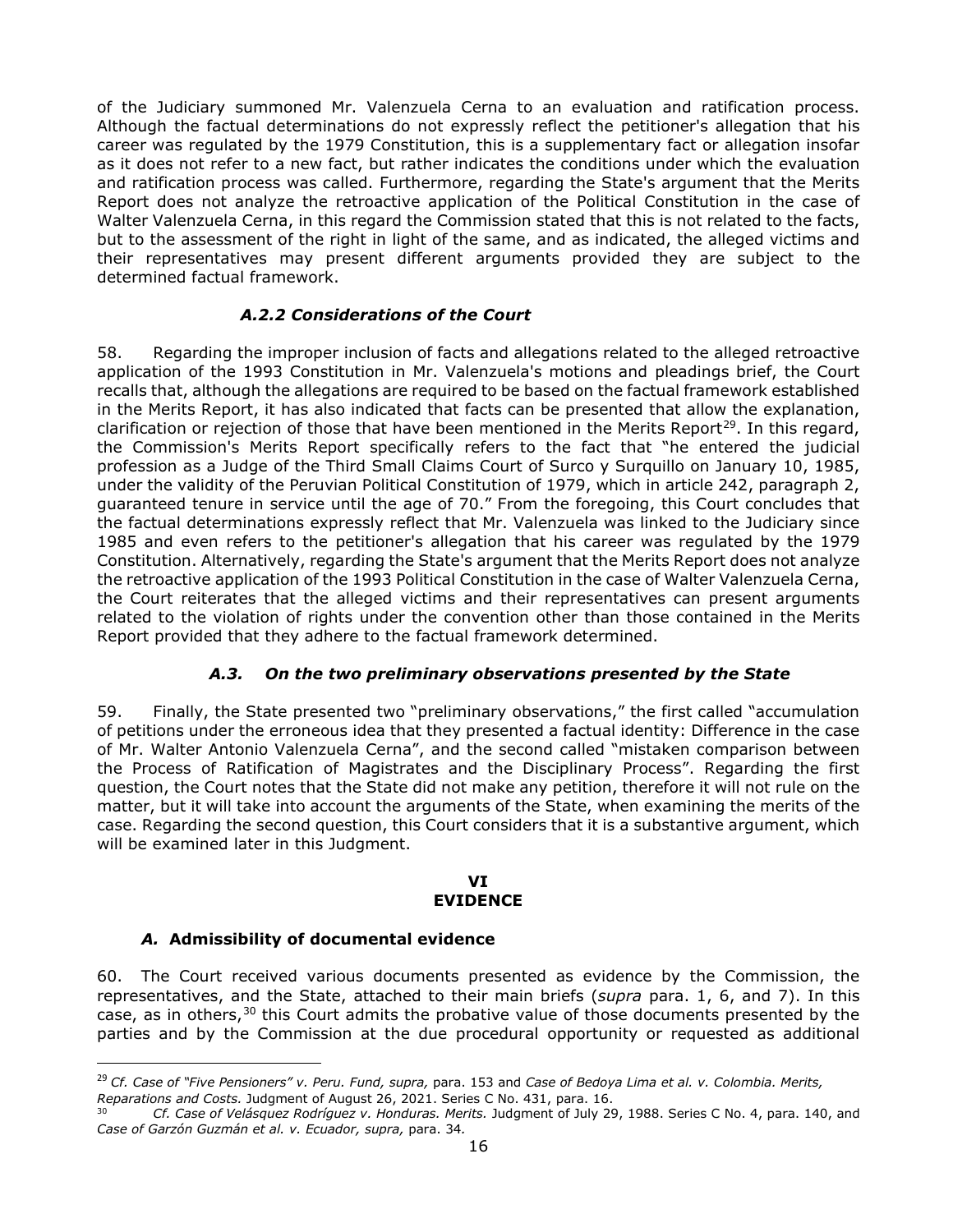of the Judiciary summoned Mr. Valenzuela Cerna to an evaluation and ratification process. Although the factual determinations do not expressly reflect the petitioner's allegation that his career was regulated by the 1979 Constitution, this is a supplementary fact or allegation insofar as it does not refer to a new fact, but rather indicates the conditions under which the evaluation and ratification process was called. Furthermore, regarding the State's argument that the Merits Report does not analyze the retroactive application of the Political Constitution in the case of Walter Valenzuela Cerna, in this regard the Commission stated that this is not related to the facts, but to the assessment of the right in light of the same, and as indicated, the alleged victims and their representatives may present different arguments provided they are subject to the determined factual framework.

### *A.2.2 Considerations of the Court*

58. Regarding the improper inclusion of facts and allegations related to the alleged retroactive application of the 1993 Constitution in Mr. Valenzuela's motions and pleadings brief, the Court recalls that, although the allegations are required to be based on the factual framework established in the Merits Report, it has also indicated that facts can be presented that allow the explanation, clarification or rejection of those that have been mentioned in the Merits Report[29]. In this regard, the Commission's Merits Report specifically refers to the fact that "he entered the judicial profession as a Judge of the Third Small Claims Court of Surco y Surquillo on January 10, 1985, under the validity of the Peruvian Political Constitution of 1979, which in article 242, paragraph 2, guaranteed tenure in service until the age of 70." From the foregoing, this Court concludes that the factual determinations expressly reflect that Mr. Valenzuela was linked to the Judiciary since 1985 and even refers to the petitioner's allegation that his career was regulated by the 1979 Constitution. Alternatively, regarding the State's argument that the Merits Report does not analyze the retroactive application of the 1993 Political Constitution in the case of Walter Valenzuela Cerna, the Court reiterates that the alleged victims and their representatives can present arguments related to the violation of rights under the convention other than those contained in the Merits Report provided that they adhere to the factual framework determined.

### *A.3. On the two preliminary observations presented by the State*

59. Finally, the State presented two "preliminary observations," the first called "accumulation of petitions under the erroneous idea that they presented a factual identity: Difference in the case of Mr. Walter Antonio Valenzuela Cerna", and the second called "mistaken comparison between the Process of Ratification of Magistrates and the Disciplinary Process". Regarding the first question, the Court notes that the State did not make any petition, therefore it will not rule on the matter, but it will take into account the arguments of the State, when examining the merits of the case. Regarding the second question, this Court considers that it is a substantive argument, which will be examined later in this Judgment.

## VI
## EVIDENCE

### *A.* Admissibility of documental evidence

60. The Court received various documents presented as evidence by the Commission, the representatives, and the State, attached to their main briefs (*supra* para. 1, 6, and 7). In this case, as in others,[30] this Court admits the probative value of those documents presented by the parties and by the Commission at the due procedural opportunity or requested as additional

---

[29] *Cf. Case of "Five Pensioners" v. Peru. Fund, supra,* para. 153 and *Case of Bedoya Lima et al. v. Colombia. Merits, Reparations and Costs.* Judgment of August 26, 2021. Series C No. 431, para. 16.

[30] *Cf. Case of Velásquez Rodríguez v. Honduras. Merits.* Judgment of July 29, 1988. Series C No. 4, para. 140, and *Case of Garzón Guzmán et al. v. Ecuador, supra,* para. 34.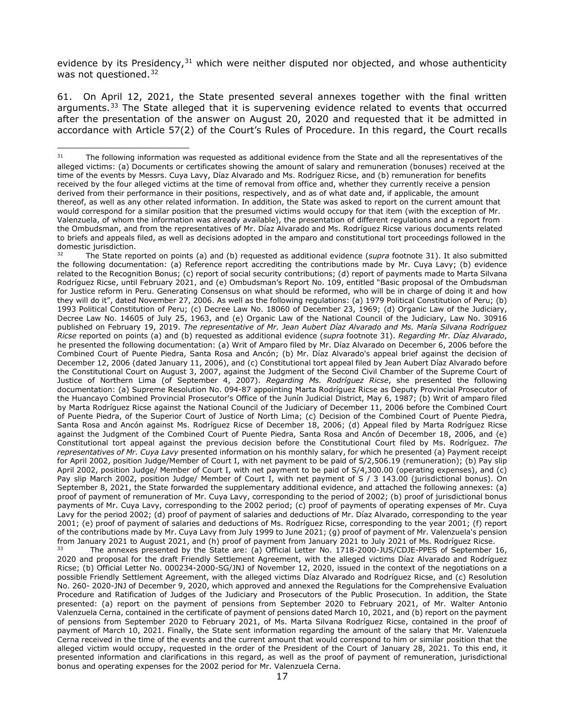evidence by its Presidency,[31] which were neither disputed nor objected, and whose authenticity was not questioned.[32]

61. On April 12, 2021, the State presented several annexes together with the final written arguments.[33] The State alleged that it is supervening evidence related to events that occurred after the presentation of the answer on August 20, 2020 and requested that it be admitted in accordance with Article 57(2) of the Court's Rules of Procedure. In this regard, the Court recalls

---

[31] The following information was requested as additional evidence from the State and all the representatives of the alleged victims: (a) Documents or certificates showing the amount of salary and remuneration (bonuses) received at the time of the events by Messrs. Cuya Lavy, Díaz Alvarado and Ms. Rodríguez Ricse, and (b) remuneration for benefits received by the four alleged victims at the time of removal from office and, whether they currently receive a pension derived from their performance in their positions, respectively, and as of what date and, if applicable, the amount thereof, as well as any other related information. In addition, the State was asked to report on the current amount that would correspond for a similar position that the presumed victims would occupy for that item (with the exception of Mr. Valenzuela, of whom the information was already available), the presentation of different regulations and a report from the Ombudsman, and from the representatives of Mr. Díaz Alvarado and Ms. Rodríguez Ricse various documents related to briefs and appeals filed, as well as decisions adopted in the amparo and constitutional tort proceedings followed in the domestic jurisdiction.

[32] The State reported on points (a) and (b) requested as additional evidence (*supra* footnote 31). It also submitted the following documentation: (a) Reference report accrediting the contributions made by Mr. Cuya Lavy; (b) evidence related to the Recognition Bonus; (c) report of social security contributions; (d) report of payments made to Marta Silvana Rodríguez Ricse, until February 2021, and (e) Ombudsman's Report No. 109, entitled "Basic proposal of the Ombudsman for Justice reform in Peru. Generating Consensus on what should be reformed, who will be in charge of doing it and how they will do it", dated November 27, 2006. As well as the following regulations: (a) 1979 Political Constitution of Peru; (b) 1993 Political Constitution of Peru; (c) Decree Law No. 18060 of December 23, 1969; (d) Organic Law of the Judiciary, Decree Law No. 14605 of July 25, 1963, and (e) Organic Law of the National Council of the Judiciary, Law No. 30916 published on February 19, 2019. *The representative of Mr. Jean Aubert Díaz Alvarado and Ms. María Silvana Rodríguez Ricse* reported on points (a) and (b) requested as additional evidence (*supra* footnote 31). *Regarding Mr. Díaz Alvarado*, he presented the following documentation: (a) Writ of Amparo filed by Mr. Díaz Alvarado on December 6, 2006 before the Combined Court of Puente Piedra, Santa Rosa and Ancón; (b) Mr. Díaz Alvarado's appeal brief against the decision of December 12, 2006 (dated January 11, 2006), and (c) Constitutional tort appeal filed by Jean Aubert Díaz Alvarado before the Constitutional Court on August 3, 2007, against the Judgment of the Second Civil Chamber of the Supreme Court of Justice of Northern Lima (of September 4, 2007). *Regarding Ms. Rodríguez Ricse*, she presented the following documentation: (a) Supreme Resolution No. 094-87 appointing Marta Rodríguez Ricse as Deputy Provincial Prosecutor of the Huancayo Combined Provincial Prosecutor's Office of the Junín Judicial District, May 6, 1987; (b) Writ of amparo filed by Marta Rodríguez Ricse against the National Council of the Judiciary of December 11, 2006 before the Combined Court of Puente Piedra, of the Superior Court of Justice of North Lima; (c) Decision of the Combined Court of Puente Piedra, Santa Rosa and Ancón against Ms. Rodríguez Ricse of December 18, 2006; (d) Appeal filed by Marta Rodríguez Ricse against the Judgment of the Combined Court of Puente Piedra, Santa Rosa and Ancón of December 18, 2006, and (e) Constitutional tort appeal against the previous decision before the Constitutional Court filed by Ms. Rodríguez. *The representatives of Mr. Cuya Lavy* presented information on his monthly salary, for which he presented (a) Payment receipt for April 2002, position Judge/Member of Court I, with net payment to be paid of S/2,506.19 (remuneration); (b) Pay slip April 2002, position Judge/ Member of Court I, with net payment to be paid of S/4,300.00 (operating expenses), and (c) Pay slip March 2002, position Judge/ Member of Court I, with net payment of S / 3 143.00 (jurisdictional bonus). On September 8, 2021, the State forwarded the supplementary additional evidence, and attached the following annexes: (a) proof of payment of remuneration of Mr. Cuya Lavy, corresponding to the period of 2002; (b) proof of jurisdictional bonus payments of Mr. Cuya Lavy, corresponding to the 2002 period; (c) proof of payments of operating expenses of Mr. Cuya Lavy for the period 2002; (d) proof of payment of salaries and deductions of Mr. Díaz Alvarado, corresponding to the year 2001; (e) proof of payment of salaries and deductions of Ms. Rodríguez Ricse, corresponding to the year 2001; (f) report of the contributions made by Mr. Cuya Lavy from July 1999 to June 2021; (g) proof of payment of Mr. Valenzuela's pension from January 2021 to August 2021, and (h) proof of payment from January 2021 to July 2021 of Ms. Rodríguez Ricse.

[33] The annexes presented by the State are: (a) Official Letter No. 1718-2000-JUS/CDJE-PPES of September 16, 2020 and proposal for the draft Friendly Settlement Agreement, with the alleged victims Díaz Alvarado and Rodríguez Ricse; (b) Official Letter No. 000234-2000-SG/JNJ of November 12, 2020, issued in the context of the negotiations on a possible Friendly Settlement Agreement, with the alleged victims Díaz Alvarado and Rodríguez Ricse, and (c) Resolution No. 260- 2020-JNJ of December 9, 2020, which approved and annexed the Regulations for the Comprehensive Evaluation Procedure and Ratification of Judges of the Judiciary and Prosecutors of the Public Prosecution. In addition, the State presented: (a) report on the payment of pensions from September 2020 to February 2021, of Mr. Walter Antonio Valenzuela Cerna, contained in the certificate of payment of pensions dated March 10, 2021, and (b) report on the payment of pensions from September 2020 to February 2021, of Ms. Marta Silvana Rodríguez Ricse, contained in the proof of payment of March 10, 2021. Finally, the State sent information regarding the amount of the salary that Mr. Valenzuela Cerna received in the time of the events and the current amount that would correspond to him or similar position that the alleged victim would occupy, requested in the order of the President of the Court of January 28, 2021. To this end, it presented information and clarifications in this regard, as well as the proof of payment of remuneration, jurisdictional bonus and operating expenses for the 2002 period for Mr. Valenzuela Cerna.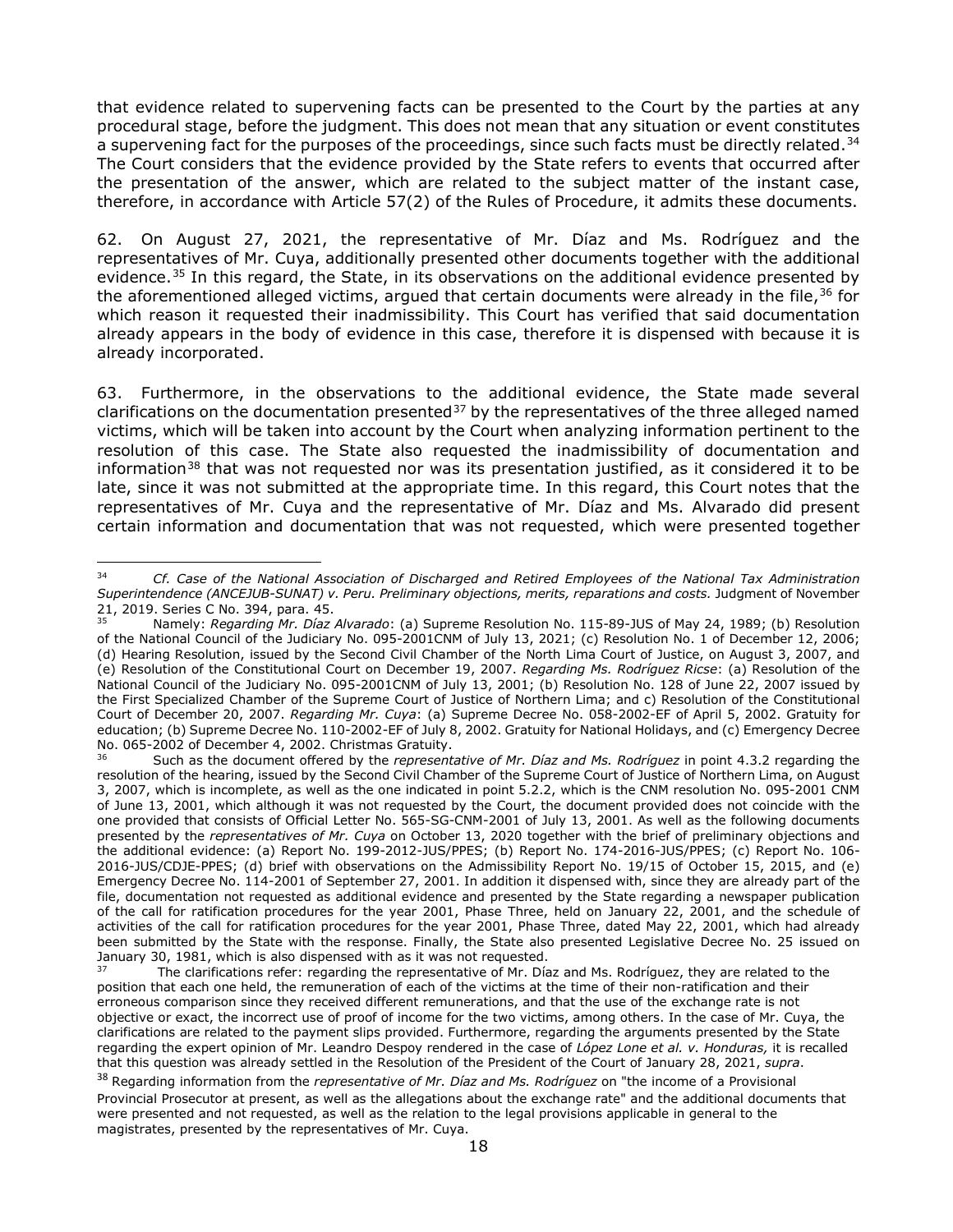that evidence related to supervening facts can be presented to the Court by the parties at any procedural stage, before the judgment. This does not mean that any situation or event constitutes a supervening fact for the purposes of the proceedings, since such facts must be directly related.[34] The Court considers that the evidence provided by the State refers to events that occurred after the presentation of the answer, which are related to the subject matter of the instant case, therefore, in accordance with Article 57(2) of the Rules of Procedure, it admits these documents.

62. On August 27, 2021, the representative of Mr. Díaz and Ms. Rodríguez and the representatives of Mr. Cuya, additionally presented other documents together with the additional evidence.[35] In this regard, the State, in its observations on the additional evidence presented by the aforementioned alleged victims, argued that certain documents were already in the file,[36] for which reason it requested their inadmissibility. This Court has verified that said documentation already appears in the body of evidence in this case, therefore it is dispensed with because it is already incorporated.

63. Furthermore, in the observations to the additional evidence, the State made several clarifications on the documentation presented[37] by the representatives of the three alleged named victims, which will be taken into account by the Court when analyzing information pertinent to the resolution of this case. The State also requested the inadmissibility of documentation and information[38] that was not requested nor was its presentation justified, as it considered it to be late, since it was not submitted at the appropriate time. In this regard, this Court notes that the representatives of Mr. Cuya and the representative of Mr. Díaz and Ms. Alvarado did present certain information and documentation that was not requested, which were presented together

---

[34] *Cf. Case of the National Association of Discharged and Retired Employees of the National Tax Administration Superintendence (ANCEJUB-SUNAT) v. Peru. Preliminary objections, merits, reparations and costs.* Judgment of November 21, 2019. Series C No. 394, para. 45.

[35] Namely: *Regarding Mr. Díaz Alvarado*: (a) Supreme Resolution No. 115-89-JUS of May 24, 1989; (b) Resolution of the National Council of the Judiciary No. 095-2001CNM of July 13, 2021; (c) Resolution No. 1 of December 12, 2006; (d) Hearing Resolution, issued by the Second Civil Chamber of the North Lima Court of Justice, on August 3, 2007, and (e) Resolution of the Constitutional Court on December 19, 2007. *Regarding Ms. Rodríguez Ricse*: (a) Resolution of the National Council of the Judiciary No. 095-2001CNM of July 13, 2001; (b) Resolution No. 128 of June 22, 2007 issued by the First Specialized Chamber of the Supreme Court of Justice of Northern Lima; and c) Resolution of the Constitutional Court of December 20, 2007. *Regarding Mr. Cuya*: (a) Supreme Decree No. 058-2002-EF of April 5, 2002. Gratuity for education; (b) Supreme Decree No. 110-2002-EF of July 8, 2002. Gratuity for National Holidays, and (c) Emergency Decree No. 065-2002 of December 4, 2002. Christmas Gratuity.

[36] Such as the document offered by the *representative of Mr. Díaz and Ms. Rodríguez* in point 4.3.2 regarding the resolution of the hearing, issued by the Second Civil Chamber of the Supreme Court of Justice of Northern Lima, on August 3, 2007, which is incomplete, as well as the one indicated in point 5.2.2, which is the CNM resolution No. 095-2001 CNM of June 13, 2001, which although it was not requested by the Court, the document provided does not coincide with the one provided that consists of Official Letter No. 565-SG-CNM-2001 of July 13, 2001. As well as the following documents presented by the *representatives of Mr. Cuya* on October 13, 2020 together with the brief of preliminary objections and the additional evidence: (a) Report No. 199-2012-JUS/PPES; (b) Report No. 174-2016-JUS/PPES; (c) Report No. 106-2016-JUS/CDJE-PPES; (d) brief with observations on the Admissibility Report No. 19/15 of October 15, 2015, and (e) Emergency Decree No. 114-2001 of September 27, 2001. In addition it dispensed with, since they are already part of the file, documentation not requested as additional evidence and presented by the State regarding a newspaper publication of the call for ratification procedures for the year 2001, Phase Three, held on January 22, 2001, and the schedule of activities of the call for ratification procedures for the year 2001, Phase Three, dated May 22, 2001, which had already been submitted by the State with the response. Finally, the State also presented Legislative Decree No. 25 issued on January 30, 1981, which is also dispensed with as it was not requested.

[37] The clarifications refer: regarding the representative of Mr. Díaz and Ms. Rodríguez, they are related to the position that each one held, the remuneration of each of the victims at the time of their non-ratification and their erroneous comparison since they received different remunerations, and that the use of the exchange rate is not objective or exact, the incorrect use of proof of income for the two victims, among others. In the case of Mr. Cuya, the clarifications are related to the payment slips provided. Furthermore, regarding the arguments presented by the State regarding the expert opinion of Mr. Leandro Despoy rendered in the case of *López Lone et al. v. Honduras,* it is recalled that this question was already settled in the Resolution of the President of the Court of January 28, 2021, *supra*.

[38] Regarding information from the *representative of Mr. Díaz and Ms. Rodríguez* on "the income of a Provisional Provincial Prosecutor at present, as well as the allegations about the exchange rate" and the additional documents that were presented and not requested, as well as the relation to the legal provisions applicable in general to the magistrates, presented by the representatives of Mr. Cuya.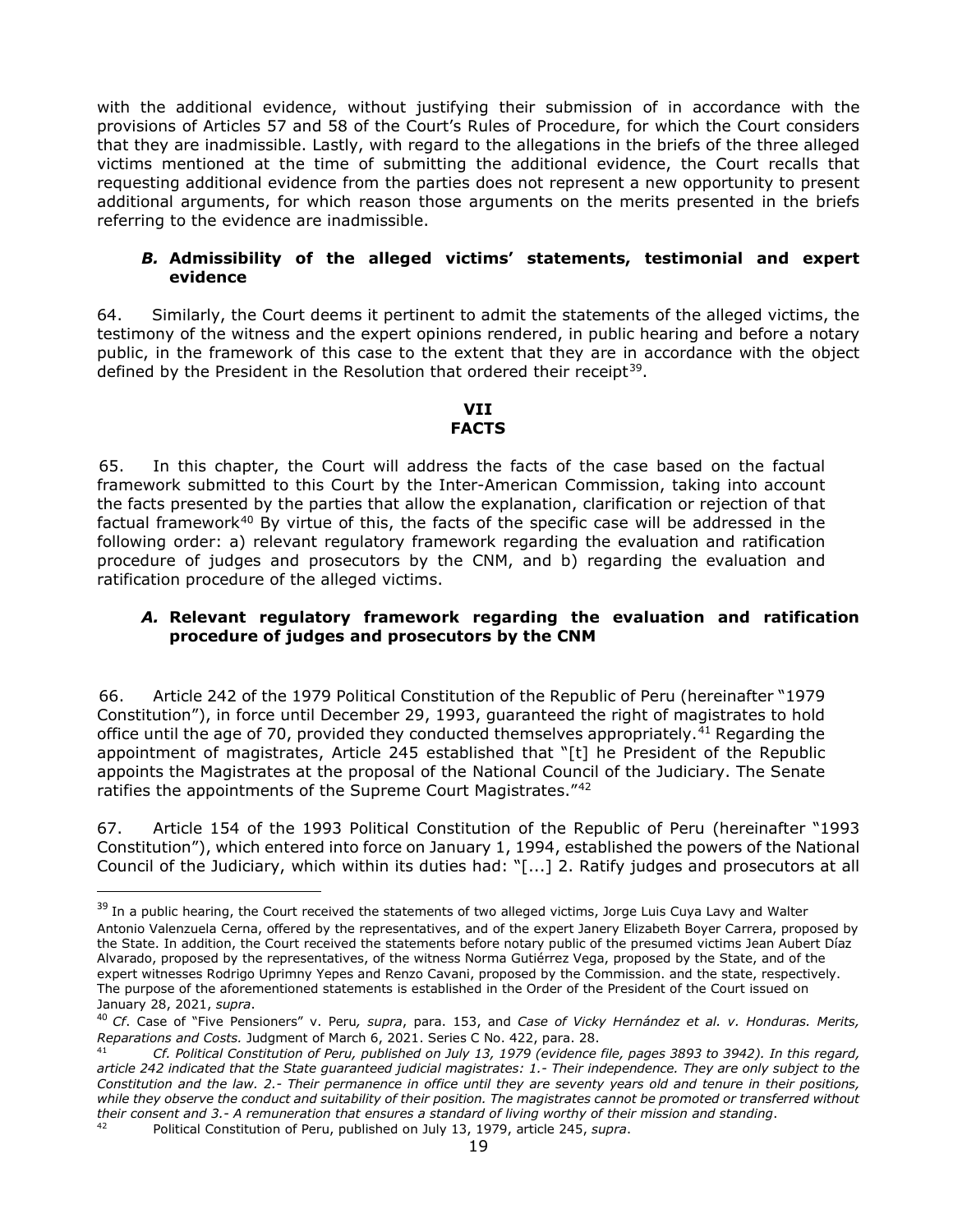with the additional evidence, without justifying their submission of in accordance with the provisions of Articles 57 and 58 of the Court's Rules of Procedure, for which the Court considers that they are inadmissible. Lastly, with regard to the allegations in the briefs of the three alleged victims mentioned at the time of submitting the additional evidence, the Court recalls that requesting additional evidence from the parties does not represent a new opportunity to present additional arguments, for which reason those arguments on the merits presented in the briefs referring to the evidence are inadmissible.

### *B.* Admissibility of the alleged victims' statements, testimonial and expert evidence

64. Similarly, the Court deems it pertinent to admit the statements of the alleged victims, the testimony of the witness and the expert opinions rendered, in public hearing and before a notary public, in the framework of this case to the extent that they are in accordance with the object defined by the President in the Resolution that ordered their receipt[39].

## VII
## FACTS

65. In this chapter, the Court will address the facts of the case based on the factual framework submitted to this Court by the Inter-American Commission, taking into account the facts presented by the parties that allow the explanation, clarification or rejection of that factual framework[40] By virtue of this, the facts of the specific case will be addressed in the following order: a) relevant regulatory framework regarding the evaluation and ratification procedure of judges and prosecutors by the CNM, and b) regarding the evaluation and ratification procedure of the alleged victims.

### *A.* Relevant regulatory framework regarding the evaluation and ratification procedure of judges and prosecutors by the CNM

66. Article 242 of the 1979 Political Constitution of the Republic of Peru (hereinafter "1979 Constitution"), in force until December 29, 1993, guaranteed the right of magistrates to hold office until the age of 70, provided they conducted themselves appropriately.[41] Regarding the appointment of magistrates, Article 245 established that "[t] he President of the Republic appoints the Magistrates at the proposal of the National Council of the Judiciary. The Senate ratifies the appointments of the Supreme Court Magistrates."[42]

67. Article 154 of the 1993 Political Constitution of the Republic of Peru (hereinafter "1993 Constitution"), which entered into force on January 1, 1994, established the powers of the National Council of the Judiciary, which within its duties had: "[...] 2. Ratify judges and prosecutors at all

---

[39] In a public hearing, the Court received the statements of two alleged victims, Jorge Luis Cuya Lavy and Walter Antonio Valenzuela Cerna, offered by the representatives, and of the expert Janery Elizabeth Boyer Carrera, proposed by the State. In addition, the Court received the statements before notary public of the presumed victims Jean Aubert Díaz Alvarado, proposed by the representatives, of the witness Norma Gutiérrez Vega, proposed by the State, and of the expert witnesses Rodrigo Uprimny Yepes and Renzo Cavani, proposed by the Commission. and the state, respectively. The purpose of the aforementioned statements is established in the Order of the President of the Court issued on January 28, 2021, *supra*.

[40] *Cf*. Case of "Five Pensioners" v. Peru*, supra*, para. 153, and *Case of Vicky Hernández et al. v. Honduras. Merits, Reparations and Costs.* Judgment of March 6, 2021. Series C No. 422, para. 28.

[41] *Cf. Political Constitution of Peru, published on July 13, 1979 (evidence file, pages 3893 to 3942). In this regard, article 242 indicated that the State guaranteed judicial magistrates: 1.- Their independence. They are only subject to the Constitution and the law. 2.- Their permanence in office until they are seventy years old and tenure in their positions, while they observe the conduct and suitability of their position. The magistrates cannot be promoted or transferred without their consent and 3.- A remuneration that ensures a standard of living worthy of their mission and standing*.

[42] Political Constitution of Peru, published on July 13, 1979, article 245, *supra*.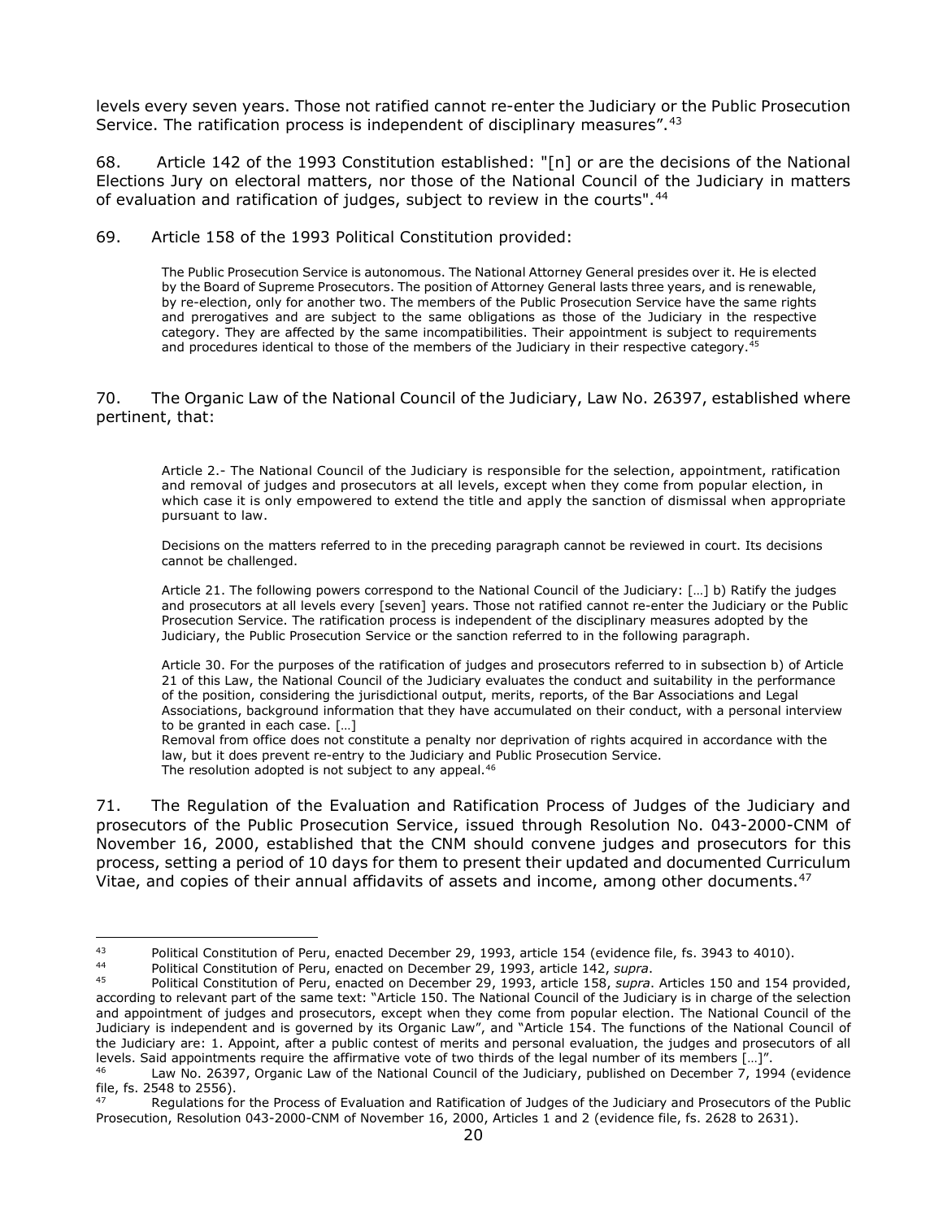levels every seven years. Those not ratified cannot re-enter the Judiciary or the Public Prosecution Service. The ratification process is independent of disciplinary measures".[43]

68. Article 142 of the 1993 Constitution established: "[n] or are the decisions of the National Elections Jury on electoral matters, nor those of the National Council of the Judiciary in matters of evaluation and ratification of judges, subject to review in the courts".[44]

69. Article 158 of the 1993 Political Constitution provided:

> The Public Prosecution Service is autonomous. The National Attorney General presides over it. He is elected by the Board of Supreme Prosecutors. The position of Attorney General lasts three years, and is renewable, by re-election, only for another two. The members of the Public Prosecution Service have the same rights and prerogatives and are subject to the same obligations as those of the Judiciary in the respective category. They are affected by the same incompatibilities. Their appointment is subject to requirements and procedures identical to those of the members of the Judiciary in their respective category.[45]

70. The Organic Law of the National Council of the Judiciary, Law No. 26397, established where pertinent, that:

> Article 2.- The National Council of the Judiciary is responsible for the selection, appointment, ratification and removal of judges and prosecutors at all levels, except when they come from popular election, in which case it is only empowered to extend the title and apply the sanction of dismissal when appropriate pursuant to law.
>
> Decisions on the matters referred to in the preceding paragraph cannot be reviewed in court. Its decisions cannot be challenged.
>
> Article 21. The following powers correspond to the National Council of the Judiciary: […] b) Ratify the judges and prosecutors at all levels every [seven] years. Those not ratified cannot re-enter the Judiciary or the Public Prosecution Service. The ratification process is independent of the disciplinary measures adopted by the Judiciary, the Public Prosecution Service or the sanction referred to in the following paragraph.
>
> Article 30. For the purposes of the ratification of judges and prosecutors referred to in subsection b) of Article 21 of this Law, the National Council of the Judiciary evaluates the conduct and suitability in the performance of the position, considering the jurisdictional output, merits, reports, of the Bar Associations and Legal Associations, background information that they have accumulated on their conduct, with a personal interview to be granted in each case. […]
> Removal from office does not constitute a penalty nor deprivation of rights acquired in accordance with the law, but it does prevent re-entry to the Judiciary and Public Prosecution Service.
> The resolution adopted is not subject to any appeal.[46]

71. The Regulation of the Evaluation and Ratification Process of Judges of the Judiciary and prosecutors of the Public Prosecution Service, issued through Resolution No. 043-2000-CNM of November 16, 2000, established that the CNM should convene judges and prosecutors for this process, setting a period of 10 days for them to present their updated and documented Curriculum Vitae, and copies of their annual affidavits of assets and income, among other documents.[47]

---

[43] Political Constitution of Peru, enacted December 29, 1993, article 154 (evidence file, fs. 3943 to 4010).

[44] Political Constitution of Peru, enacted on December 29, 1993, article 142, *supra*.

[45] Political Constitution of Peru, enacted on December 29, 1993, article 158, *supra*. Articles 150 and 154 provided, according to relevant part of the same text: "Article 150. The National Council of the Judiciary is in charge of the selection and appointment of judges and prosecutors, except when they come from popular election. The National Council of the Judiciary is independent and is governed by its Organic Law", and "Article 154. The functions of the National Council of the Judiciary are: 1. Appoint, after a public contest of merits and personal evaluation, the judges and prosecutors of all levels. Said appointments require the affirmative vote of two thirds of the legal number of its members […]".

[46] Law No. 26397, Organic Law of the National Council of the Judiciary, published on December 7, 1994 (evidence file, fs. 2548 to 2556).

[47] Regulations for the Process of Evaluation and Ratification of Judges of the Judiciary and Prosecutors of the Public Prosecution, Resolution 043-2000-CNM of November 16, 2000, Articles 1 and 2 (evidence file, fs. 2628 to 2631).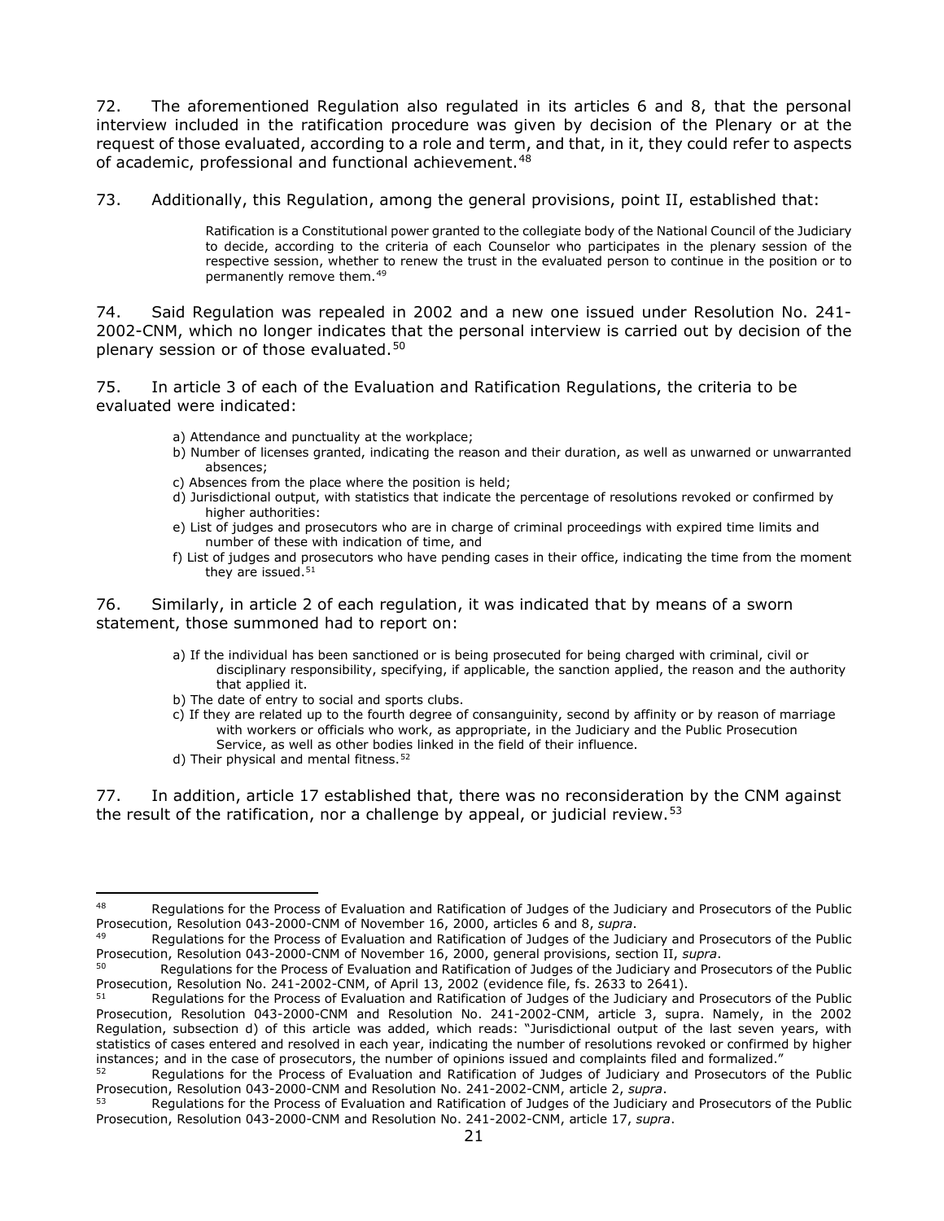72. The aforementioned Regulation also regulated in its articles 6 and 8, that the personal interview included in the ratification procedure was given by decision of the Plenary or at the request of those evaluated, according to a role and term, and that, in it, they could refer to aspects of academic, professional and functional achievement.[48]

73. Additionally, this Regulation, among the general provisions, point II, established that:

> Ratification is a Constitutional power granted to the collegiate body of the National Council of the Judiciary to decide, according to the criteria of each Counselor who participates in the plenary session of the respective session, whether to renew the trust in the evaluated person to continue in the position or to permanently remove them.[49]

74. Said Regulation was repealed in 2002 and a new one issued under Resolution No. 241-2002-CNM, which no longer indicates that the personal interview is carried out by decision of the plenary session or of those evaluated.[50]

75. In article 3 of each of the Evaluation and Ratification Regulations, the criteria to be evaluated were indicated:

> a) Attendance and punctuality at the workplace;
> b) Number of licenses granted, indicating the reason and their duration, as well as unwarned or unwarranted absences;
> c) Absences from the place where the position is held;
> d) Jurisdictional output, with statistics that indicate the percentage of resolutions revoked or confirmed by higher authorities:
> e) List of judges and prosecutors who are in charge of criminal proceedings with expired time limits and number of these with indication of time, and
> f) List of judges and prosecutors who have pending cases in their office, indicating the time from the moment they are issued.[51]

76. Similarly, in article 2 of each regulation, it was indicated that by means of a sworn statement, those summoned had to report on:

> a) If the individual has been sanctioned or is being prosecuted for being charged with criminal, civil or disciplinary responsibility, specifying, if applicable, the sanction applied, the reason and the authority that applied it.
> b) The date of entry to social and sports clubs.
> c) If they are related up to the fourth degree of consanguinity, second by affinity or by reason of marriage with workers or officials who work, as appropriate, in the Judiciary and the Public Prosecution Service, as well as other bodies linked in the field of their influence.
> d) Their physical and mental fitness.[52]

77. In addition, article 17 established that, there was no reconsideration by the CNM against the result of the ratification, nor a challenge by appeal, or judicial review.[53]

---

[48] Regulations for the Process of Evaluation and Ratification of Judges of the Judiciary and Prosecutors of the Public Prosecution, Resolution 043-2000-CNM of November 16, 2000, articles 6 and 8, *supra*.

[49] Regulations for the Process of Evaluation and Ratification of Judges of the Judiciary and Prosecutors of the Public Prosecution, Resolution 043-2000-CNM of November 16, 2000, general provisions, section II, *supra*.

[50] Regulations for the Process of Evaluation and Ratification of Judges of the Judiciary and Prosecutors of the Public Prosecution, Resolution No. 241-2002-CNM, of April 13, 2002 (evidence file, fs. 2633 to 2641).

[51] Regulations for the Process of Evaluation and Ratification of Judges of the Judiciary and Prosecutors of the Public Prosecution, Resolution 043-2000-CNM and Resolution No. 241-2002-CNM, article 3, supra. Namely, in the 2002 Regulation, subsection d) of this article was added, which reads: "Jurisdictional output of the last seven years, with statistics of cases entered and resolved in each year, indicating the number of resolutions revoked or confirmed by higher instances; and in the case of prosecutors, the number of opinions issued and complaints filed and formalized."

[52] Regulations for the Process of Evaluation and Ratification of Judges of the Judiciary and Prosecutors of the Public Prosecution, Resolution 043-2000-CNM and Resolution No. 241-2002-CNM, article 2, *supra*.

[53] Regulations for the Process of Evaluation and Ratification of Judges of the Judiciary and Prosecutors of the Public Prosecution, Resolution 043-2000-CNM and Resolution No. 241-2002-CNM, article 17, *supra*.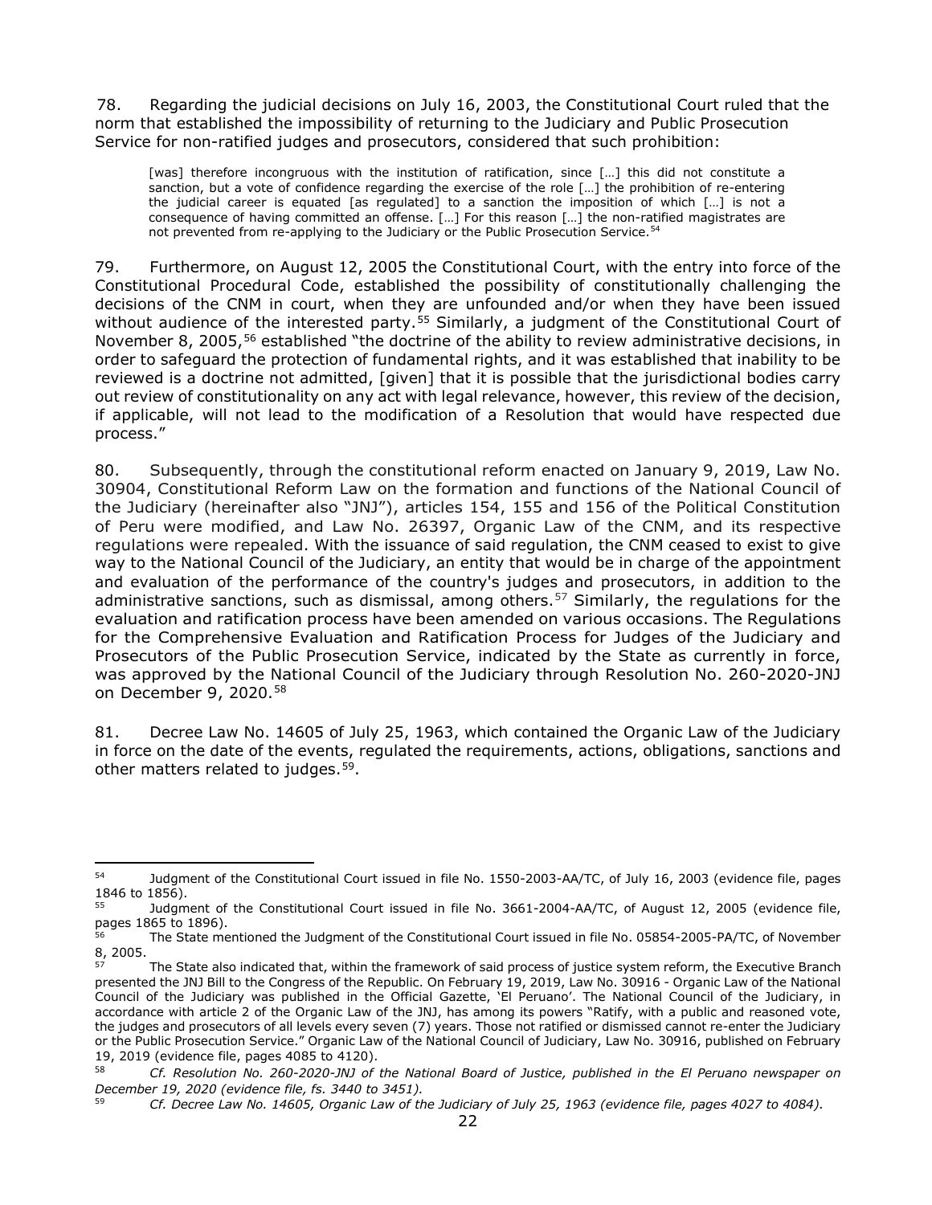78. Regarding the judicial decisions on July 16, 2003, the Constitutional Court ruled that the norm that established the impossibility of returning to the Judiciary and Public Prosecution Service for non-ratified judges and prosecutors, considered that such prohibition:

> [was] therefore incongruous with the institution of ratification, since […] this did not constitute a sanction, but a vote of confidence regarding the exercise of the role […] the prohibition of re-entering the judicial career is equated [as regulated] to a sanction the imposition of which […] is not a consequence of having committed an offense. […] For this reason […] the non-ratified magistrates are not prevented from re-applying to the Judiciary or the Public Prosecution Service.[54]

79. Furthermore, on August 12, 2005 the Constitutional Court, with the entry into force of the Constitutional Procedural Code, established the possibility of constitutionally challenging the decisions of the CNM in court, when they are unfounded and/or when they have been issued without audience of the interested party.[55] Similarly, a judgment of the Constitutional Court of November 8, 2005,[56] established "the doctrine of the ability to review administrative decisions, in order to safeguard the protection of fundamental rights, and it was established that inability to be reviewed is a doctrine not admitted, [given] that it is possible that the jurisdictional bodies carry out review of constitutionality on any act with legal relevance, however, this review of the decision, if applicable, will not lead to the modification of a Resolution that would have respected due process."

80. Subsequently, through the constitutional reform enacted on January 9, 2019, Law No. 30904, Constitutional Reform Law on the formation and functions of the National Council of the Judiciary (hereinafter also "JNJ"), articles 154, 155 and 156 of the Political Constitution of Peru were modified, and Law No. 26397, Organic Law of the CNM, and its respective regulations were repealed. With the issuance of said regulation, the CNM ceased to exist to give way to the National Council of the Judiciary, an entity that would be in charge of the appointment and evaluation of the performance of the country's judges and prosecutors, in addition to the administrative sanctions, such as dismissal, among others.[57] Similarly, the regulations for the evaluation and ratification process have been amended on various occasions. The Regulations for the Comprehensive Evaluation and Ratification Process for Judges of the Judiciary and Prosecutors of the Public Prosecution Service, indicated by the State as currently in force, was approved by the National Council of the Judiciary through Resolution No. 260-2020-JNJ on December 9, 2020.[58]

81. Decree Law No. 14605 of July 25, 1963, which contained the Organic Law of the Judiciary in force on the date of the events, regulated the requirements, actions, obligations, sanctions and other matters related to judges.[59].

---

[54] Judgment of the Constitutional Court issued in file No. 1550-2003-AA/TC, of July 16, 2003 (evidence file, pages 1846 to 1856).

[55] Judgment of the Constitutional Court issued in file No. 3661-2004-AA/TC, of August 12, 2005 (evidence file, pages 1865 to 1896).

[56] The State mentioned the Judgment of the Constitutional Court issued in file No. 05854-2005-PA/TC, of November 8, 2005.

[57] The State also indicated that, within the framework of said process of justice system reform, the Executive Branch presented the JNJ Bill to the Congress of the Republic. On February 19, 2019, Law No. 30916 - Organic Law of the National Council of the Judiciary was published in the Official Gazette, 'El Peruano'. The National Council of the Judiciary, in accordance with article 2 of the Organic Law of the JNJ, has among its powers "Ratify, with a public and reasoned vote, the judges and prosecutors of all levels every seven (7) years. Those not ratified or dismissed cannot re-enter the Judiciary or the Public Prosecution Service." Organic Law of the National Council of Judiciary, Law No. 30916, published on February 19, 2019 (evidence file, pages 4085 to 4120).

[58] *Cf. Resolution No. 260-2020-JNJ of the National Board of Justice, published in the El Peruano newspaper on December 19, 2020 (evidence file, fs. 3440 to 3451).*

[59] *Cf. Decree Law No. 14605, Organic Law of the Judiciary of July 25, 1963 (evidence file, pages 4027 to 4084).*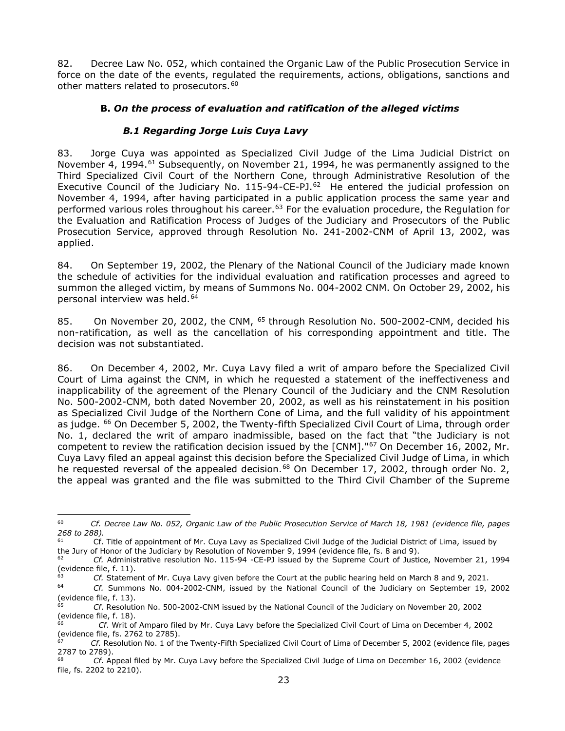82. Decree Law No. 052, which contained the Organic Law of the Public Prosecution Service in force on the date of the events, regulated the requirements, actions, obligations, sanctions and other matters related to prosecutors.[60]

### B. *On the process of evaluation and ratification of the alleged victims*

#### *B.1 Regarding Jorge Luis Cuya Lavy*

83. Jorge Cuya was appointed as Specialized Civil Judge of the Lima Judicial District on November 4, 1994.[61] Subsequently, on November 21, 1994, he was permanently assigned to the Third Specialized Civil Court of the Northern Cone, through Administrative Resolution of the Executive Council of the Judiciary No. 115-94-CE-PJ.[62] He entered the judicial profession on November 4, 1994, after having participated in a public application process the same year and performed various roles throughout his career.[63] For the evaluation procedure, the Regulation for the Evaluation and Ratification Process of Judges of the Judiciary and Prosecutors of the Public Prosecution Service, approved through Resolution No. 241-2002-CNM of April 13, 2002, was applied.

84. On September 19, 2002, the Plenary of the National Council of the Judiciary made known the schedule of activities for the individual evaluation and ratification processes and agreed to summon the alleged victim, by means of Summons No. 004-2002 CNM. On October 29, 2002, his personal interview was held.[64]

85. On November 20, 2002, the CNM, [65] through Resolution No. 500-2002-CNM, decided his non-ratification, as well as the cancellation of his corresponding appointment and title. The decision was not substantiated.

86. On December 4, 2002, Mr. Cuya Lavy filed a writ of amparo before the Specialized Civil Court of Lima against the CNM, in which he requested a statement of the ineffectiveness and inapplicability of the agreement of the Plenary Council of the Judiciary and the CNM Resolution No. 500-2002-CNM, both dated November 20, 2002, as well as his reinstatement in his position as Specialized Civil Judge of the Northern Cone of Lima, and the full validity of his appointment as judge. [66] On December 5, 2002, the Twenty-fifth Specialized Civil Court of Lima, through order No. 1, declared the writ of amparo inadmissible, based on the fact that "the Judiciary is not competent to review the ratification decision issued by the [CNM]."[67] On December 16, 2002, Mr. Cuya Lavy filed an appeal against this decision before the Specialized Civil Judge of Lima, in which he requested reversal of the appealed decision.[68] On December 17, 2002, through order No. 2, the appeal was granted and the file was submitted to the Third Civil Chamber of the Supreme

---

[60] *Cf. Decree Law No. 052, Organic Law of the Public Prosecution Service of March 18, 1981 (evidence file, pages 268 to 288).*

[61] Cf. Title of appointment of Mr. Cuya Lavy as Specialized Civil Judge of the Judicial District of Lima, issued by the Jury of Honor of the Judiciary by Resolution of November 9, 1994 (evidence file, fs. 8 and 9).

[62] *Cf.* Administrative resolution No. 115-94 -CE-PJ issued by the Supreme Court of Justice, November 21, 1994 (evidence file, f. 11).

[63] *Cf.* Statement of Mr. Cuya Lavy given before the Court at the public hearing held on March 8 and 9, 2021.

[64] *Cf.* Summons No. 004-2002-CNM, issued by the National Council of the Judiciary on September 19, 2002 (evidence file, f. 13).

[65] *Cf*. Resolution No. 500-2002-CNM issued by the National Council of the Judiciary on November 20, 2002 (evidence file, f. 18).

[66] *Cf*. Writ of Amparo filed by Mr. Cuya Lavy before the Specialized Civil Court of Lima on December 4, 2002 (evidence file, fs. 2762 to 2785).

[67] *Cf.* Resolution No. 1 of the Twenty-Fifth Specialized Civil Court of Lima of December 5, 2002 (evidence file, pages 2787 to 2789).

[68] *Cf*. Appeal filed by Mr. Cuya Lavy before the Specialized Civil Judge of Lima on December 16, 2002 (evidence file, fs. 2202 to 2210).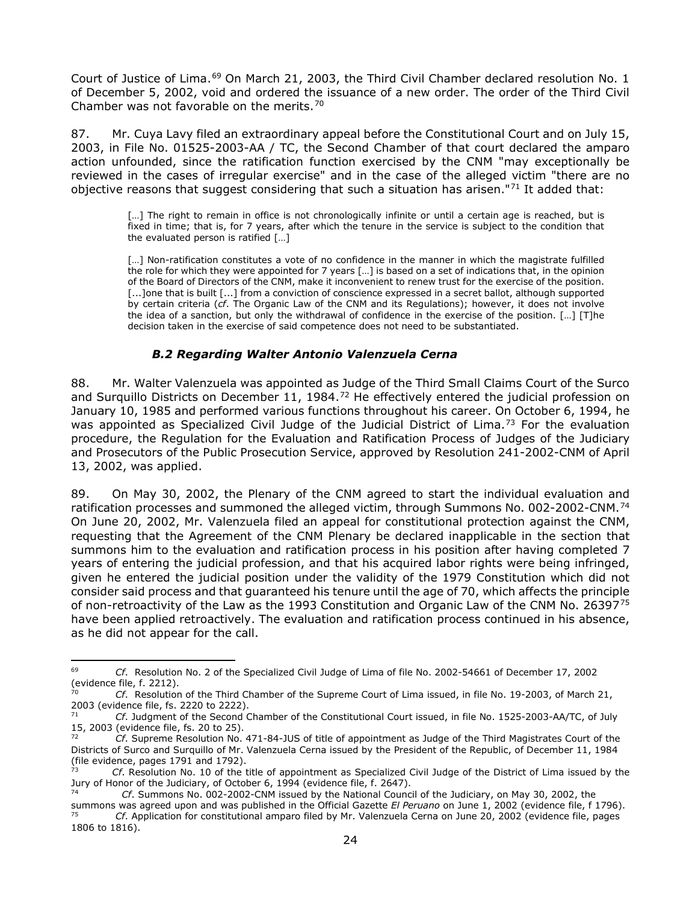Court of Justice of Lima.[69] On March 21, 2003, the Third Civil Chamber declared resolution No. 1 of December 5, 2002, void and ordered the issuance of a new order. The order of the Third Civil Chamber was not favorable on the merits.[70]

87. Mr. Cuya Lavy filed an extraordinary appeal before the Constitutional Court and on July 15, 2003, in File No. 01525-2003-AA / TC, the Second Chamber of that court declared the amparo action unfounded, since the ratification function exercised by the CNM "may exceptionally be reviewed in the cases of irregular exercise" and in the case of the alleged victim "there are no objective reasons that suggest considering that such a situation has arisen."[71] It added that:

> […] The right to remain in office is not chronologically infinite or until a certain age is reached, but is fixed in time; that is, for 7 years, after which the tenure in the service is subject to the condition that the evaluated person is ratified […]
>
> […] Non-ratification constitutes a vote of no confidence in the manner in which the magistrate fulfilled the role for which they were appointed for 7 years […] is based on a set of indications that, in the opinion of the Board of Directors of the CNM, make it inconvenient to renew trust for the exercise of the position. [...]one that is built [...] from a conviction of conscience expressed in a secret ballot, although supported by certain criteria (*cf*. The Organic Law of the CNM and its Regulations); however, it does not involve the idea of a sanction, but only the withdrawal of confidence in the exercise of the position. […] [T]he decision taken in the exercise of said competence does not need to be substantiated.

### *B.2 Regarding Walter Antonio Valenzuela Cerna*

88. Mr. Walter Valenzuela was appointed as Judge of the Third Small Claims Court of the Surco and Surquillo Districts on December 11, 1984.[72] He effectively entered the judicial profession on January 10, 1985 and performed various functions throughout his career. On October 6, 1994, he was appointed as Specialized Civil Judge of the Judicial District of Lima.[73] For the evaluation procedure, the Regulation for the Evaluation and Ratification Process of Judges of the Judiciary and Prosecutors of the Public Prosecution Service, approved by Resolution 241-2002-CNM of April 13, 2002, was applied.

89. On May 30, 2002, the Plenary of the CNM agreed to start the individual evaluation and ratification processes and summoned the alleged victim, through Summons No. 002-2002-CNM.[74] On June 20, 2002, Mr. Valenzuela filed an appeal for constitutional protection against the CNM, requesting that the Agreement of the CNM Plenary be declared inapplicable in the section that summons him to the evaluation and ratification process in his position after having completed 7 years of entering the judicial profession, and that his acquired labor rights were being infringed, given he entered the judicial position under the validity of the 1979 Constitution which did not consider said process and that guaranteed his tenure until the age of 70, which affects the principle of non-retroactivity of the Law as the 1993 Constitution and Organic Law of the CNM No. 26397[75] have been applied retroactively. The evaluation and ratification process continued in his absence, as he did not appear for the call.

---

[69] *Cf*. Resolution No. 2 of the Specialized Civil Judge of Lima of file No. 2002-54661 of December 17, 2002 (evidence file, f. 2212).

[70] *Cf*. Resolution of the Third Chamber of the Supreme Court of Lima issued, in file No. 19-2003, of March 21, 2003 (evidence file, fs. 2220 to 2222).

[71] *Cf*. Judgment of the Second Chamber of the Constitutional Court issued, in file No. 1525-2003-AA/TC, of July 15, 2003 (evidence file, fs. 20 to 25).

[72] *Cf*. Supreme Resolution No. 471-84-JUS of title of appointment as Judge of the Third Magistrates Court of the Districts of Surco and Surquillo of Mr. Valenzuela Cerna issued by the President of the Republic, of December 11, 1984 (file evidence, pages 1791 and 1792).

[73] *Cf*. Resolution No. 10 of the title of appointment as Specialized Civil Judge of the District of Lima issued by the Jury of Honor of the Judiciary, of October 6, 1994 (evidence file, f. 2647).

[74] *Cf*. Summons No. 002-2002-CNM issued by the National Council of the Judiciary, on May 30, 2002, the summons was agreed upon and was published in the Official Gazette *El Peruano* on June 1, 2002 (evidence file, f 1796).

[75] *Cf*. Application for constitutional amparo filed by Mr. Valenzuela Cerna on June 20, 2002 (evidence file, pages 1806 to 1816).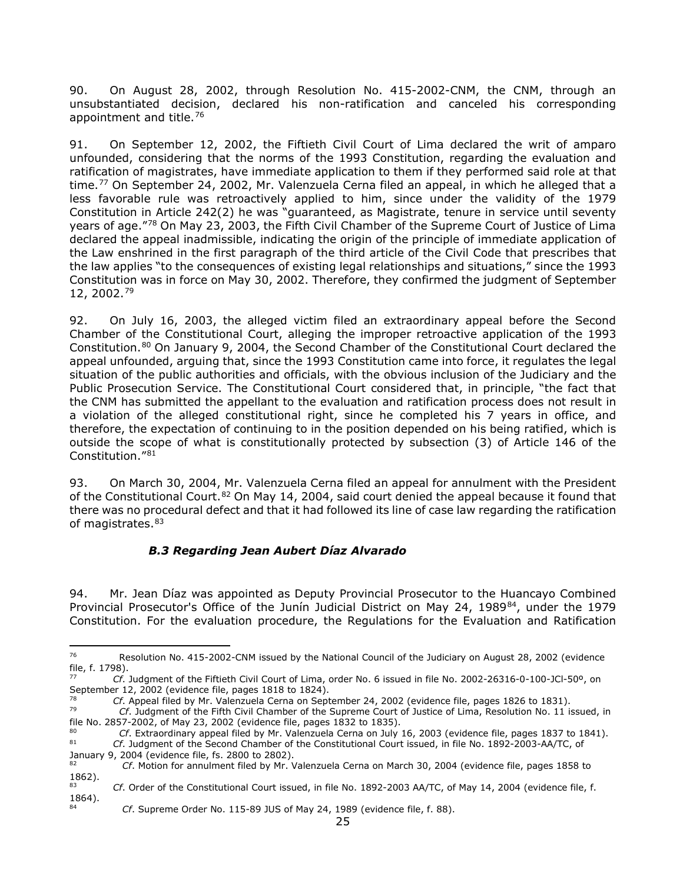90. On August 28, 2002, through Resolution No. 415-2002-CNM, the CNM, through an unsubstantiated decision, declared his non-ratification and canceled his corresponding appointment and title.[76]

91. On September 12, 2002, the Fiftieth Civil Court of Lima declared the writ of amparo unfounded, considering that the norms of the 1993 Constitution, regarding the evaluation and ratification of magistrates, have immediate application to them if they performed said role at that time.[77] On September 24, 2002, Mr. Valenzuela Cerna filed an appeal, in which he alleged that a less favorable rule was retroactively applied to him, since under the validity of the 1979 Constitution in Article 242(2) he was "guaranteed, as Magistrate, tenure in service until seventy years of age."[78] On May 23, 2003, the Fifth Civil Chamber of the Supreme Court of Justice of Lima declared the appeal inadmissible, indicating the origin of the principle of immediate application of the Law enshrined in the first paragraph of the third article of the Civil Code that prescribes that the law applies "to the consequences of existing legal relationships and situations," since the 1993 Constitution was in force on May 30, 2002. Therefore, they confirmed the judgment of September 12, 2002.[79]

92. On July 16, 2003, the alleged victim filed an extraordinary appeal before the Second Chamber of the Constitutional Court, alleging the improper retroactive application of the 1993 Constitution.[80] On January 9, 2004, the Second Chamber of the Constitutional Court declared the appeal unfounded, arguing that, since the 1993 Constitution came into force, it regulates the legal situation of the public authorities and officials, with the obvious inclusion of the Judiciary and the Public Prosecution Service. The Constitutional Court considered that, in principle, "the fact that the CNM has submitted the appellant to the evaluation and ratification process does not result in a violation of the alleged constitutional right, since he completed his 7 years in office, and therefore, the expectation of continuing to in the position depended on his being ratified, which is outside the scope of what is constitutionally protected by subsection (3) of Article 146 of the Constitution."[81]

93. On March 30, 2004, Mr. Valenzuela Cerna filed an appeal for annulment with the President of the Constitutional Court.[82] On May 14, 2004, said court denied the appeal because it found that there was no procedural defect and that it had followed its line of case law regarding the ratification of magistrates.[83]

### *B.3 Regarding Jean Aubert Díaz Alvarado*

94. Mr. Jean Díaz was appointed as Deputy Provincial Prosecutor to the Huancayo Combined Provincial Prosecutor's Office of the Junín Judicial District on May 24, 1989[84], under the 1979 Constitution. For the evaluation procedure, the Regulations for the Evaluation and Ratification

---

[76] Resolution No. 415-2002-CNM issued by the National Council of the Judiciary on August 28, 2002 (evidence file, f. 1798).

[77] *Cf*. Judgment of the Fiftieth Civil Court of Lima, order No. 6 issued in file No. 2002-26316-0-100-JCl-50º, on September 12, 2002 (evidence file, pages 1818 to 1824).

[78] *Cf*. Appeal filed by Mr. Valenzuela Cerna on September 24, 2002 (evidence file, pages 1826 to 1831).

[79] *Cf*. Judgment of the Fifth Civil Chamber of the Supreme Court of Justice of Lima, Resolution No. 11 issued, in file No. 2857-2002, of May 23, 2002 (evidence file, pages 1832 to 1835).

[80] *Cf*. Extraordinary appeal filed by Mr. Valenzuela Cerna on July 16, 2003 (evidence file, pages 1837 to 1841).

[81] *Cf*. Judgment of the Second Chamber of the Constitutional Court issued, in file No. 1892-2003-AA/TC, of January 9, 2004 (evidence file, fs. 2800 to 2802).

[82] *Cf*. Motion for annulment filed by Mr. Valenzuela Cerna on March 30, 2004 (evidence file, pages 1858 to 1862).

[83] *Cf*. Order of the Constitutional Court issued, in file No. 1892-2003 AA/TC, of May 14, 2004 (evidence file, f. 1864).

[84] *Cf*. Supreme Order No. 115-89 JUS of May 24, 1989 (evidence file, f. 88).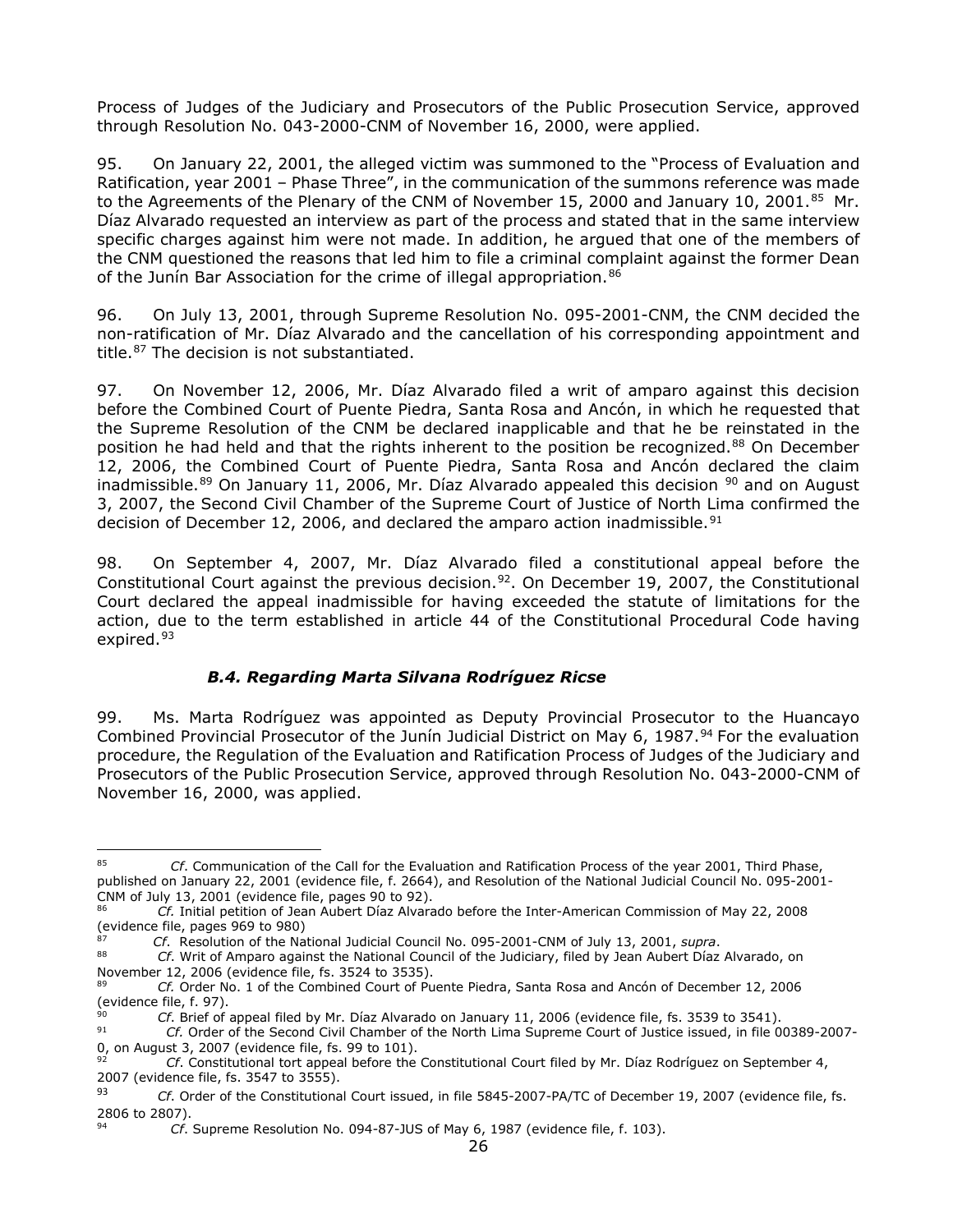Process of Judges of the Judiciary and Prosecutors of the Public Prosecution Service, approved through Resolution No. 043-2000-CNM of November 16, 2000, were applied.

95. On January 22, 2001, the alleged victim was summoned to the "Process of Evaluation and Ratification, year 2001 – Phase Three", in the communication of the summons reference was made to the Agreements of the Plenary of the CNM of November 15, 2000 and January 10, 2001.[85] Mr. Díaz Alvarado requested an interview as part of the process and stated that in the same interview specific charges against him were not made. In addition, he argued that one of the members of the CNM questioned the reasons that led him to file a criminal complaint against the former Dean of the Junín Bar Association for the crime of illegal appropriation.[86]

96. On July 13, 2001, through Supreme Resolution No. 095-2001-CNM, the CNM decided the non-ratification of Mr. Díaz Alvarado and the cancellation of his corresponding appointment and title.[87] The decision is not substantiated.

97. On November 12, 2006, Mr. Díaz Alvarado filed a writ of amparo against this decision before the Combined Court of Puente Piedra, Santa Rosa and Ancón, in which he requested that the Supreme Resolution of the CNM be declared inapplicable and that he be reinstated in the position he had held and that the rights inherent to the position be recognized.[88] On December 12, 2006, the Combined Court of Puente Piedra, Santa Rosa and Ancón declared the claim inadmissible.[89] On January 11, 2006, Mr. Díaz Alvarado appealed this decision [90] and on August 3, 2007, the Second Civil Chamber of the Supreme Court of Justice of North Lima confirmed the decision of December 12, 2006, and declared the amparo action inadmissible.[91]

98. On September 4, 2007, Mr. Díaz Alvarado filed a constitutional appeal before the Constitutional Court against the previous decision.[92]. On December 19, 2007, the Constitutional Court declared the appeal inadmissible for having exceeded the statute of limitations for the action, due to the term established in article 44 of the Constitutional Procedural Code having expired.[93]

### *B.4. Regarding Marta Silvana Rodríguez Ricse*

99. Ms. Marta Rodríguez was appointed as Deputy Provincial Prosecutor to the Huancayo Combined Provincial Prosecutor of the Junín Judicial District on May 6, 1987.[94] For the evaluation procedure, the Regulation of the Evaluation and Ratification Process of Judges of the Judiciary and Prosecutors of the Public Prosecution Service, approved through Resolution No. 043-2000-CNM of November 16, 2000, was applied.

---

[85] *Cf*. Communication of the Call for the Evaluation and Ratification Process of the year 2001, Third Phase, published on January 22, 2001 (evidence file, f. 2664), and Resolution of the National Judicial Council No. 095-2001-CNM of July 13, 2001 (evidence file, pages 90 to 92).

[86] *Cf.* Initial petition of Jean Aubert Díaz Alvarado before the Inter-American Commission of May 22, 2008 (evidence file, pages 969 to 980)

[87] *Cf*. Resolution of the National Judicial Council No. 095-2001-CNM of July 13, 2001, *supra*.

[88] *Cf*. Writ of Amparo against the National Council of the Judiciary, filed by Jean Aubert Díaz Alvarado, on November 12, 2006 (evidence file, fs. 3524 to 3535).

[89] *Cf.* Order No. 1 of the Combined Court of Puente Piedra, Santa Rosa and Ancón of December 12, 2006 (evidence file, f. 97).

[90] *Cf*. Brief of appeal filed by Mr. Díaz Alvarado on January 11, 2006 (evidence file, fs. 3539 to 3541).

[91] *Cf.* Order of the Second Civil Chamber of the North Lima Supreme Court of Justice issued, in file 00389-2007-0, on August 3, 2007 (evidence file, fs. 99 to 101).

[92] *Cf*. Constitutional tort appeal before the Constitutional Court filed by Mr. Díaz Rodríguez on September 4, 2007 (evidence file, fs. 3547 to 3555).

[93] *Cf*. Order of the Constitutional Court issued, in file 5845-2007-PA/TC of December 19, 2007 (evidence file, fs. 2806 to 2807).

[94] *Cf*. Supreme Resolution No. 094-87-JUS of May 6, 1987 (evidence file, f. 103).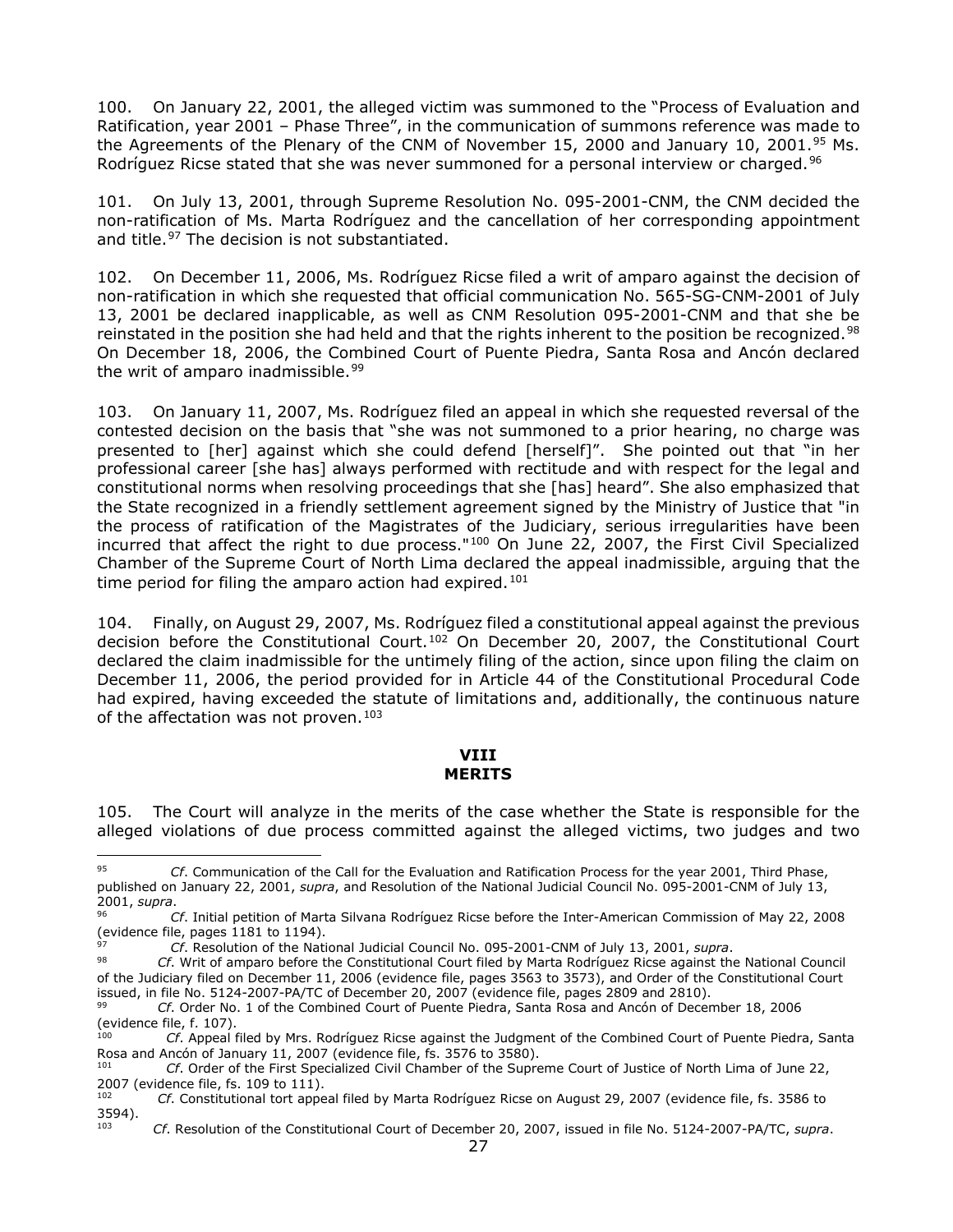100. On January 22, 2001, the alleged victim was summoned to the "Process of Evaluation and Ratification, year 2001 – Phase Three", in the communication of summons reference was made to the Agreements of the Plenary of the CNM of November 15, 2000 and January 10, 2001.[95] Ms. Rodríguez Ricse stated that she was never summoned for a personal interview or charged.[96]

101. On July 13, 2001, through Supreme Resolution No. 095-2001-CNM, the CNM decided the non-ratification of Ms. Marta Rodríguez and the cancellation of her corresponding appointment and title.[97] The decision is not substantiated.

102. On December 11, 2006, Ms. Rodríguez Ricse filed a writ of amparo against the decision of non-ratification in which she requested that official communication No. 565-SG-CNM-2001 of July 13, 2001 be declared inapplicable, as well as CNM Resolution 095-2001-CNM and that she be reinstated in the position she had held and that the rights inherent to the position be recognized.[98] On December 18, 2006, the Combined Court of Puente Piedra, Santa Rosa and Ancón declared the writ of amparo inadmissible.[99]

103. On January 11, 2007, Ms. Rodríguez filed an appeal in which she requested reversal of the contested decision on the basis that "she was not summoned to a prior hearing, no charge was presented to [her] against which she could defend [herself]". She pointed out that "in her professional career [she has] always performed with rectitude and with respect for the legal and constitutional norms when resolving proceedings that she [has] heard". She also emphasized that the State recognized in a friendly settlement agreement signed by the Ministry of Justice that "in the process of ratification of the Magistrates of the Judiciary, serious irregularities have been incurred that affect the right to due process."[100] On June 22, 2007, the First Civil Specialized Chamber of the Supreme Court of North Lima declared the appeal inadmissible, arguing that the time period for filing the amparo action had expired.[101]

104. Finally, on August 29, 2007, Ms. Rodríguez filed a constitutional appeal against the previous decision before the Constitutional Court.[102] On December 20, 2007, the Constitutional Court declared the claim inadmissible for the untimely filing of the action, since upon filing the claim on December 11, 2006, the period provided for in Article 44 of the Constitutional Procedural Code had expired, having exceeded the statute of limitations and, additionally, the continuous nature of the affectation was not proven.[103]

## VIII
## MERITS

105. The Court will analyze in the merits of the case whether the State is responsible for the alleged violations of due process committed against the alleged victims, two judges and two

---

[95] *Cf*. Communication of the Call for the Evaluation and Ratification Process for the year 2001, Third Phase, published on January 22, 2001, *supra*, and Resolution of the National Judicial Council No. 095-2001-CNM of July 13, 2001, *supra*.

[96] *Cf*. Initial petition of Marta Silvana Rodríguez Ricse before the Inter-American Commission of May 22, 2008 (evidence file, pages 1181 to 1194).

[97] *Cf*. Resolution of the National Judicial Council No. 095-2001-CNM of July 13, 2001, *supra*.

[98] *Cf*. Writ of amparo before the Constitutional Court filed by Marta Rodríguez Ricse against the National Council of the Judiciary filed on December 11, 2006 (evidence file, pages 3563 to 3573), and Order of the Constitutional Court issued, in file No. 5124-2007-PA/TC of December 20, 2007 (evidence file, pages 2809 and 2810).

[99] *Cf*. Order No. 1 of the Combined Court of Puente Piedra, Santa Rosa and Ancón of December 18, 2006 (evidence file, f. 107).

[100] *Cf*. Appeal filed by Mrs. Rodríguez Ricse against the Judgment of the Combined Court of Puente Piedra, Santa Rosa and Ancón of January 11, 2007 (evidence file, fs. 3576 to 3580).

[101] *Cf*. Order of the First Specialized Civil Chamber of the Supreme Court of Justice of North Lima of June 22, 2007 (evidence file, fs. 109 to 111).

[102] *Cf*. Constitutional tort appeal filed by Marta Rodríguez Ricse on August 29, 2007 (evidence file, fs. 3586 to 3594).

[103] *Cf*. Resolution of the Constitutional Court of December 20, 2007, issued in file No. 5124-2007-PA/TC, *supra*.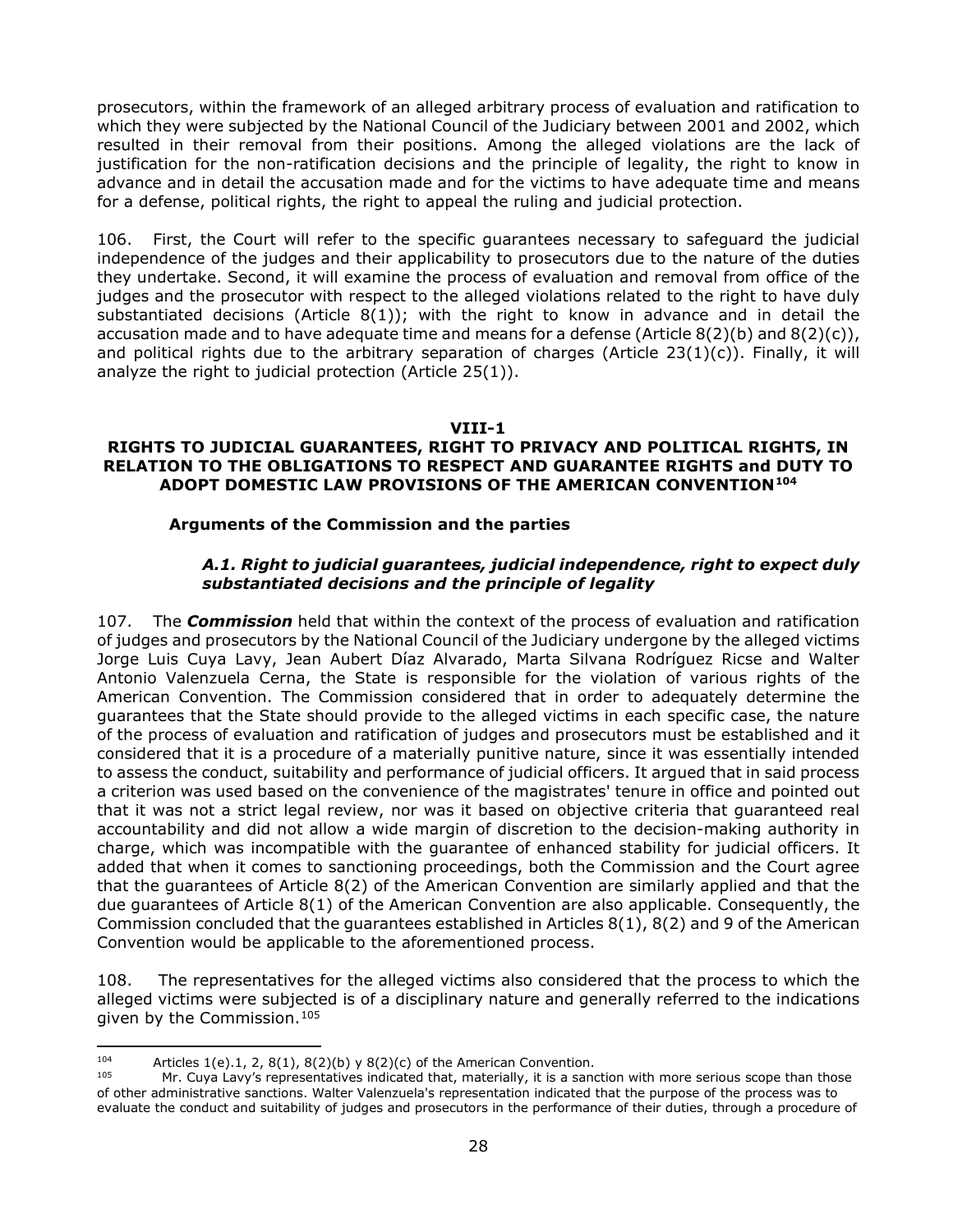prosecutors, within the framework of an alleged arbitrary process of evaluation and ratification to which they were subjected by the National Council of the Judiciary between 2001 and 2002, which resulted in their removal from their positions. Among the alleged violations are the lack of justification for the non-ratification decisions and the principle of legality, the right to know in advance and in detail the accusation made and for the victims to have adequate time and means for a defense, political rights, the right to appeal the ruling and judicial protection.

106. First, the Court will refer to the specific guarantees necessary to safeguard the judicial independence of the judges and their applicability to prosecutors due to the nature of the duties they undertake. Second, it will examine the process of evaluation and removal from office of the judges and the prosecutor with respect to the alleged violations related to the right to have duly substantiated decisions (Article 8(1)); with the right to know in advance and in detail the accusation made and to have adequate time and means for a defense (Article 8(2)(b) and 8(2)(c)), and political rights due to the arbitrary separation of charges (Article 23(1)(c)). Finally, it will analyze the right to judicial protection (Article 25(1)).

## VIII-1
## RIGHTS TO JUDICIAL GUARANTEES, RIGHT TO PRIVACY AND POLITICAL RIGHTS, IN RELATION TO THE OBLIGATIONS TO RESPECT AND GUARANTEE RIGHTS and DUTY TO ADOPT DOMESTIC LAW PROVISIONS OF THE AMERICAN CONVENTION[104]

### Arguments of the Commission and the parties

#### *A.1. Right to judicial guarantees, judicial independence, right to expect duly substantiated decisions and the principle of legality*

107. The ***Commission*** held that within the context of the process of evaluation and ratification of judges and prosecutors by the National Council of the Judiciary undergone by the alleged victims Jorge Luis Cuya Lavy, Jean Aubert Díaz Alvarado, Marta Silvana Rodríguez Ricse and Walter Antonio Valenzuela Cerna, the State is responsible for the violation of various rights of the American Convention. The Commission considered that in order to adequately determine the guarantees that the State should provide to the alleged victims in each specific case, the nature of the process of evaluation and ratification of judges and prosecutors must be established and it considered that it is a procedure of a materially punitive nature, since it was essentially intended to assess the conduct, suitability and performance of judicial officers. It argued that in said process a criterion was used based on the convenience of the magistrates' tenure in office and pointed out that it was not a strict legal review, nor was it based on objective criteria that guaranteed real accountability and did not allow a wide margin of discretion to the decision-making authority in charge, which was incompatible with the guarantee of enhanced stability for judicial officers. It added that when it comes to sanctioning proceedings, both the Commission and the Court agree that the guarantees of Article 8(2) of the American Convention are similarly applied and that the due guarantees of Article 8(1) of the American Convention are also applicable. Consequently, the Commission concluded that the guarantees established in Articles 8(1), 8(2) and 9 of the American Convention would be applicable to the aforementioned process.

108. The representatives for the alleged victims also considered that the process to which the alleged victims were subjected is of a disciplinary nature and generally referred to the indications given by the Commission.[105]

---

[104] Articles 1(e).1, 2, 8(1), 8(2)(b) y 8(2)(c) of the American Convention.

[105] Mr. Cuya Lavy's representatives indicated that, materially, it is a sanction with more serious scope than those of other administrative sanctions. Walter Valenzuela's representation indicated that the purpose of the process was to evaluate the conduct and suitability of judges and prosecutors in the performance of their duties, through a procedure of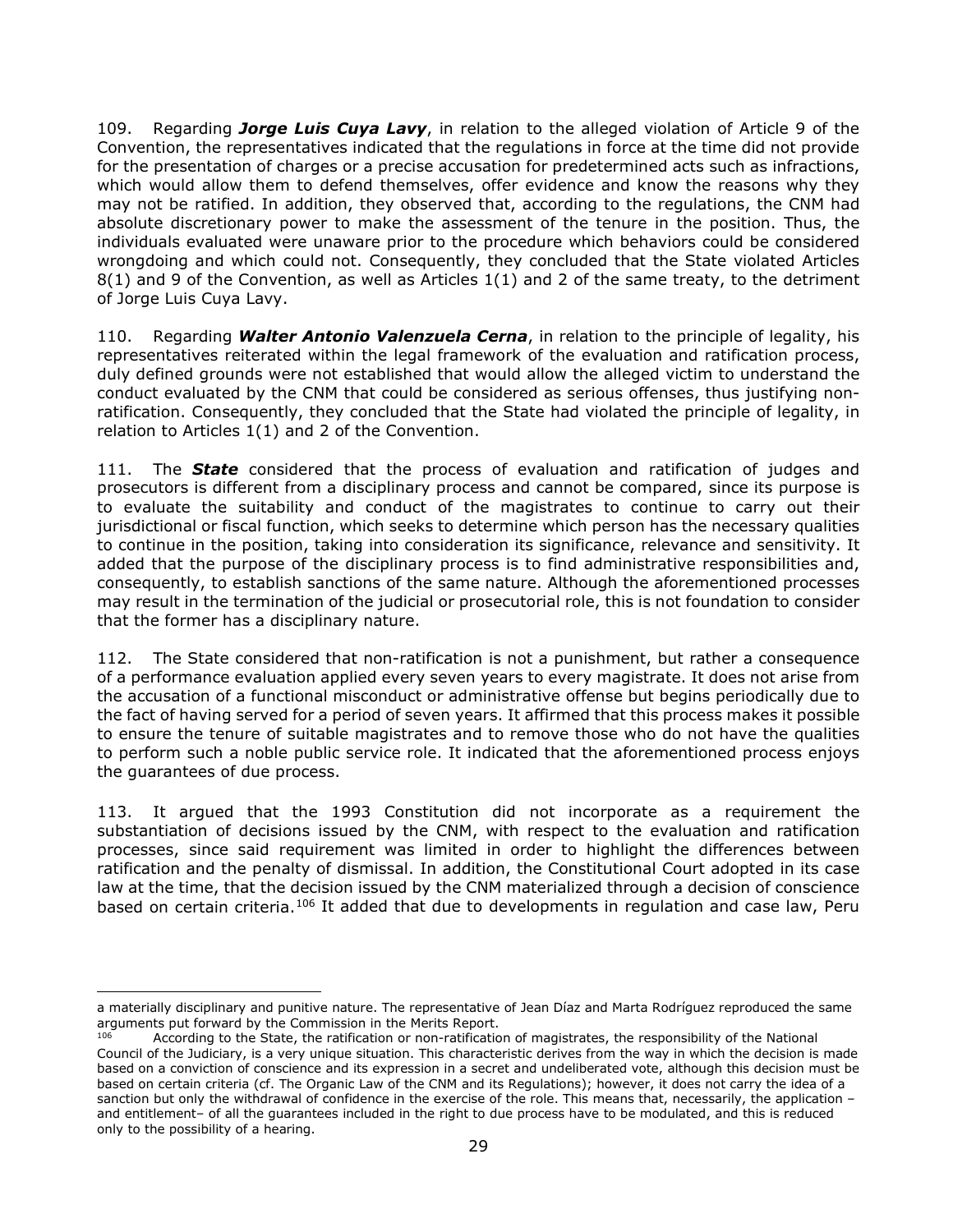109. Regarding ***Jorge Luis Cuya Lavy***, in relation to the alleged violation of Article 9 of the Convention, the representatives indicated that the regulations in force at the time did not provide for the presentation of charges or a precise accusation for predetermined acts such as infractions, which would allow them to defend themselves, offer evidence and know the reasons why they may not be ratified. In addition, they observed that, according to the regulations, the CNM had absolute discretionary power to make the assessment of the tenure in the position. Thus, the individuals evaluated were unaware prior to the procedure which behaviors could be considered wrongdoing and which could not. Consequently, they concluded that the State violated Articles 8(1) and 9 of the Convention, as well as Articles 1(1) and 2 of the same treaty, to the detriment of Jorge Luis Cuya Lavy.

110. Regarding ***Walter Antonio Valenzuela Cerna***, in relation to the principle of legality, his representatives reiterated within the legal framework of the evaluation and ratification process, duly defined grounds were not established that would allow the alleged victim to understand the conduct evaluated by the CNM that could be considered as serious offenses, thus justifying non-ratification. Consequently, they concluded that the State had violated the principle of legality, in relation to Articles 1(1) and 2 of the Convention.

111. The ***State*** considered that the process of evaluation and ratification of judges and prosecutors is different from a disciplinary process and cannot be compared, since its purpose is to evaluate the suitability and conduct of the magistrates to continue to carry out their jurisdictional or fiscal function, which seeks to determine which person has the necessary qualities to continue in the position, taking into consideration its significance, relevance and sensitivity. It added that the purpose of the disciplinary process is to find administrative responsibilities and, consequently, to establish sanctions of the same nature. Although the aforementioned processes may result in the termination of the judicial or prosecutorial role, this is not foundation to consider that the former has a disciplinary nature.

112. The State considered that non-ratification is not a punishment, but rather a consequence of a performance evaluation applied every seven years to every magistrate. It does not arise from the accusation of a functional misconduct or administrative offense but begins periodically due to the fact of having served for a period of seven years. It affirmed that this process makes it possible to ensure the tenure of suitable magistrates and to remove those who do not have the qualities to perform such a noble public service role. It indicated that the aforementioned process enjoys the guarantees of due process.

113. It argued that the 1993 Constitution did not incorporate as a requirement the substantiation of decisions issued by the CNM, with respect to the evaluation and ratification processes, since said requirement was limited in order to highlight the differences between ratification and the penalty of dismissal. In addition, the Constitutional Court adopted in its case law at the time, that the decision issued by the CNM materialized through a decision of conscience based on certain criteria.[106] It added that due to developments in regulation and case law, Peru

---

a materially disciplinary and punitive nature. The representative of Jean Díaz and Marta Rodríguez reproduced the same arguments put forward by the Commission in the Merits Report.

[106] According to the State, the ratification or non-ratification of magistrates, the responsibility of the National Council of the Judiciary, is a very unique situation. This characteristic derives from the way in which the decision is made based on a conviction of conscience and its expression in a secret and undeliberated vote, although this decision must be based on certain criteria (cf. The Organic Law of the CNM and its Regulations); however, it does not carry the idea of a sanction but only the withdrawal of confidence in the exercise of the role. This means that, necessarily, the application – and entitlement– of all the guarantees included in the right to due process have to be modulated, and this is reduced only to the possibility of a hearing.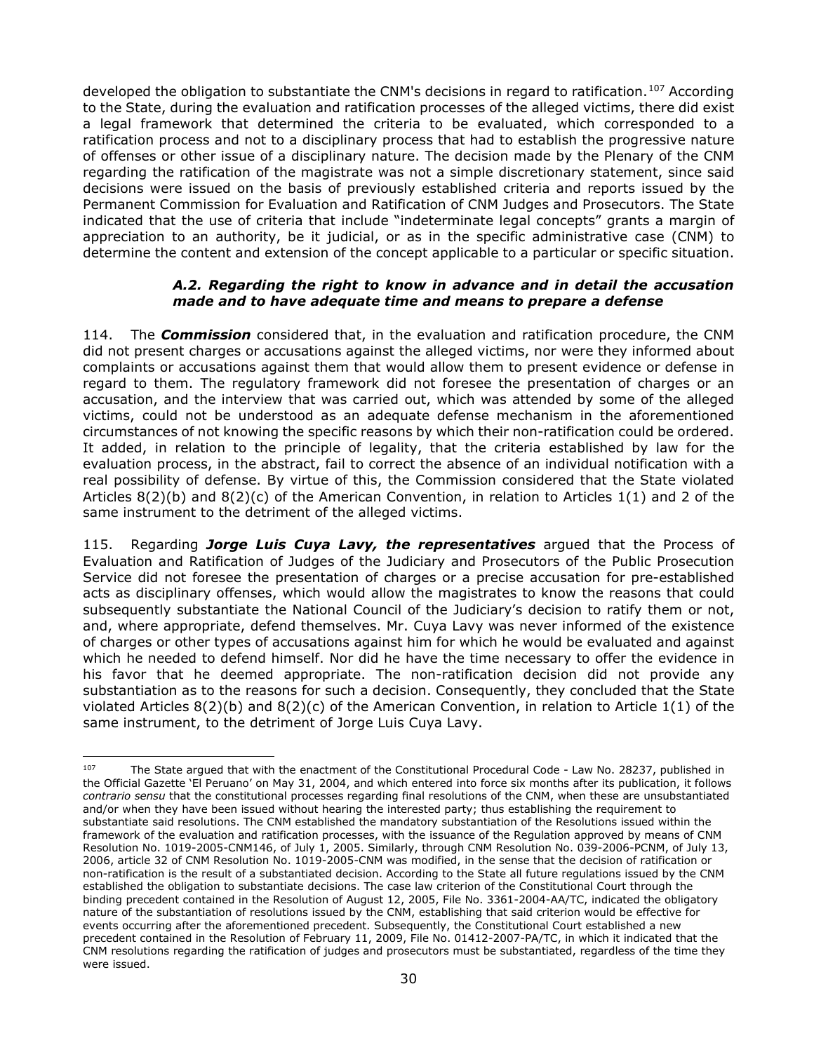developed the obligation to substantiate the CNM's decisions in regard to ratification.[107] According to the State, during the evaluation and ratification processes of the alleged victims, there did exist a legal framework that determined the criteria to be evaluated, which corresponded to a ratification process and not to a disciplinary process that had to establish the progressive nature of offenses or other issue of a disciplinary nature. The decision made by the Plenary of the CNM regarding the ratification of the magistrate was not a simple discretionary statement, since said decisions were issued on the basis of previously established criteria and reports issued by the Permanent Commission for Evaluation and Ratification of CNM Judges and Prosecutors. The State indicated that the use of criteria that include "indeterminate legal concepts" grants a margin of appreciation to an authority, be it judicial, or as in the specific administrative case (CNM) to determine the content and extension of the concept applicable to a particular or specific situation.

#### *A.2. Regarding the right to know in advance and in detail the accusation made and to have adequate time and means to prepare a defense*

114. The ***Commission*** considered that, in the evaluation and ratification procedure, the CNM did not present charges or accusations against the alleged victims, nor were they informed about complaints or accusations against them that would allow them to present evidence or defense in regard to them. The regulatory framework did not foresee the presentation of charges or an accusation, and the interview that was carried out, which was attended by some of the alleged victims, could not be understood as an adequate defense mechanism in the aforementioned circumstances of not knowing the specific reasons by which their non-ratification could be ordered. It added, in relation to the principle of legality, that the criteria established by law for the evaluation process, in the abstract, fail to correct the absence of an individual notification with a real possibility of defense. By virtue of this, the Commission considered that the State violated Articles 8(2)(b) and 8(2)(c) of the American Convention, in relation to Articles 1(1) and 2 of the same instrument to the detriment of the alleged victims.

115. Regarding ***Jorge Luis Cuya Lavy, the representatives*** argued that the Process of Evaluation and Ratification of Judges of the Judiciary and Prosecutors of the Public Prosecution Service did not foresee the presentation of charges or a precise accusation for pre-established acts as disciplinary offenses, which would allow the magistrates to know the reasons that could subsequently substantiate the National Council of the Judiciary's decision to ratify them or not, and, where appropriate, defend themselves. Mr. Cuya Lavy was never informed of the existence of charges or other types of accusations against him for which he would be evaluated and against which he needed to defend himself. Nor did he have the time necessary to offer the evidence in his favor that he deemed appropriate. The non-ratification decision did not provide any substantiation as to the reasons for such a decision. Consequently, they concluded that the State violated Articles 8(2)(b) and 8(2)(c) of the American Convention, in relation to Article 1(1) of the same instrument, to the detriment of Jorge Luis Cuya Lavy.

---

[107] The State argued that with the enactment of the Constitutional Procedural Code - Law No. 28237, published in the Official Gazette 'El Peruano' on May 31, 2004, and which entered into force six months after its publication, it follows *contrario sensu* that the constitutional processes regarding final resolutions of the CNM, when these are unsubstantiated and/or when they have been issued without hearing the interested party; thus establishing the requirement to substantiate said resolutions. The CNM established the mandatory substantiation of the Resolutions issued within the framework of the evaluation and ratification processes, with the issuance of the Regulation approved by means of CNM Resolution No. 1019-2005-CNM146, of July 1, 2005. Similarly, through CNM Resolution No. 039-2006-PCNM, of July 13, 2006, article 32 of CNM Resolution No. 1019-2005-CNM was modified, in the sense that the decision of ratification or non-ratification is the result of a substantiated decision. According to the State all future regulations issued by the CNM established the obligation to substantiate decisions. The case law criterion of the Constitutional Court through the binding precedent contained in the Resolution of August 12, 2005, File No. 3361-2004-AA/TC, indicated the obligatory nature of the substantiation of resolutions issued by the CNM, establishing that said criterion would be effective for events occurring after the aforementioned precedent. Subsequently, the Constitutional Court established a new precedent contained in the Resolution of February 11, 2009, File No. 01412-2007-PA/TC, in which it indicated that the CNM resolutions regarding the ratification of judges and prosecutors must be substantiated, regardless of the time they were issued.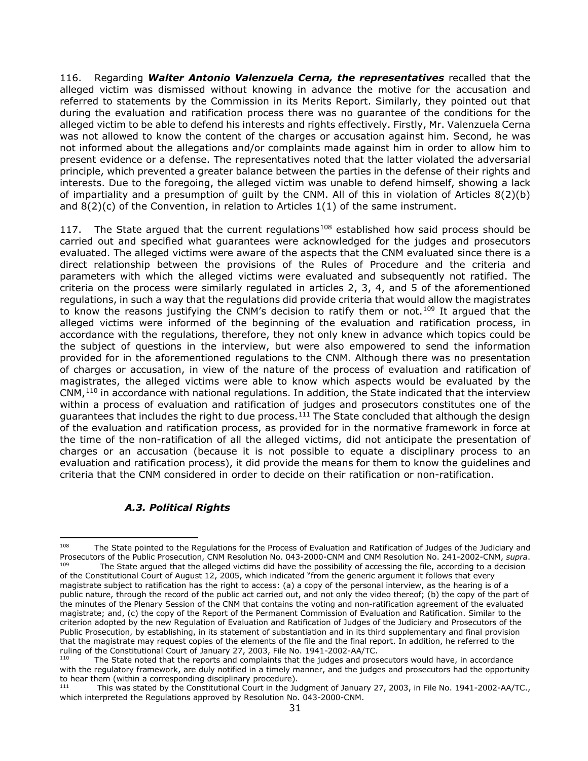116. Regarding ***Walter Antonio Valenzuela Cerna, the representatives*** recalled that the alleged victim was dismissed without knowing in advance the motive for the accusation and referred to statements by the Commission in its Merits Report. Similarly, they pointed out that during the evaluation and ratification process there was no guarantee of the conditions for the alleged victim to be able to defend his interests and rights effectively. Firstly, Mr. Valenzuela Cerna was not allowed to know the content of the charges or accusation against him. Second, he was not informed about the allegations and/or complaints made against him in order to allow him to present evidence or a defense. The representatives noted that the latter violated the adversarial principle, which prevented a greater balance between the parties in the defense of their rights and interests. Due to the foregoing, the alleged victim was unable to defend himself, showing a lack of impartiality and a presumption of guilt by the CNM. All of this in violation of Articles 8(2)(b) and 8(2)(c) of the Convention, in relation to Articles 1(1) of the same instrument.

117. The State argued that the current regulations[108] established how said process should be carried out and specified what guarantees were acknowledged for the judges and prosecutors evaluated. The alleged victims were aware of the aspects that the CNM evaluated since there is a direct relationship between the provisions of the Rules of Procedure and the criteria and parameters with which the alleged victims were evaluated and subsequently not ratified. The criteria on the process were similarly regulated in articles 2, 3, 4, and 5 of the aforementioned regulations, in such a way that the regulations did provide criteria that would allow the magistrates to know the reasons justifying the CNM's decision to ratify them or not.[109] It argued that the alleged victims were informed of the beginning of the evaluation and ratification process, in accordance with the regulations, therefore, they not only knew in advance which topics could be the subject of questions in the interview, but were also empowered to send the information provided for in the aforementioned regulations to the CNM. Although there was no presentation of charges or accusation, in view of the nature of the process of evaluation and ratification of magistrates, the alleged victims were able to know which aspects would be evaluated by the CNM,[110] in accordance with national regulations. In addition, the State indicated that the interview within a process of evaluation and ratification of judges and prosecutors constitutes one of the guarantees that includes the right to due process.[111] The State concluded that although the design of the evaluation and ratification process, as provided for in the normative framework in force at the time of the non-ratification of all the alleged victims, did not anticipate the presentation of charges or an accusation (because it is not possible to equate a disciplinary process to an evaluation and ratification process), it did provide the means for them to know the guidelines and criteria that the CNM considered in order to decide on their ratification or non-ratification.

### *A.3. Political Rights*

---

[108] The State pointed to the Regulations for the Process of Evaluation and Ratification of Judges of the Judiciary and Prosecutors of the Public Prosecution, CNM Resolution No. 043-2000-CNM and CNM Resolution No. 241-2002-CNM, *supra*.

[109] The State argued that the alleged victims did have the possibility of accessing the file, according to a decision of the Constitutional Court of August 12, 2005, which indicated "from the generic argument it follows that every magistrate subject to ratification has the right to access: (a) a copy of the personal interview, as the hearing is of a public nature, through the record of the public act carried out, and not only the video thereof; (b) the copy of the part of the minutes of the Plenary Session of the CNM that contains the voting and non-ratification agreement of the evaluated magistrate; and, (c) the copy of the Report of the Permanent Commission of Evaluation and Ratification. Similar to the criterion adopted by the new Regulation of Evaluation and Ratification of Judges of the Judiciary and Prosecutors of the Public Prosecution, by establishing, in its statement of substantiation and in its third supplementary and final provision that the magistrate may request copies of the elements of the file and the final report. In addition, he referred to the ruling of the Constitutional Court of January 27, 2003, File No. 1941-2002-AA/TC.

[110] The State noted that the reports and complaints that the judges and prosecutors would have, in accordance with the regulatory framework, are duly notified in a timely manner, and the judges and prosecutors had the opportunity to hear them (within a corresponding disciplinary procedure).

[111] This was stated by the Constitutional Court in the Judgment of January 27, 2003, in File No. 1941-2002-AA/TC., which interpreted the Regulations approved by Resolution No. 043-2000-CNM.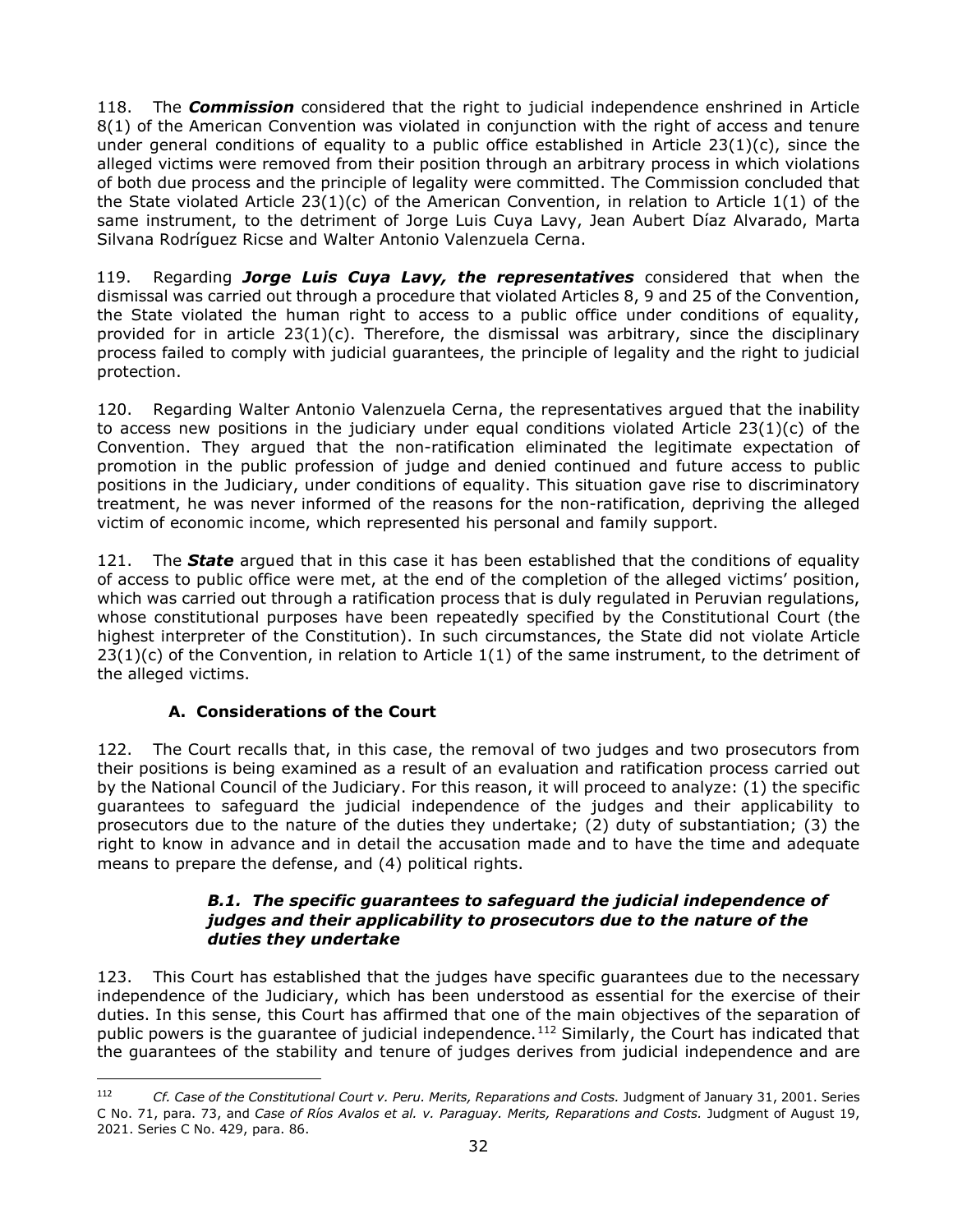118. The ***Commission*** considered that the right to judicial independence enshrined in Article 8(1) of the American Convention was violated in conjunction with the right of access and tenure under general conditions of equality to a public office established in Article 23(1)(c), since the alleged victims were removed from their position through an arbitrary process in which violations of both due process and the principle of legality were committed. The Commission concluded that the State violated Article 23(1)(c) of the American Convention, in relation to Article 1(1) of the same instrument, to the detriment of Jorge Luis Cuya Lavy, Jean Aubert Díaz Alvarado, Marta Silvana Rodríguez Ricse and Walter Antonio Valenzuela Cerna.

119. Regarding ***Jorge Luis Cuya Lavy, the representatives*** considered that when the dismissal was carried out through a procedure that violated Articles 8, 9 and 25 of the Convention, the State violated the human right to access to a public office under conditions of equality, provided for in article 23(1)(c). Therefore, the dismissal was arbitrary, since the disciplinary process failed to comply with judicial guarantees, the principle of legality and the right to judicial protection.

120. Regarding Walter Antonio Valenzuela Cerna, the representatives argued that the inability to access new positions in the judiciary under equal conditions violated Article 23(1)(c) of the Convention. They argued that the non-ratification eliminated the legitimate expectation of promotion in the public profession of judge and denied continued and future access to public positions in the Judiciary, under conditions of equality. This situation gave rise to discriminatory treatment, he was never informed of the reasons for the non-ratification, depriving the alleged victim of economic income, which represented his personal and family support.

121. The ***State*** argued that in this case it has been established that the conditions of equality of access to public office were met, at the end of the completion of the alleged victims' position, which was carried out through a ratification process that is duly regulated in Peruvian regulations, whose constitutional purposes have been repeatedly specified by the Constitutional Court (the highest interpreter of the Constitution). In such circumstances, the State did not violate Article 23(1)(c) of the Convention, in relation to Article 1(1) of the same instrument, to the detriment of the alleged victims.

### A. Considerations of the Court

122. The Court recalls that, in this case, the removal of two judges and two prosecutors from their positions is being examined as a result of an evaluation and ratification process carried out by the National Council of the Judiciary. For this reason, it will proceed to analyze: (1) the specific guarantees to safeguard the judicial independence of the judges and their applicability to prosecutors due to the nature of the duties they undertake; (2) duty of substantiation; (3) the right to know in advance and in detail the accusation made and to have the time and adequate means to prepare the defense, and (4) political rights.

#### *B.1. The specific guarantees to safeguard the judicial independence of judges and their applicability to prosecutors due to the nature of the duties they undertake*

123. This Court has established that the judges have specific guarantees due to the necessary independence of the Judiciary, which has been understood as essential for the exercise of their duties. In this sense, this Court has affirmed that one of the main objectives of the separation of public powers is the guarantee of judicial independence.[112] Similarly, the Court has indicated that the guarantees of the stability and tenure of judges derives from judicial independence and are

---

[112] *Cf. Case of the Constitutional Court v. Peru. Merits, Reparations and Costs.* Judgment of January 31, 2001. Series C No. 71, para. 73, and *Case of Ríos Avalos et al. v. Paraguay. Merits, Reparations and Costs.* Judgment of August 19, 2021. Series C No. 429, para. 86.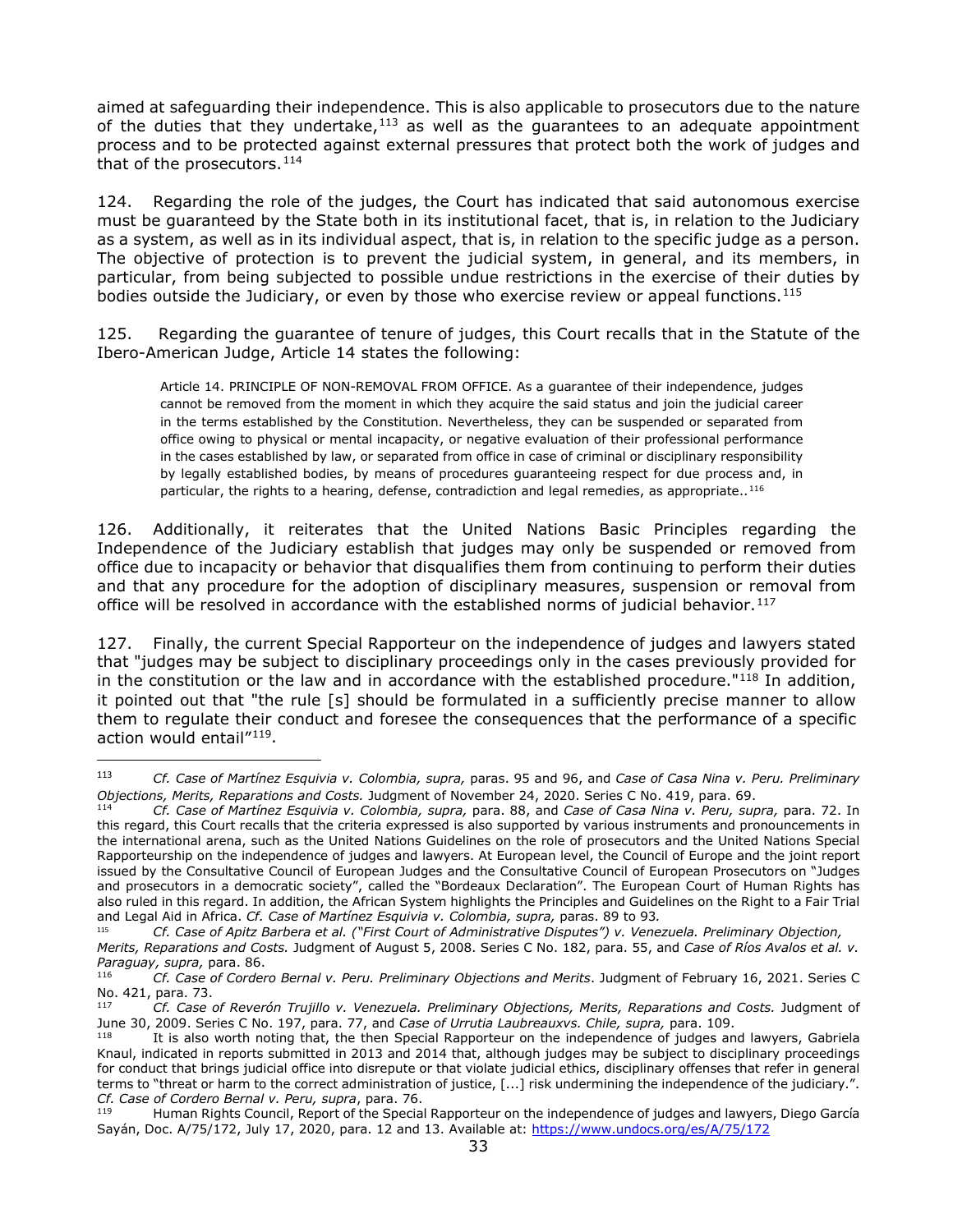aimed at safeguarding their independence. This is also applicable to prosecutors due to the nature of the duties that they undertake,[113] as well as the guarantees to an adequate appointment process and to be protected against external pressures that protect both the work of judges and that of the prosecutors.[114]

124. Regarding the role of the judges, the Court has indicated that said autonomous exercise must be guaranteed by the State both in its institutional facet, that is, in relation to the Judiciary as a system, as well as in its individual aspect, that is, in relation to the specific judge as a person. The objective of protection is to prevent the judicial system, in general, and its members, in particular, from being subjected to possible undue restrictions in the exercise of their duties by bodies outside the Judiciary, or even by those who exercise review or appeal functions.[115]

125. Regarding the guarantee of tenure of judges, this Court recalls that in the Statute of the Ibero-American Judge, Article 14 states the following:

> Article 14. PRINCIPLE OF NON-REMOVAL FROM OFFICE. As a guarantee of their independence, judges cannot be removed from the moment in which they acquire the said status and join the judicial career in the terms established by the Constitution. Nevertheless, they can be suspended or separated from office owing to physical or mental incapacity, or negative evaluation of their professional performance in the cases established by law, or separated from office in case of criminal or disciplinary responsibility by legally established bodies, by means of procedures guaranteeing respect for due process and, in particular, the rights to a hearing, defense, contradiction and legal remedies, as appropriate..[116]

126. Additionally, it reiterates that the United Nations Basic Principles regarding the Independence of the Judiciary establish that judges may only be suspended or removed from office due to incapacity or behavior that disqualifies them from continuing to perform their duties and that any procedure for the adoption of disciplinary measures, suspension or removal from office will be resolved in accordance with the established norms of judicial behavior.[117]

127. Finally, the current Special Rapporteur on the independence of judges and lawyers stated that "judges may be subject to disciplinary proceedings only in the cases previously provided for in the constitution or the law and in accordance with the established procedure."[118] In addition, it pointed out that "the rule [s] should be formulated in a sufficiently precise manner to allow them to regulate their conduct and foresee the consequences that the performance of a specific action would entail"[119].

---

[113] *Cf. Case of Martínez Esquivia v. Colombia, supra,* paras. 95 and 96, and *Case of Casa Nina v. Peru. Preliminary Objections, Merits, Reparations and Costs.* Judgment of November 24, 2020. Series C No. 419, para. 69.

[114] *Cf. Case of Martínez Esquivia v. Colombia, supra,* para. 88, and *Case of Casa Nina v. Peru, supra,* para. 72. In this regard, this Court recalls that the criteria expressed is also supported by various instruments and pronouncements in the international arena, such as the United Nations Guidelines on the role of prosecutors and the United Nations Special Rapporteurship on the independence of judges and lawyers. At European level, the Council of Europe and the joint report issued by the Consultative Council of European Judges and the Consultative Council of European Prosecutors on "Judges and prosecutors in a democratic society", called the "Bordeaux Declaration". The European Court of Human Rights has also ruled in this regard. In addition, the African System highlights the Principles and Guidelines on the Right to a Fair Trial and Legal Aid in Africa. *Cf. Case of Martínez Esquivia v. Colombia, supra,* paras. 89 to 93*.*

[115] *Cf. Case of Apitz Barbera et al. ("First Court of Administrative Disputes") v. Venezuela. Preliminary Objection, Merits, Reparations and Costs.* Judgment of August 5, 2008. Series C No. 182, para. 55, and *Case of Ríos Avalos et al. v. Paraguay, supra,* para. 86.

[116] *Cf. Case of Cordero Bernal v. Peru. Preliminary Objections and Merits*. Judgment of February 16, 2021. Series C No. 421, para. 73.

[117] *Cf. Case of Reverón Trujillo v. Venezuela. Preliminary Objections, Merits, Reparations and Costs.* Judgment of June 30, 2009. Series C No. 197, para. 77, and *Case of Urrutia Laubreauxvs. Chile, supra,* para. 109.

[118] It is also worth noting that, the then Special Rapporteur on the independence of judges and lawyers, Gabriela Knaul, indicated in reports submitted in 2013 and 2014 that, although judges may be subject to disciplinary proceedings for conduct that brings judicial office into disrepute or that violate judicial ethics, disciplinary offenses that refer in general terms to "threat or harm to the correct administration of justice, [...] risk undermining the independence of the judiciary.". *Cf. Case of Cordero Bernal v. Peru, supra*, para. 76.

[119] Human Rights Council, Report of the Special Rapporteur on the independence of judges and lawyers, Diego García Sayán, Doc. A/75/172, July 17, 2020, para. 12 and 13. Available at: https://www.undocs.org/es/A/75/172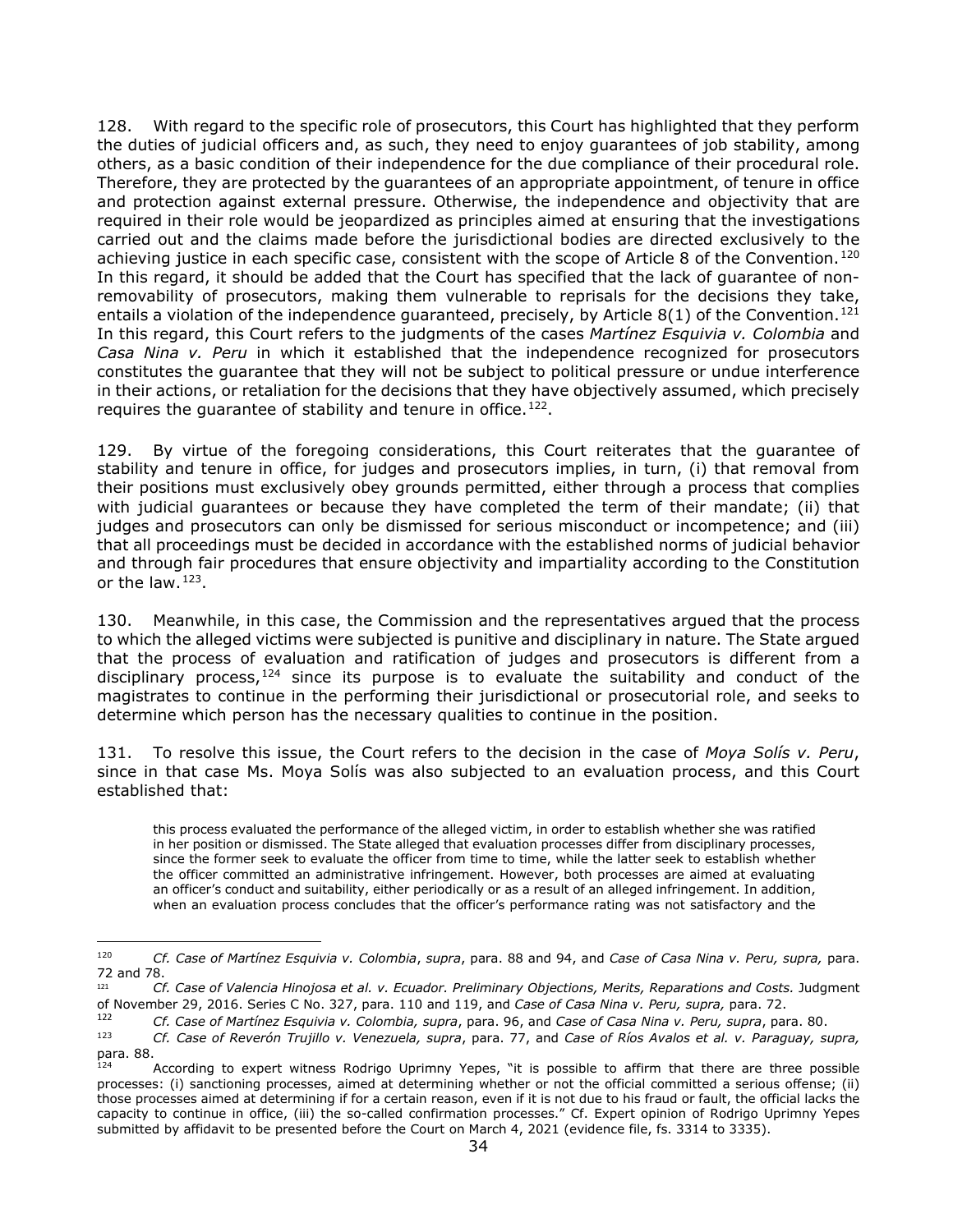128. With regard to the specific role of prosecutors, this Court has highlighted that they perform the duties of judicial officers and, as such, they need to enjoy guarantees of job stability, among others, as a basic condition of their independence for the due compliance of their procedural role. Therefore, they are protected by the guarantees of an appropriate appointment, of tenure in office and protection against external pressure. Otherwise, the independence and objectivity that are required in their role would be jeopardized as principles aimed at ensuring that the investigations carried out and the claims made before the jurisdictional bodies are directed exclusively to the achieving justice in each specific case, consistent with the scope of Article 8 of the Convention.[120] In this regard, it should be added that the Court has specified that the lack of guarantee of non-removability of prosecutors, making them vulnerable to reprisals for the decisions they take, entails a violation of the independence guaranteed, precisely, by Article 8(1) of the Convention.[121] In this regard, this Court refers to the judgments of the cases *Martínez Esquivia v. Colombia* and *Casa Nina v. Peru* in which it established that the independence recognized for prosecutors constitutes the guarantee that they will not be subject to political pressure or undue interference in their actions, or retaliation for the decisions that they have objectively assumed, which precisely requires the guarantee of stability and tenure in office.[122].

129. By virtue of the foregoing considerations, this Court reiterates that the guarantee of stability and tenure in office, for judges and prosecutors implies, in turn, (i) that removal from their positions must exclusively obey grounds permitted, either through a process that complies with judicial guarantees or because they have completed the term of their mandate; (ii) that judges and prosecutors can only be dismissed for serious misconduct or incompetence; and (iii) that all proceedings must be decided in accordance with the established norms of judicial behavior and through fair procedures that ensure objectivity and impartiality according to the Constitution or the law.[123].

130. Meanwhile, in this case, the Commission and the representatives argued that the process to which the alleged victims were subjected is punitive and disciplinary in nature. The State argued that the process of evaluation and ratification of judges and prosecutors is different from a disciplinary process,[124] since its purpose is to evaluate the suitability and conduct of the magistrates to continue in the performing their jurisdictional or prosecutorial role, and seeks to determine which person has the necessary qualities to continue in the position.

131. To resolve this issue, the Court refers to the decision in the case of *Moya Solís v. Peru*, since in that case Ms. Moya Solís was also subjected to an evaluation process, and this Court established that:

> this process evaluated the performance of the alleged victim, in order to establish whether she was ratified in her position or dismissed. The State alleged that evaluation processes differ from disciplinary processes, since the former seek to evaluate the officer from time to time, while the latter seek to establish whether the officer committed an administrative infringement. However, both processes are aimed at evaluating an officer's conduct and suitability, either periodically or as a result of an alleged infringement. In addition, when an evaluation process concludes that the officer's performance rating was not satisfactory and the

---

[120] *Cf. Case of Martínez Esquivia v. Colombia*, *supra*, para. 88 and 94, and *Case of Casa Nina v. Peru, supra,* para. 72 and 78.

[121] *Cf. Case of Valencia Hinojosa et al. v. Ecuador. Preliminary Objections, Merits, Reparations and Costs.* Judgment of November 29, 2016. Series C No. 327, para. 110 and 119, and *Case of Casa Nina v. Peru, supra,* para. 72.

[122] *Cf. Case of Martínez Esquivia v. Colombia, supra*, para. 96, and *Case of Casa Nina v. Peru, supra*, para. 80.

[123] *Cf. Case of Reverón Trujillo v. Venezuela, supra*, para. 77, and *Case of Ríos Avalos et al. v. Paraguay, supra,* para. 88.

[124] According to expert witness Rodrigo Uprimny Yepes, "it is possible to affirm that there are three possible processes: (i) sanctioning processes, aimed at determining whether or not the official committed a serious offense; (ii) those processes aimed at determining if for a certain reason, even if it is not due to his fraud or fault, the official lacks the capacity to continue in office, (iii) the so-called confirmation processes." Cf. Expert opinion of Rodrigo Uprimny Yepes submitted by affidavit to be presented before the Court on March 4, 2021 (evidence file, fs. 3314 to 3335).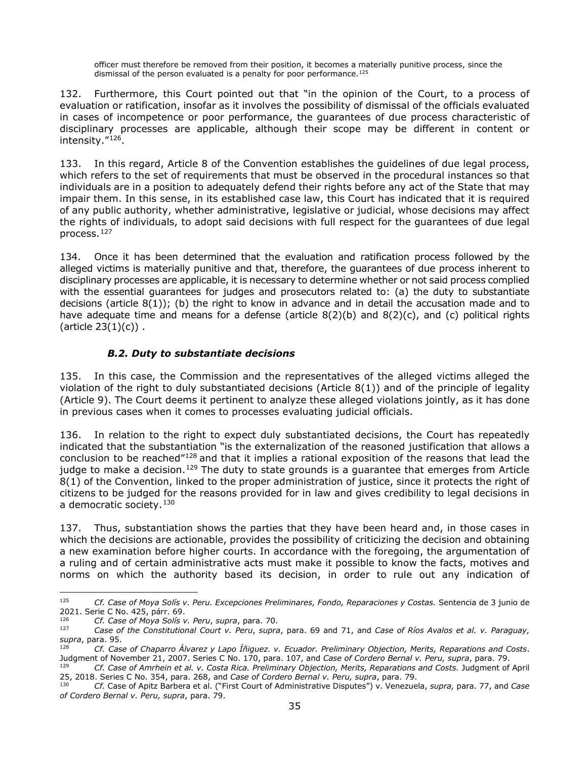officer must therefore be removed from their position, it becomes a materially punitive process, since the dismissal of the person evaluated is a penalty for poor performance.[125]

132. Furthermore, this Court pointed out that "in the opinion of the Court, to a process of evaluation or ratification, insofar as it involves the possibility of dismissal of the officials evaluated in cases of incompetence or poor performance, the guarantees of due process characteristic of disciplinary processes are applicable, although their scope may be different in content or intensity."[126].

133. In this regard, Article 8 of the Convention establishes the guidelines of due legal process, which refers to the set of requirements that must be observed in the procedural instances so that individuals are in a position to adequately defend their rights before any act of the State that may impair them. In this sense, in its established case law, this Court has indicated that it is required of any public authority, whether administrative, legislative or judicial, whose decisions may affect the rights of individuals, to adopt said decisions with full respect for the guarantees of due legal process.[127]

134. Once it has been determined that the evaluation and ratification process followed by the alleged victims is materially punitive and that, therefore, the guarantees of due process inherent to disciplinary processes are applicable, it is necessary to determine whether or not said process complied with the essential guarantees for judges and prosecutors related to: (a) the duty to substantiate decisions (article 8(1)); (b) the right to know in advance and in detail the accusation made and to have adequate time and means for a defense (article 8(2)(b) and 8(2)(c), and (c) political rights (article 23(1)(c)) .

### *B.2. Duty to substantiate decisions*

135. In this case, the Commission and the representatives of the alleged victims alleged the violation of the right to duly substantiated decisions (Article 8(1)) and of the principle of legality (Article 9). The Court deems it pertinent to analyze these alleged violations jointly, as it has done in previous cases when it comes to processes evaluating judicial officials.

136. In relation to the right to expect duly substantiated decisions, the Court has repeatedly indicated that the substantiation "is the externalization of the reasoned justification that allows a conclusion to be reached"[128] and that it implies a rational exposition of the reasons that lead the judge to make a decision.[129] The duty to state grounds is a guarantee that emerges from Article 8(1) of the Convention, linked to the proper administration of justice, since it protects the right of citizens to be judged for the reasons provided for in law and gives credibility to legal decisions in a democratic society.[130]

137. Thus, substantiation shows the parties that they have been heard and, in those cases in which the decisions are actionable, provides the possibility of criticizing the decision and obtaining a new examination before higher courts. In accordance with the foregoing, the argumentation of a ruling and of certain administrative acts must make it possible to know the facts, motives and norms on which the authority based its decision, in order to rule out any indication of

---

[125] *Cf. Case of Moya Solís v. Peru. Excepciones Preliminares, Fondo, Reparaciones y Costas.* Sentencia de 3 junio de 2021. Serie C No. 425, párr. 69.

[126] *Cf. Case of Moya Solís v. Peru*, *supra*, para. 70.

[127] *Case of the Constitutional Court v. Peru*, *supra*, para. 69 and 71, and *Case of Ríos Avalos et al. v. Paraguay, supra*, para. 95.

[128] *Cf. Case of Chaparro Álvarez y Lapo Íñiguez. v. Ecuador. Preliminary Objection, Merits, Reparations and Costs*. Judgment of November 21, 2007. Series C No. 170, para. 107, and *Case of Cordero Bernal v. Peru, supra*, para. 79.

[129] *Cf. Case of Amrhein et al. v. Costa Rica. Preliminary Objection, Merits, Reparations and Costs.* Judgment of April 25, 2018. Series C No. 354, para. 268, and *Case of Cordero Bernal v. Peru, supra*, para. 79.

[130] *Cf.* Case of Apitz Barbera et al. ("First Court of Administrative Disputes") v. Venezuela, *supra,* para. 77, and *Case of Cordero Bernal v. Peru, supra*, para. 79.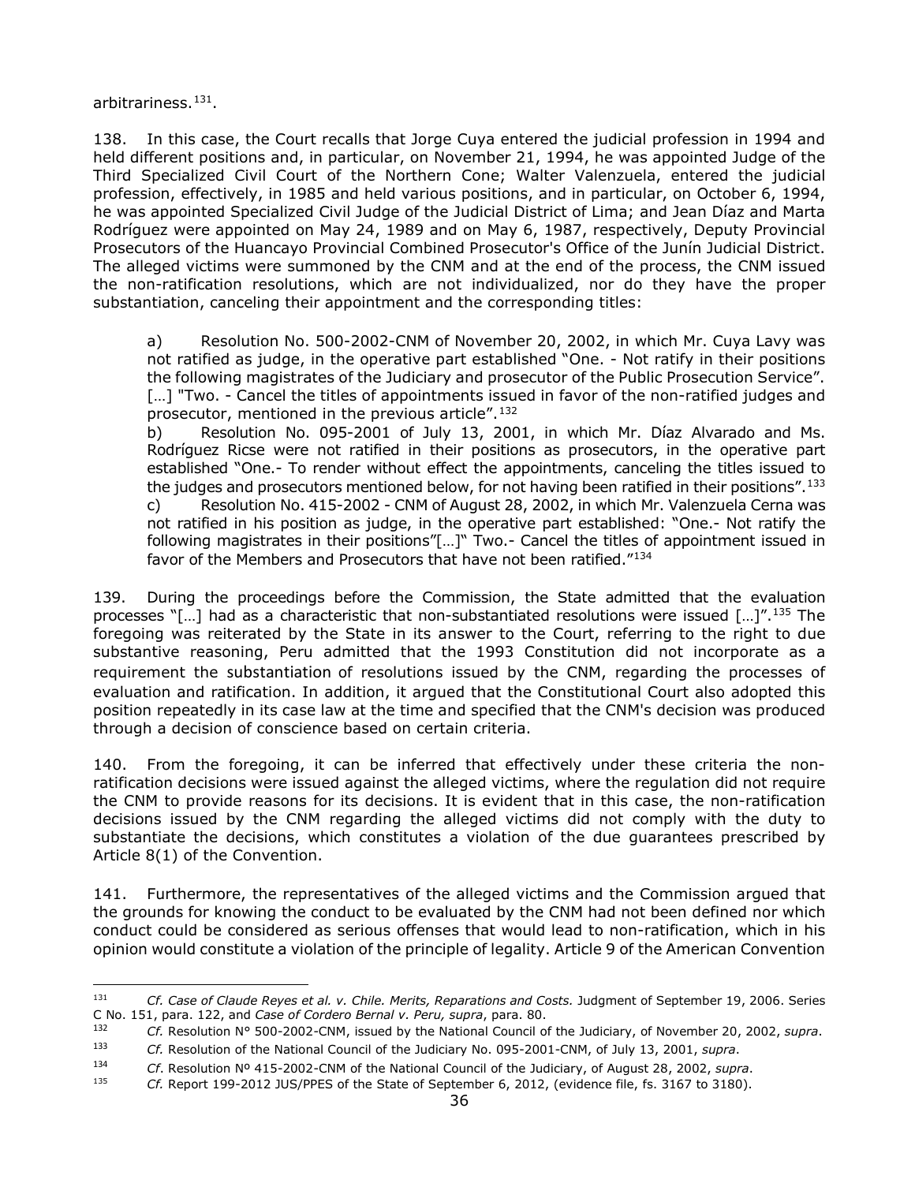arbitrariness.[131].

138. In this case, the Court recalls that Jorge Cuya entered the judicial profession in 1994 and held different positions and, in particular, on November 21, 1994, he was appointed Judge of the Third Specialized Civil Court of the Northern Cone; Walter Valenzuela, entered the judicial profession, effectively, in 1985 and held various positions, and in particular, on October 6, 1994, he was appointed Specialized Civil Judge of the Judicial District of Lima; and Jean Díaz and Marta Rodríguez were appointed on May 24, 1989 and on May 6, 1987, respectively, Deputy Provincial Prosecutors of the Huancayo Provincial Combined Prosecutor's Office of the Junín Judicial District. The alleged victims were summoned by the CNM and at the end of the process, the CNM issued the non-ratification resolutions, which are not individualized, nor do they have the proper substantiation, canceling their appointment and the corresponding titles:

> a) Resolution No. 500-2002-CNM of November 20, 2002, in which Mr. Cuya Lavy was not ratified as judge, in the operative part established "One. - Not ratify in their positions the following magistrates of the Judiciary and prosecutor of the Public Prosecution Service". […] "Two. - Cancel the titles of appointments issued in favor of the non-ratified judges and prosecutor, mentioned in the previous article".[132]
>
> b) Resolution No. 095-2001 of July 13, 2001, in which Mr. Díaz Alvarado and Ms. Rodríguez Ricse were not ratified in their positions as prosecutors, in the operative part established "One.- To render without effect the appointments, canceling the titles issued to the judges and prosecutors mentioned below, for not having been ratified in their positions".[133]
>
> c) Resolution No. 415-2002 - CNM of August 28, 2002, in which Mr. Valenzuela Cerna was not ratified in his position as judge, in the operative part established: "One.- Not ratify the following magistrates in their positions"[…]" Two.- Cancel the titles of appointment issued in favor of the Members and Prosecutors that have not been ratified."[134]

139. During the proceedings before the Commission, the State admitted that the evaluation processes "[…] had as a characteristic that non-substantiated resolutions were issued […]".[135] The foregoing was reiterated by the State in its answer to the Court, referring to the right to due substantive reasoning, Peru admitted that the 1993 Constitution did not incorporate as a requirement the substantiation of resolutions issued by the CNM, regarding the processes of evaluation and ratification. In addition, it argued that the Constitutional Court also adopted this position repeatedly in its case law at the time and specified that the CNM's decision was produced through a decision of conscience based on certain criteria.

140. From the foregoing, it can be inferred that effectively under these criteria the non-ratification decisions were issued against the alleged victims, where the regulation did not require the CNM to provide reasons for its decisions. It is evident that in this case, the non-ratification decisions issued by the CNM regarding the alleged victims did not comply with the duty to substantiate the decisions, which constitutes a violation of the due guarantees prescribed by Article 8(1) of the Convention.

141. Furthermore, the representatives of the alleged victims and the Commission argued that the grounds for knowing the conduct to be evaluated by the CNM had not been defined nor which conduct could be considered as serious offenses that would lead to non-ratification, which in his opinion would constitute a violation of the principle of legality. Article 9 of the American Convention

---

[131] *Cf. Case of Claude Reyes et al. v. Chile. Merits, Reparations and Costs.* Judgment of September 19, 2006. Series C No. 151, para. 122, and *Case of Cordero Bernal v. Peru, supra*, para. 80.

[132] *Cf.* Resolution N° 500-2002-CNM, issued by the National Council of the Judiciary, of November 20, 2002, *supra*.

[133] *Cf.* Resolution of the National Council of the Judiciary No. 095-2001-CNM, of July 13, 2001, *supra*.

[134] *Cf*. Resolution Nº 415-2002-CNM of the National Council of the Judiciary, of August 28, 2002, *supra*.

[135] *Cf.* Report 199-2012 JUS/PPES of the State of September 6, 2012, (evidence file, fs. 3167 to 3180).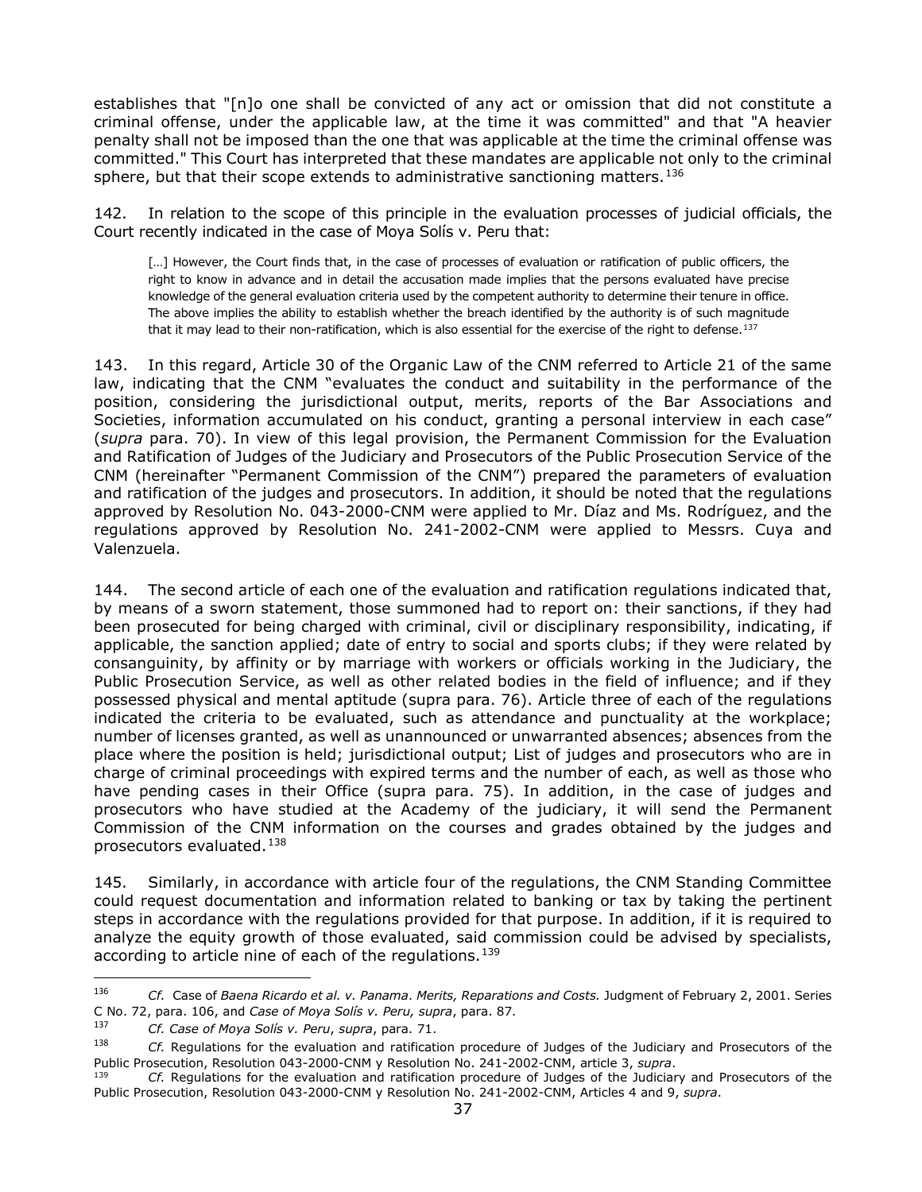establishes that "[n]o one shall be convicted of any act or omission that did not constitute a criminal offense, under the applicable law, at the time it was committed" and that "A heavier penalty shall not be imposed than the one that was applicable at the time the criminal offense was committed." This Court has interpreted that these mandates are applicable not only to the criminal sphere, but that their scope extends to administrative sanctioning matters.[136]

142. In relation to the scope of this principle in the evaluation processes of judicial officials, the Court recently indicated in the case of Moya Solís v. Peru that:

> […] However, the Court finds that, in the case of processes of evaluation or ratification of public officers, the right to know in advance and in detail the accusation made implies that the persons evaluated have precise knowledge of the general evaluation criteria used by the competent authority to determine their tenure in office. The above implies the ability to establish whether the breach identified by the authority is of such magnitude that it may lead to their non-ratification, which is also essential for the exercise of the right to defense.[137]

143. In this regard, Article 30 of the Organic Law of the CNM referred to Article 21 of the same law, indicating that the CNM "evaluates the conduct and suitability in the performance of the position, considering the jurisdictional output, merits, reports of the Bar Associations and Societies, information accumulated on his conduct, granting a personal interview in each case" (*supra* para. 70). In view of this legal provision, the Permanent Commission for the Evaluation and Ratification of Judges of the Judiciary and Prosecutors of the Public Prosecution Service of the CNM (hereinafter "Permanent Commission of the CNM") prepared the parameters of evaluation and ratification of the judges and prosecutors. In addition, it should be noted that the regulations approved by Resolution No. 043-2000-CNM were applied to Mr. Díaz and Ms. Rodríguez, and the regulations approved by Resolution No. 241-2002-CNM were applied to Messrs. Cuya and Valenzuela.

144. The second article of each one of the evaluation and ratification regulations indicated that, by means of a sworn statement, those summoned had to report on: their sanctions, if they had been prosecuted for being charged with criminal, civil or disciplinary responsibility, indicating, if applicable, the sanction applied; date of entry to social and sports clubs; if they were related by consanguinity, by affinity or by marriage with workers or officials working in the Judiciary, the Public Prosecution Service, as well as other related bodies in the field of influence; and if they possessed physical and mental aptitude (supra para. 76). Article three of each of the regulations indicated the criteria to be evaluated, such as attendance and punctuality at the workplace; number of licenses granted, as well as unannounced or unwarranted absences; absences from the place where the position is held; jurisdictional output; List of judges and prosecutors who are in charge of criminal proceedings with expired terms and the number of each, as well as those who have pending cases in their Office (supra para. 75). In addition, in the case of judges and prosecutors who have studied at the Academy of the judiciary, it will send the Permanent Commission of the CNM information on the courses and grades obtained by the judges and prosecutors evaluated.[138]

145. Similarly, in accordance with article four of the regulations, the CNM Standing Committee could request documentation and information related to banking or tax by taking the pertinent steps in accordance with the regulations provided for that purpose. In addition, if it is required to analyze the equity growth of those evaluated, said commission could be advised by specialists, according to article nine of each of the regulations.[139]

---

[136] *Cf.* Case of *Baena Ricardo et al. v. Panama*. *Merits, Reparations and Costs.* Judgment of February 2, 2001. Series C No. 72, para. 106, and *Case of Moya Solís v. Peru, supra*, para. 87.

[137] *Cf. Case of Moya Solís v. Peru*, *supra*, para. 71.

[138] *Cf.* Regulations for the evaluation and ratification procedure of Judges of the Judiciary and Prosecutors of the Public Prosecution, Resolution 043-2000-CNM y Resolution No. 241-2002-CNM, article 3, *supra*.

[139] *Cf.* Regulations for the evaluation and ratification procedure of Judges of the Judiciary and Prosecutors of the Public Prosecution, Resolution 043-2000-CNM y Resolution No. 241-2002-CNM, Articles 4 and 9, *supra*.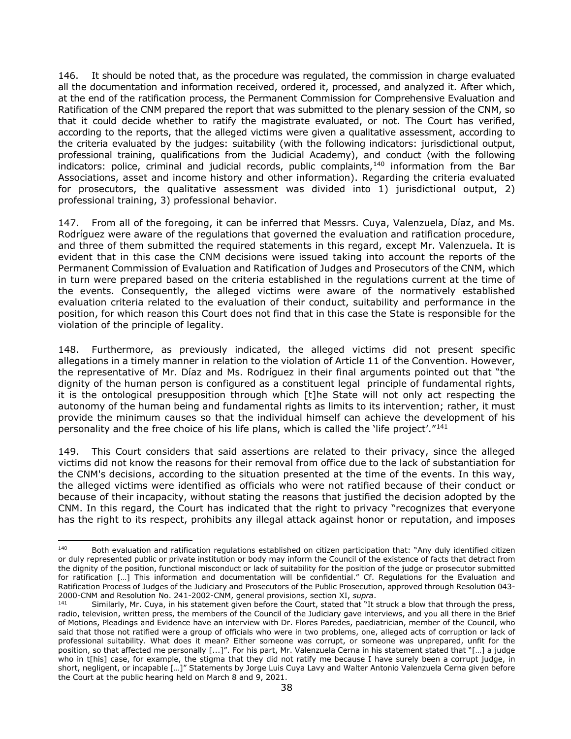146. It should be noted that, as the procedure was regulated, the commission in charge evaluated all the documentation and information received, ordered it, processed, and analyzed it. After which, at the end of the ratification process, the Permanent Commission for Comprehensive Evaluation and Ratification of the CNM prepared the report that was submitted to the plenary session of the CNM, so that it could decide whether to ratify the magistrate evaluated, or not. The Court has verified, according to the reports, that the alleged victims were given a qualitative assessment, according to the criteria evaluated by the judges: suitability (with the following indicators: jurisdictional output, professional training, qualifications from the Judicial Academy), and conduct (with the following indicators: police, criminal and judicial records, public complaints,[140] information from the Bar Associations, asset and income history and other information). Regarding the criteria evaluated for prosecutors, the qualitative assessment was divided into 1) jurisdictional output, 2) professional training, 3) professional behavior.

147. From all of the foregoing, it can be inferred that Messrs. Cuya, Valenzuela, Díaz, and Ms. Rodríguez were aware of the regulations that governed the evaluation and ratification procedure, and three of them submitted the required statements in this regard, except Mr. Valenzuela. It is evident that in this case the CNM decisions were issued taking into account the reports of the Permanent Commission of Evaluation and Ratification of Judges and Prosecutors of the CNM, which in turn were prepared based on the criteria established in the regulations current at the time of the events. Consequently, the alleged victims were aware of the normatively established evaluation criteria related to the evaluation of their conduct, suitability and performance in the position, for which reason this Court does not find that in this case the State is responsible for the violation of the principle of legality.

148. Furthermore, as previously indicated, the alleged victims did not present specific allegations in a timely manner in relation to the violation of Article 11 of the Convention. However, the representative of Mr. Díaz and Ms. Rodríguez in their final arguments pointed out that "the dignity of the human person is configured as a constituent legal principle of fundamental rights, it is the ontological presupposition through which [t]he State will not only act respecting the autonomy of the human being and fundamental rights as limits to its intervention; rather, it must provide the minimum causes so that the individual himself can achieve the development of his personality and the free choice of his life plans, which is called the 'life project'."[141]

149. This Court considers that said assertions are related to their privacy, since the alleged victims did not know the reasons for their removal from office due to the lack of substantiation for the CNM's decisions, according to the situation presented at the time of the events. In this way, the alleged victims were identified as officials who were not ratified because of their conduct or because of their incapacity, without stating the reasons that justified the decision adopted by the CNM. In this regard, the Court has indicated that the right to privacy "recognizes that everyone has the right to its respect, prohibits any illegal attack against honor or reputation, and imposes

---

[140] Both evaluation and ratification regulations established on citizen participation that: "Any duly identified citizen or duly represented public or private institution or body may inform the Council of the existence of facts that detract from the dignity of the position, functional misconduct or lack of suitability for the position of the judge or prosecutor submitted for ratification […] This information and documentation will be confidential." Cf. Regulations for the Evaluation and Ratification Process of Judges of the Judiciary and Prosecutors of the Public Prosecution, approved through Resolution 043-2000-CNM and Resolution No. 241-2002-CNM, general provisions, section XI, *supra*.

[141] Similarly, Mr. Cuya, in his statement given before the Court, stated that "It struck a blow that through the press, radio, television, written press, the members of the Council of the Judiciary gave interviews, and you all there in the Brief of Motions, Pleadings and Evidence have an interview with Dr. Flores Paredes, paediatrician, member of the Council, who said that those not ratified were a group of officials who were in two problems, one, alleged acts of corruption or lack of professional suitability. What does it mean? Either someone was corrupt, or someone was unprepared, unfit for the position, so that affected me personally [...]". For his part, Mr. Valenzuela Cerna in his statement stated that "[…] a judge who in t[his] case, for example, the stigma that they did not ratify me because I have surely been a corrupt judge, in short, negligent, or incapable […]" Statements by Jorge Luis Cuya Lavy and Walter Antonio Valenzuela Cerna given before the Court at the public hearing held on March 8 and 9, 2021.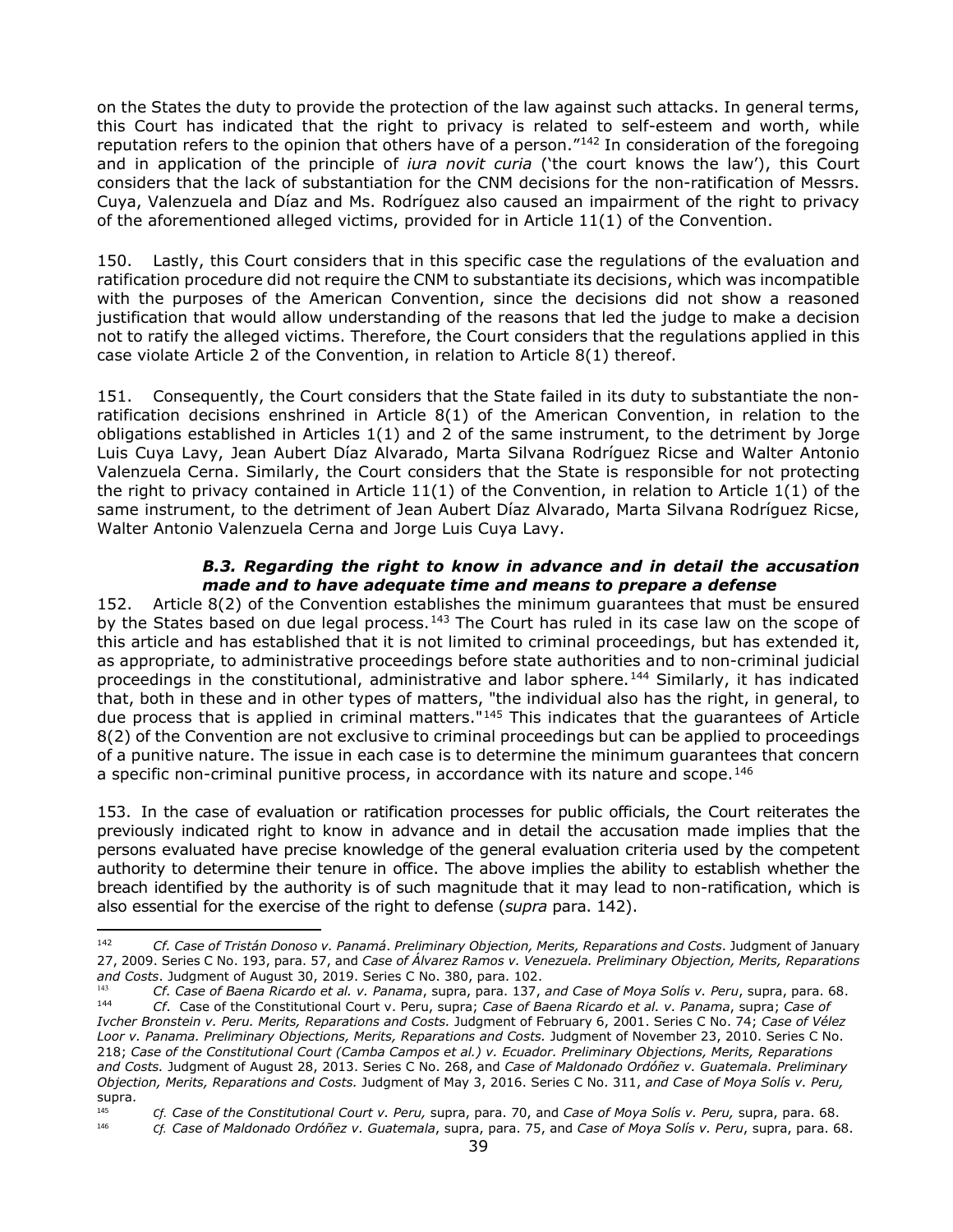on the States the duty to provide the protection of the law against such attacks. In general terms, this Court has indicated that the right to privacy is related to self-esteem and worth, while reputation refers to the opinion that others have of a person."[142] In consideration of the foregoing and in application of the principle of *iura novit curia* ('the court knows the law'), this Court considers that the lack of substantiation for the CNM decisions for the non-ratification of Messrs. Cuya, Valenzuela and Díaz and Ms. Rodríguez also caused an impairment of the right to privacy of the aforementioned alleged victims, provided for in Article 11(1) of the Convention.

150. Lastly, this Court considers that in this specific case the regulations of the evaluation and ratification procedure did not require the CNM to substantiate its decisions, which was incompatible with the purposes of the American Convention, since the decisions did not show a reasoned justification that would allow understanding of the reasons that led the judge to make a decision not to ratify the alleged victims. Therefore, the Court considers that the regulations applied in this case violate Article 2 of the Convention, in relation to Article 8(1) thereof.

151. Consequently, the Court considers that the State failed in its duty to substantiate the non-ratification decisions enshrined in Article 8(1) of the American Convention, in relation to the obligations established in Articles 1(1) and 2 of the same instrument, to the detriment by Jorge Luis Cuya Lavy, Jean Aubert Díaz Alvarado, Marta Silvana Rodríguez Ricse and Walter Antonio Valenzuela Cerna. Similarly, the Court considers that the State is responsible for not protecting the right to privacy contained in Article 11(1) of the Convention, in relation to Article 1(1) of the same instrument, to the detriment of Jean Aubert Díaz Alvarado, Marta Silvana Rodríguez Ricse, Walter Antonio Valenzuela Cerna and Jorge Luis Cuya Lavy.

### *B.3. Regarding the right to know in advance and in detail the accusation made and to have adequate time and means to prepare a defense*

152. Article 8(2) of the Convention establishes the minimum guarantees that must be ensured by the States based on due legal process.[143] The Court has ruled in its case law on the scope of this article and has established that it is not limited to criminal proceedings, but has extended it, as appropriate, to administrative proceedings before state authorities and to non-criminal judicial proceedings in the constitutional, administrative and labor sphere.[144] Similarly, it has indicated that, both in these and in other types of matters, "the individual also has the right, in general, to due process that is applied in criminal matters."[145] This indicates that the guarantees of Article 8(2) of the Convention are not exclusive to criminal proceedings but can be applied to proceedings of a punitive nature. The issue in each case is to determine the minimum guarantees that concern a specific non-criminal punitive process, in accordance with its nature and scope.[146]

153. In the case of evaluation or ratification processes for public officials, the Court reiterates the previously indicated right to know in advance and in detail the accusation made implies that the persons evaluated have precise knowledge of the general evaluation criteria used by the competent authority to determine their tenure in office. The above implies the ability to establish whether the breach identified by the authority is of such magnitude that it may lead to non-ratification, which is also essential for the exercise of the right to defense (*supra* para. 142).

---

[142] *Cf. Case of Tristán Donoso v. Panamá. Preliminary Objection, Merits, Reparations and Costs.* Judgment of January 27, 2009. Series C No. 193, para. 57, and *Case of Álvarez Ramos v. Venezuela. Preliminary Objection, Merits, Reparations and Costs.* Judgment of August 30, 2019. Series C No. 380, para. 102.

[143] *Cf. Case of Baena Ricardo et al. v. Panama*, supra, para. 137, *and Case of Moya Solís v. Peru*, supra, para. 68.

[144] *Cf*. Case of the Constitutional Court v. Peru, supra; *Case of Baena Ricardo et al. v. Panama*, supra; *Case of Ivcher Bronstein v. Peru. Merits, Reparations and Costs.* Judgment of February 6, 2001. Series C No. 74; *Case of Vélez Loor v. Panama. Preliminary Objections, Merits, Reparations and Costs.* Judgment of November 23, 2010. Series C No. 218; *Case of the Constitutional Court (Camba Campos et al.) v. Ecuador. Preliminary Objections, Merits, Reparations and Costs.* Judgment of August 28, 2013. Series C No. 268, and *Case of Maldonado Ordóñez v. Guatemala. Preliminary Objection, Merits, Reparations and Costs.* Judgment of May 3, 2016. Series C No. 311, *and Case of Moya Solís v. Peru,* supra.

[145] *Cf. Case of the Constitutional Court v. Peru,* supra, para. 70, and *Case of Moya Solís v. Peru,* supra, para. 68.

[146] *Cf. Case of Maldonado Ordóñez v. Guatemala*, supra, para. 75, and *Case of Moya Solís v. Peru*, supra, para. 68.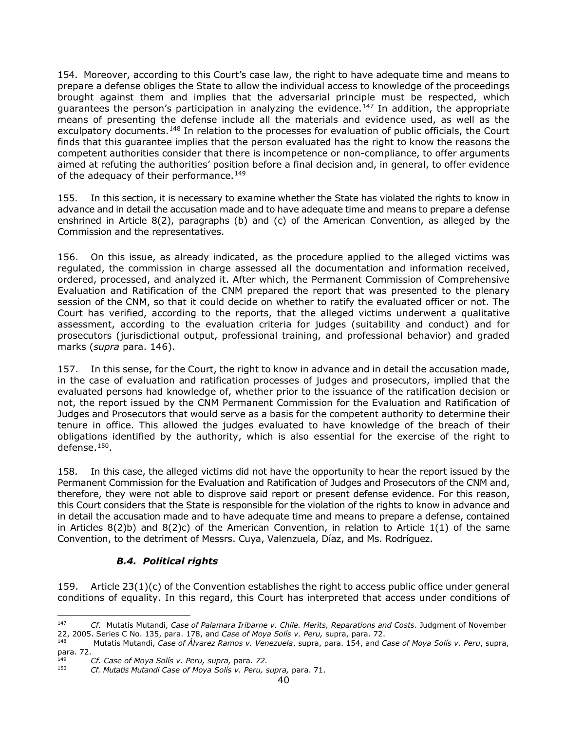154. Moreover, according to this Court's case law, the right to have adequate time and means to prepare a defense obliges the State to allow the individual access to knowledge of the proceedings brought against them and implies that the adversarial principle must be respected, which guarantees the person's participation in analyzing the evidence.[147] In addition, the appropriate means of presenting the defense include all the materials and evidence used, as well as the exculpatory documents.[148] In relation to the processes for evaluation of public officials, the Court finds that this guarantee implies that the person evaluated has the right to know the reasons the competent authorities consider that there is incompetence or non-compliance, to offer arguments aimed at refuting the authorities' position before a final decision and, in general, to offer evidence of the adequacy of their performance.[149]

155. In this section, it is necessary to examine whether the State has violated the rights to know in advance and in detail the accusation made and to have adequate time and means to prepare a defense enshrined in Article 8(2), paragraphs (b) and (c) of the American Convention, as alleged by the Commission and the representatives.

156. On this issue, as already indicated, as the procedure applied to the alleged victims was regulated, the commission in charge assessed all the documentation and information received, ordered, processed, and analyzed it. After which, the Permanent Commission of Comprehensive Evaluation and Ratification of the CNM prepared the report that was presented to the plenary session of the CNM, so that it could decide on whether to ratify the evaluated officer or not. The Court has verified, according to the reports, that the alleged victims underwent a qualitative assessment, according to the evaluation criteria for judges (suitability and conduct) and for prosecutors (jurisdictional output, professional training, and professional behavior) and graded marks (*supra* para. 146).

157. In this sense, for the Court, the right to know in advance and in detail the accusation made, in the case of evaluation and ratification processes of judges and prosecutors, implied that the evaluated persons had knowledge of, whether prior to the issuance of the ratification decision or not, the report issued by the CNM Permanent Commission for the Evaluation and Ratification of Judges and Prosecutors that would serve as a basis for the competent authority to determine their tenure in office. This allowed the judges evaluated to have knowledge of the breach of their obligations identified by the authority, which is also essential for the exercise of the right to defense.[150].

158. In this case, the alleged victims did not have the opportunity to hear the report issued by the Permanent Commission for the Evaluation and Ratification of Judges and Prosecutors of the CNM and, therefore, they were not able to disprove said report or present defense evidence. For this reason, this Court considers that the State is responsible for the violation of the rights to know in advance and in detail the accusation made and to have adequate time and means to prepare a defense, contained in Articles 8(2)b) and 8(2)c) of the American Convention, in relation to Article 1(1) of the same Convention, to the detriment of Messrs. Cuya, Valenzuela, Díaz, and Ms. Rodríguez.

### *B.4. Political rights*

159. Article 23(1)(c) of the Convention establishes the right to access public office under general conditions of equality. In this regard, this Court has interpreted that access under conditions of

---

[147] *Cf.* Mutatis Mutandi, *Case of Palamara Iribarne v. Chile. Merits, Reparations and Costs*. Judgment of November 22, 2005. Series C No. 135, para. 178, and *Case of Moya Solís v. Peru,* supra, para. 72.

[148] Mutatis Mutandi, *Case of Álvarez Ramos v. Venezuela*, supra, para. 154, and *Case of Moya Solís v. Peru*, supra, para. 72.

[149] *Cf. Case of Moya Solís v. Peru, supra,* para*. 72.*

[150] *Cf. Mutatis Mutandi Case of Moya Solís v. Peru, supra,* para. 71.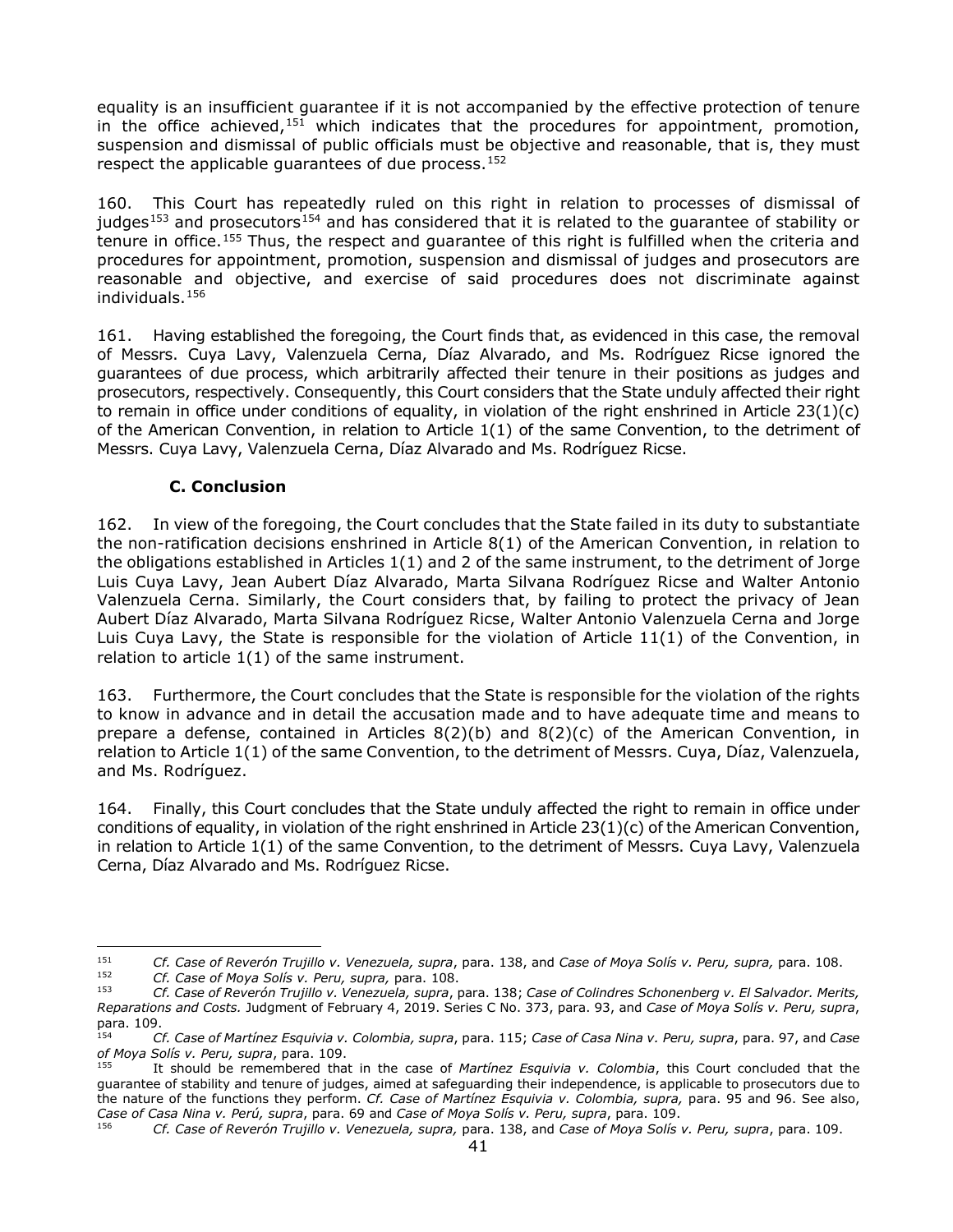equality is an insufficient guarantee if it is not accompanied by the effective protection of tenure in the office achieved,[151] which indicates that the procedures for appointment, promotion, suspension and dismissal of public officials must be objective and reasonable, that is, they must respect the applicable guarantees of due process.[152]

160. This Court has repeatedly ruled on this right in relation to processes of dismissal of judges[153] and prosecutors[154] and has considered that it is related to the guarantee of stability or tenure in office.[155] Thus, the respect and guarantee of this right is fulfilled when the criteria and procedures for appointment, promotion, suspension and dismissal of judges and prosecutors are reasonable and objective, and exercise of said procedures does not discriminate against individuals.[156]

161. Having established the foregoing, the Court finds that, as evidenced in this case, the removal of Messrs. Cuya Lavy, Valenzuela Cerna, Díaz Alvarado, and Ms. Rodríguez Ricse ignored the guarantees of due process, which arbitrarily affected their tenure in their positions as judges and prosecutors, respectively. Consequently, this Court considers that the State unduly affected their right to remain in office under conditions of equality, in violation of the right enshrined in Article 23(1)(c) of the American Convention, in relation to Article 1(1) of the same Convention, to the detriment of Messrs. Cuya Lavy, Valenzuela Cerna, Díaz Alvarado and Ms. Rodríguez Ricse.

### C. Conclusion

162. In view of the foregoing, the Court concludes that the State failed in its duty to substantiate the non-ratification decisions enshrined in Article 8(1) of the American Convention, in relation to the obligations established in Articles 1(1) and 2 of the same instrument, to the detriment of Jorge Luis Cuya Lavy, Jean Aubert Díaz Alvarado, Marta Silvana Rodríguez Ricse and Walter Antonio Valenzuela Cerna. Similarly, the Court considers that, by failing to protect the privacy of Jean Aubert Díaz Alvarado, Marta Silvana Rodríguez Ricse, Walter Antonio Valenzuela Cerna and Jorge Luis Cuya Lavy, the State is responsible for the violation of Article 11(1) of the Convention, in relation to article 1(1) of the same instrument.

163. Furthermore, the Court concludes that the State is responsible for the violation of the rights to know in advance and in detail the accusation made and to have adequate time and means to prepare a defense, contained in Articles 8(2)(b) and 8(2)(c) of the American Convention, in relation to Article 1(1) of the same Convention, to the detriment of Messrs. Cuya, Díaz, Valenzuela, and Ms. Rodríguez.

164. Finally, this Court concludes that the State unduly affected the right to remain in office under conditions of equality, in violation of the right enshrined in Article 23(1)(c) of the American Convention, in relation to Article 1(1) of the same Convention, to the detriment of Messrs. Cuya Lavy, Valenzuela Cerna, Díaz Alvarado and Ms. Rodríguez Ricse.

---

[151] *Cf. Case of Reverón Trujillo v. Venezuela, supra*, para. 138, and *Case of Moya Solís v. Peru, supra,* para. 108.

[152] *Cf. Case of Moya Solís v. Peru, supra,* para. 108.

[153] *Cf. Case of Reverón Trujillo v. Venezuela, supra*, para. 138; *Case of Colindres Schonenberg v. El Salvador. Merits, Reparations and Costs.* Judgment of February 4, 2019. Series C No. 373, para. 93, and *Case of Moya Solís v. Peru, supra*, para. 109.

[154] *Cf. Case of Martínez Esquivia v. Colombia, supra*, para. 115; *Case of Casa Nina v. Peru, supra*, para. 97, and *Case of Moya Solís v. Peru, supra*, para. 109.

[155] It should be remembered that in the case of *Martínez Esquivia v. Colombia*, this Court concluded that the guarantee of stability and tenure of judges, aimed at safeguarding their independence, is applicable to prosecutors due to the nature of the functions they perform. *Cf. Case of Martínez Esquivia v. Colombia, supra,* para. 95 and 96. See also, *Case of Casa Nina v. Perú, supra*, para. 69 and *Case of Moya Solís v. Peru, supra*, para. 109.

[156] *Cf. Case of Reverón Trujillo v. Venezuela, supra,* para. 138, and *Case of Moya Solís v. Peru, supra*, para. 109.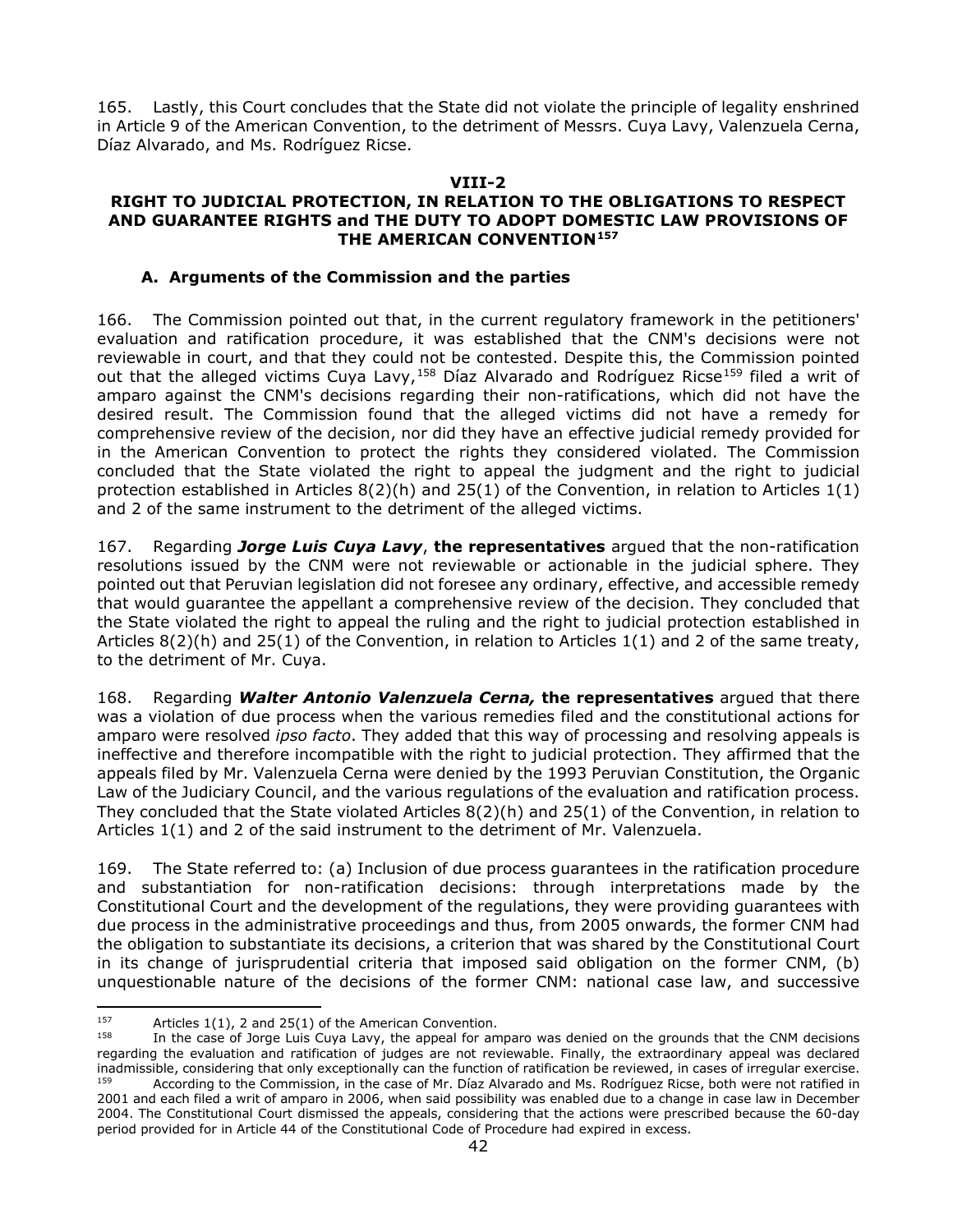165. Lastly, this Court concludes that the State did not violate the principle of legality enshrined in Article 9 of the American Convention, to the detriment of Messrs. Cuya Lavy, Valenzuela Cerna, Díaz Alvarado, and Ms. Rodríguez Ricse.

## VIII-2
## RIGHT TO JUDICIAL PROTECTION, IN RELATION TO THE OBLIGATIONS TO RESPECT AND GUARANTEE RIGHTS and THE DUTY TO ADOPT DOMESTIC LAW PROVISIONS OF THE AMERICAN CONVENTION[157]

### A. Arguments of the Commission and the parties

166. The Commission pointed out that, in the current regulatory framework in the petitioners' evaluation and ratification procedure, it was established that the CNM's decisions were not reviewable in court, and that they could not be contested. Despite this, the Commission pointed out that the alleged victims Cuya Lavy,[158] Díaz Alvarado and Rodríguez Ricse[159] filed a writ of amparo against the CNM's decisions regarding their non-ratifications, which did not have the desired result. The Commission found that the alleged victims did not have a remedy for comprehensive review of the decision, nor did they have an effective judicial remedy provided for in the American Convention to protect the rights they considered violated. The Commission concluded that the State violated the right to appeal the judgment and the right to judicial protection established in Articles 8(2)(h) and 25(1) of the Convention, in relation to Articles 1(1) and 2 of the same instrument to the detriment of the alleged victims.

167. Regarding ***Jorge Luis Cuya Lavy***, **the representatives** argued that the non-ratification resolutions issued by the CNM were not reviewable or actionable in the judicial sphere. They pointed out that Peruvian legislation did not foresee any ordinary, effective, and accessible remedy that would guarantee the appellant a comprehensive review of the decision. They concluded that the State violated the right to appeal the ruling and the right to judicial protection established in Articles 8(2)(h) and 25(1) of the Convention, in relation to Articles 1(1) and 2 of the same treaty, to the detriment of Mr. Cuya.

168. Regarding ***Walter Antonio Valenzuela Cerna,*** **the representatives** argued that there was a violation of due process when the various remedies filed and the constitutional actions for amparo were resolved *ipso facto*. They added that this way of processing and resolving appeals is ineffective and therefore incompatible with the right to judicial protection. They affirmed that the appeals filed by Mr. Valenzuela Cerna were denied by the 1993 Peruvian Constitution, the Organic Law of the Judiciary Council, and the various regulations of the evaluation and ratification process. They concluded that the State violated Articles 8(2)(h) and 25(1) of the Convention, in relation to Articles 1(1) and 2 of the said instrument to the detriment of Mr. Valenzuela.

169. The State referred to: (a) Inclusion of due process guarantees in the ratification procedure and substantiation for non-ratification decisions: through interpretations made by the Constitutional Court and the development of the regulations, they were providing guarantees with due process in the administrative proceedings and thus, from 2005 onwards, the former CNM had the obligation to substantiate its decisions, a criterion that was shared by the Constitutional Court in its change of jurisprudential criteria that imposed said obligation on the former CNM, (b) unquestionable nature of the decisions of the former CNM: national case law, and successive

---

[157] Articles 1(1), 2 and 25(1) of the American Convention.

[158] In the case of Jorge Luis Cuya Lavy, the appeal for amparo was denied on the grounds that the CNM decisions regarding the evaluation and ratification of judges are not reviewable. Finally, the extraordinary appeal was declared inadmissible, considering that only exceptionally can the function of ratification be reviewed, in cases of irregular exercise.

[159] According to the Commission, in the case of Mr. Díaz Alvarado and Ms. Rodríguez Ricse, both were not ratified in 2001 and each filed a writ of amparo in 2006, when said possibility was enabled due to a change in case law in December 2004. The Constitutional Court dismissed the appeals, considering that the actions were prescribed because the 60-day period provided for in Article 44 of the Constitutional Code of Procedure had expired in excess.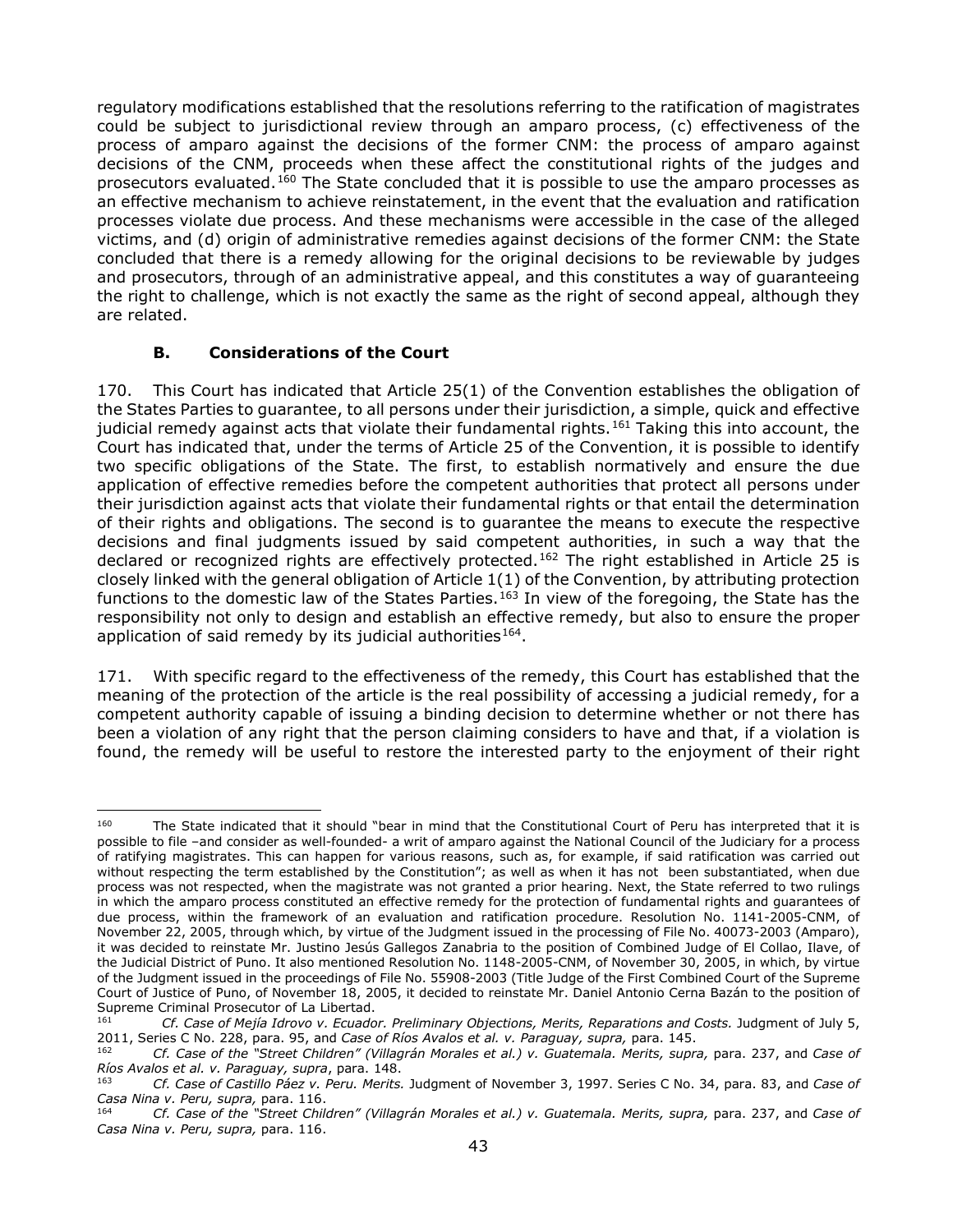regulatory modifications established that the resolutions referring to the ratification of magistrates could be subject to jurisdictional review through an amparo process, (c) effectiveness of the process of amparo against the decisions of the former CNM: the process of amparo against decisions of the CNM, proceeds when these affect the constitutional rights of the judges and prosecutors evaluated.[160] The State concluded that it is possible to use the amparo processes as an effective mechanism to achieve reinstatement, in the event that the evaluation and ratification processes violate due process. And these mechanisms were accessible in the case of the alleged victims, and (d) origin of administrative remedies against decisions of the former CNM: the State concluded that there is a remedy allowing for the original decisions to be reviewable by judges and prosecutors, through of an administrative appeal, and this constitutes a way of guaranteeing the right to challenge, which is not exactly the same as the right of second appeal, although they are related.

### B. Considerations of the Court

170. This Court has indicated that Article 25(1) of the Convention establishes the obligation of the States Parties to guarantee, to all persons under their jurisdiction, a simple, quick and effective judicial remedy against acts that violate their fundamental rights.[161] Taking this into account, the Court has indicated that, under the terms of Article 25 of the Convention, it is possible to identify two specific obligations of the State. The first, to establish normatively and ensure the due application of effective remedies before the competent authorities that protect all persons under their jurisdiction against acts that violate their fundamental rights or that entail the determination of their rights and obligations. The second is to guarantee the means to execute the respective decisions and final judgments issued by said competent authorities, in such a way that the declared or recognized rights are effectively protected.[162] The right established in Article 25 is closely linked with the general obligation of Article 1(1) of the Convention, by attributing protection functions to the domestic law of the States Parties.[163] In view of the foregoing, the State has the responsibility not only to design and establish an effective remedy, but also to ensure the proper application of said remedy by its judicial authorities[164].

171. With specific regard to the effectiveness of the remedy, this Court has established that the meaning of the protection of the article is the real possibility of accessing a judicial remedy, for a competent authority capable of issuing a binding decision to determine whether or not there has been a violation of any right that the person claiming considers to have and that, if a violation is found, the remedy will be useful to restore the interested party to the enjoyment of their right

---

[160] The State indicated that it should "bear in mind that the Constitutional Court of Peru has interpreted that it is possible to file –and consider as well-founded- a writ of amparo against the National Council of the Judiciary for a process of ratifying magistrates. This can happen for various reasons, such as, for example, if said ratification was carried out without respecting the term established by the Constitution"; as well as when it has not been substantiated, when due process was not respected, when the magistrate was not granted a prior hearing. Next, the State referred to two rulings in which the amparo process constituted an effective remedy for the protection of fundamental rights and guarantees of due process, within the framework of an evaluation and ratification procedure. Resolution No. 1141-2005-CNM, of November 22, 2005, through which, by virtue of the Judgment issued in the processing of File No. 40073-2003 (Amparo), it was decided to reinstate Mr. Justino Jesús Gallegos Zanabria to the position of Combined Judge of El Collao, Ilave, of the Judicial District of Puno. It also mentioned Resolution No. 1148-2005-CNM, of November 30, 2005, in which, by virtue of the Judgment issued in the proceedings of File No. 55908-2003 (Title Judge of the First Combined Court of the Supreme Court of Justice of Puno, of November 18, 2005, it decided to reinstate Mr. Daniel Antonio Cerna Bazán to the position of Supreme Criminal Prosecutor of La Libertad.

[161] *Cf. Case of Mejía Idrovo v. Ecuador. Preliminary Objections, Merits, Reparations and Costs.* Judgment of July 5, 2011, Series C No. 228, para. 95, and *Case of Ríos Avalos et al. v. Paraguay, supra,* para. 145.

[162] *Cf. Case of the "Street Children" (Villagrán Morales et al.) v. Guatemala. Merits, supra,* para. 237, and *Case of Ríos Avalos et al. v. Paraguay, supra*, para. 148.

[163] *Cf. Case of Castillo Páez v. Peru. Merits.* Judgment of November 3, 1997. Series C No. 34, para. 83, and *Case of Casa Nina v. Peru, supra,* para. 116.

[164] *Cf. Case of the "Street Children" (Villagrán Morales et al.) v. Guatemala. Merits, supra,* para. 237, and *Case of Casa Nina v. Peru, supra,* para. 116.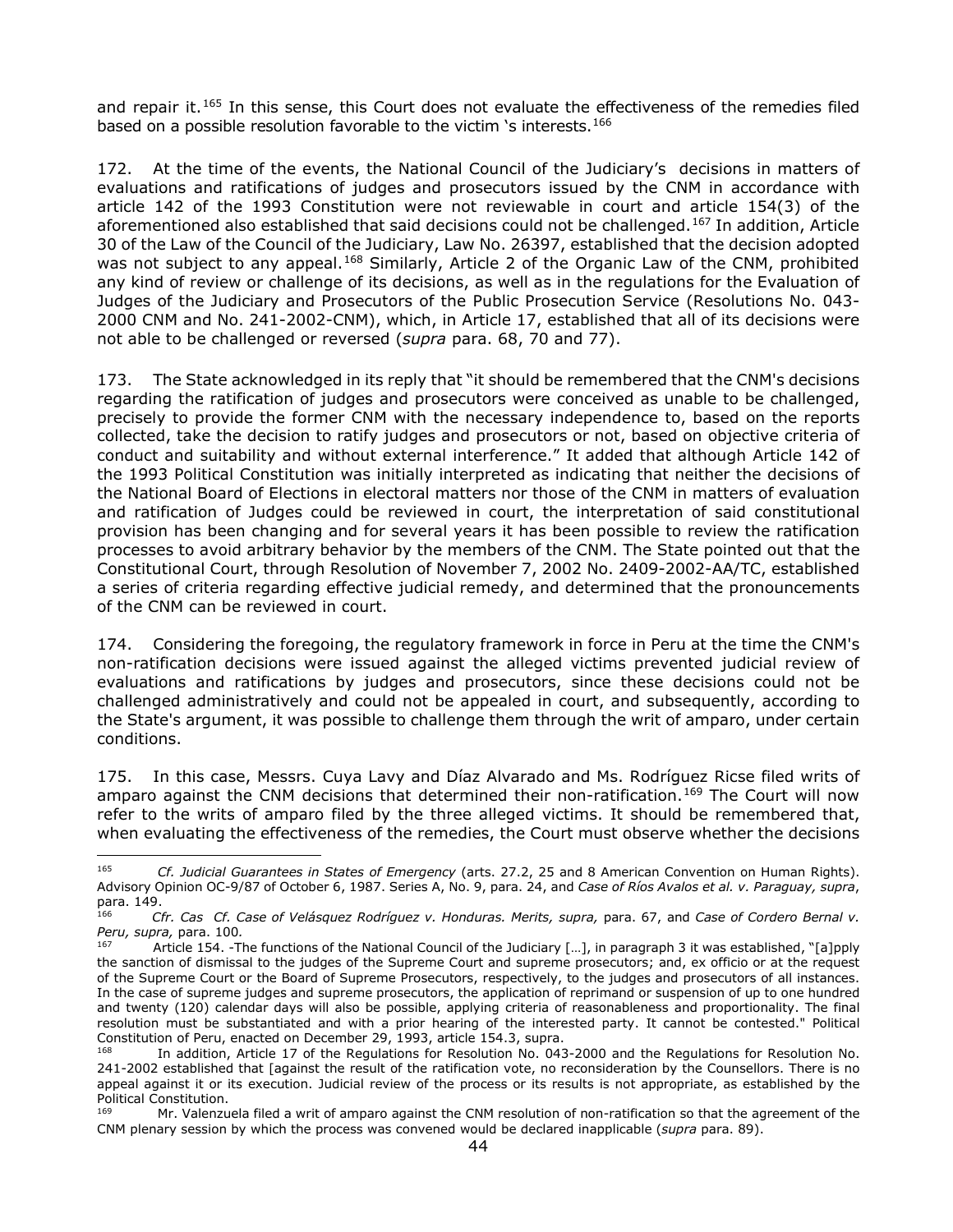and repair it.[165] In this sense, this Court does not evaluate the effectiveness of the remedies filed based on a possible resolution favorable to the victim 's interests.[166]

172. At the time of the events, the National Council of the Judiciary's decisions in matters of evaluations and ratifications of judges and prosecutors issued by the CNM in accordance with article 142 of the 1993 Constitution were not reviewable in court and article 154(3) of the aforementioned also established that said decisions could not be challenged.[167] In addition, Article 30 of the Law of the Council of the Judiciary, Law No. 26397, established that the decision adopted was not subject to any appeal.[168] Similarly, Article 2 of the Organic Law of the CNM, prohibited any kind of review or challenge of its decisions, as well as in the regulations for the Evaluation of Judges of the Judiciary and Prosecutors of the Public Prosecution Service (Resolutions No. 043-2000 CNM and No. 241-2002-CNM), which, in Article 17, established that all of its decisions were not able to be challenged or reversed (*supra* para. 68, 70 and 77).

173. The State acknowledged in its reply that "it should be remembered that the CNM's decisions regarding the ratification of judges and prosecutors were conceived as unable to be challenged, precisely to provide the former CNM with the necessary independence to, based on the reports collected, take the decision to ratify judges and prosecutors or not, based on objective criteria of conduct and suitability and without external interference." It added that although Article 142 of the 1993 Political Constitution was initially interpreted as indicating that neither the decisions of the National Board of Elections in electoral matters nor those of the CNM in matters of evaluation and ratification of Judges could be reviewed in court, the interpretation of said constitutional provision has been changing and for several years it has been possible to review the ratification processes to avoid arbitrary behavior by the members of the CNM. The State pointed out that the Constitutional Court, through Resolution of November 7, 2002 No. 2409-2002-AA/TC, established a series of criteria regarding effective judicial remedy, and determined that the pronouncements of the CNM can be reviewed in court.

174. Considering the foregoing, the regulatory framework in force in Peru at the time the CNM's non-ratification decisions were issued against the alleged victims prevented judicial review of evaluations and ratifications by judges and prosecutors, since these decisions could not be challenged administratively and could not be appealed in court, and subsequently, according to the State's argument, it was possible to challenge them through the writ of amparo, under certain conditions.

175. In this case, Messrs. Cuya Lavy and Díaz Alvarado and Ms. Rodríguez Ricse filed writs of amparo against the CNM decisions that determined their non-ratification.[169] The Court will now refer to the writs of amparo filed by the three alleged victims. It should be remembered that, when evaluating the effectiveness of the remedies, the Court must observe whether the decisions

---

[165] *Cf. Judicial Guarantees in States of Emergency* (arts. 27.2, 25 and 8 American Convention on Human Rights). Advisory Opinion OC-9/87 of October 6, 1987. Series A, No. 9, para. 24, and *Case of Ríos Avalos et al. v. Paraguay, supra*, para. 149.

[166] *Cfr. Cas Cf. Case of Velásquez Rodríguez v. Honduras. Merits, supra,* para. 67, and *Case of Cordero Bernal v. Peru, supra,* para. 100.

[167] Article 154. -The functions of the National Council of the Judiciary […], in paragraph 3 it was established, "[a]pply the sanction of dismissal to the judges of the Supreme Court and supreme prosecutors; and, ex officio or at the request of the Supreme Court or the Board of Supreme Prosecutors, respectively, to the judges and prosecutors of all instances. In the case of supreme judges and supreme prosecutors, the application of reprimand or suspension of up to one hundred and twenty (120) calendar days will also be possible, applying criteria of reasonableness and proportionality. The final resolution must be substantiated and with a prior hearing of the interested party. It cannot be contested." Political Constitution of Peru, enacted on December 29, 1993, article 154.3, supra.

[168] In addition, Article 17 of the Regulations for Resolution No. 043-2000 and the Regulations for Resolution No. 241-2002 established that [against the result of the ratification vote, no reconsideration by the Counsellors. There is no appeal against it or its execution. Judicial review of the process or its results is not appropriate, as established by the Political Constitution.

[169] Mr. Valenzuela filed a writ of amparo against the CNM resolution of non-ratification so that the agreement of the CNM plenary session by which the process was convened would be declared inapplicable (*supra* para. 89).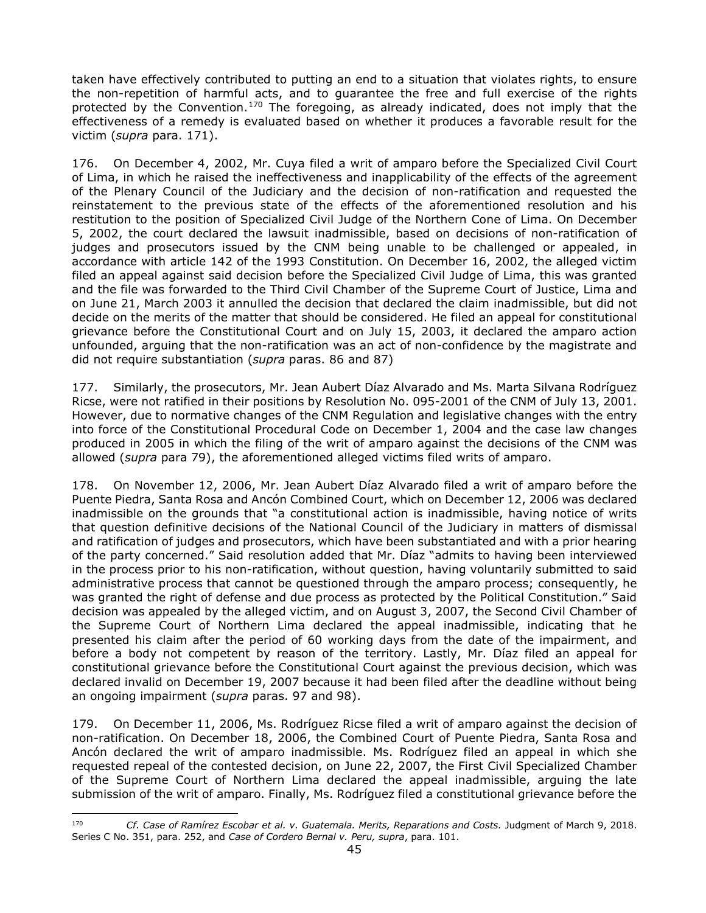taken have effectively contributed to putting an end to a situation that violates rights, to ensure the non-repetition of harmful acts, and to guarantee the free and full exercise of the rights protected by the Convention.[170] The foregoing, as already indicated, does not imply that the effectiveness of a remedy is evaluated based on whether it produces a favorable result for the victim (*supra* para. 171).

176. On December 4, 2002, Mr. Cuya filed a writ of amparo before the Specialized Civil Court of Lima, in which he raised the ineffectiveness and inapplicability of the effects of the agreement of the Plenary Council of the Judiciary and the decision of non-ratification and requested the reinstatement to the previous state of the effects of the aforementioned resolution and his restitution to the position of Specialized Civil Judge of the Northern Cone of Lima. On December 5, 2002, the court declared the lawsuit inadmissible, based on decisions of non-ratification of judges and prosecutors issued by the CNM being unable to be challenged or appealed, in accordance with article 142 of the 1993 Constitution. On December 16, 2002, the alleged victim filed an appeal against said decision before the Specialized Civil Judge of Lima, this was granted and the file was forwarded to the Third Civil Chamber of the Supreme Court of Justice, Lima and on June 21, March 2003 it annulled the decision that declared the claim inadmissible, but did not decide on the merits of the matter that should be considered. He filed an appeal for constitutional grievance before the Constitutional Court and on July 15, 2003, it declared the amparo action unfounded, arguing that the non-ratification was an act of non-confidence by the magistrate and did not require substantiation (*supra* paras. 86 and 87)

177. Similarly, the prosecutors, Mr. Jean Aubert Díaz Alvarado and Ms. Marta Silvana Rodríguez Ricse, were not ratified in their positions by Resolution No. 095-2001 of the CNM of July 13, 2001. However, due to normative changes of the CNM Regulation and legislative changes with the entry into force of the Constitutional Procedural Code on December 1, 2004 and the case law changes produced in 2005 in which the filing of the writ of amparo against the decisions of the CNM was allowed (*supra* para 79), the aforementioned alleged victims filed writs of amparo.

178. On November 12, 2006, Mr. Jean Aubert Díaz Alvarado filed a writ of amparo before the Puente Piedra, Santa Rosa and Ancón Combined Court, which on December 12, 2006 was declared inadmissible on the grounds that "a constitutional action is inadmissible, having notice of writs that question definitive decisions of the National Council of the Judiciary in matters of dismissal and ratification of judges and prosecutors, which have been substantiated and with a prior hearing of the party concerned." Said resolution added that Mr. Díaz "admits to having been interviewed in the process prior to his non-ratification, without question, having voluntarily submitted to said administrative process that cannot be questioned through the amparo process; consequently, he was granted the right of defense and due process as protected by the Political Constitution." Said decision was appealed by the alleged victim, and on August 3, 2007, the Second Civil Chamber of the Supreme Court of Northern Lima declared the appeal inadmissible, indicating that he presented his claim after the period of 60 working days from the date of the impairment, and before a body not competent by reason of the territory. Lastly, Mr. Díaz filed an appeal for constitutional grievance before the Constitutional Court against the previous decision, which was declared invalid on December 19, 2007 because it had been filed after the deadline without being an ongoing impairment (*supra* paras. 97 and 98).

179. On December 11, 2006, Ms. Rodríguez Ricse filed a writ of amparo against the decision of non-ratification. On December 18, 2006, the Combined Court of Puente Piedra, Santa Rosa and Ancón declared the writ of amparo inadmissible. Ms. Rodríguez filed an appeal in which she requested repeal of the contested decision, on June 22, 2007, the First Civil Specialized Chamber of the Supreme Court of Northern Lima declared the appeal inadmissible, arguing the late submission of the writ of amparo. Finally, Ms. Rodríguez filed a constitutional grievance before the

---

[170] *Cf. Case of Ramírez Escobar et al. v. Guatemala. Merits, Reparations and Costs.* Judgment of March 9, 2018. Series C No. 351, para. 252, and *Case of Cordero Bernal v. Peru, supra*, para. 101.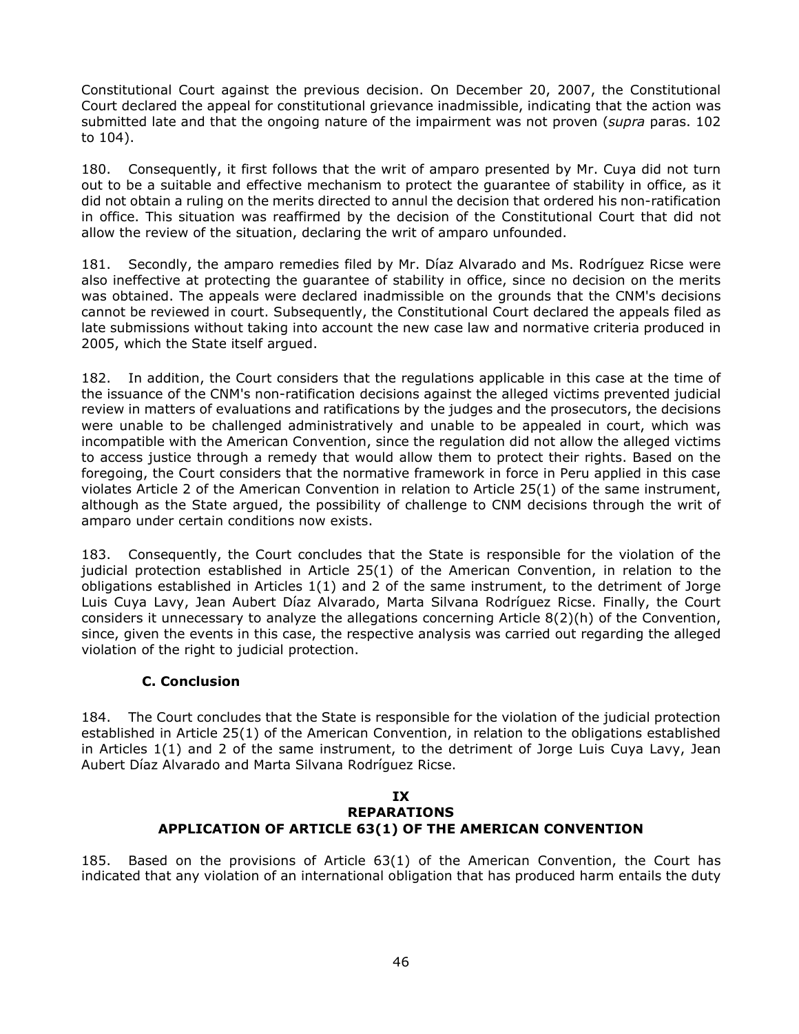Constitutional Court against the previous decision. On December 20, 2007, the Constitutional Court declared the appeal for constitutional grievance inadmissible, indicating that the action was submitted late and that the ongoing nature of the impairment was not proven (*supra* paras. 102 to 104).

180. Consequently, it first follows that the writ of amparo presented by Mr. Cuya did not turn out to be a suitable and effective mechanism to protect the guarantee of stability in office, as it did not obtain a ruling on the merits directed to annul the decision that ordered his non-ratification in office. This situation was reaffirmed by the decision of the Constitutional Court that did not allow the review of the situation, declaring the writ of amparo unfounded.

181. Secondly, the amparo remedies filed by Mr. Díaz Alvarado and Ms. Rodríguez Ricse were also ineffective at protecting the guarantee of stability in office, since no decision on the merits was obtained. The appeals were declared inadmissible on the grounds that the CNM's decisions cannot be reviewed in court. Subsequently, the Constitutional Court declared the appeals filed as late submissions without taking into account the new case law and normative criteria produced in 2005, which the State itself argued.

182. In addition, the Court considers that the regulations applicable in this case at the time of the issuance of the CNM's non-ratification decisions against the alleged victims prevented judicial review in matters of evaluations and ratifications by the judges and the prosecutors, the decisions were unable to be challenged administratively and unable to be appealed in court, which was incompatible with the American Convention, since the regulation did not allow the alleged victims to access justice through a remedy that would allow them to protect their rights. Based on the foregoing, the Court considers that the normative framework in force in Peru applied in this case violates Article 2 of the American Convention in relation to Article 25(1) of the same instrument, although as the State argued, the possibility of challenge to CNM decisions through the writ of amparo under certain conditions now exists.

183. Consequently, the Court concludes that the State is responsible for the violation of the judicial protection established in Article 25(1) of the American Convention, in relation to the obligations established in Articles 1(1) and 2 of the same instrument, to the detriment of Jorge Luis Cuya Lavy, Jean Aubert Díaz Alvarado, Marta Silvana Rodríguez Ricse. Finally, the Court considers it unnecessary to analyze the allegations concerning Article 8(2)(h) of the Convention, since, given the events in this case, the respective analysis was carried out regarding the alleged violation of the right to judicial protection.

### C. Conclusion

184. The Court concludes that the State is responsible for the violation of the judicial protection established in Article 25(1) of the American Convention, in relation to the obligations established in Articles 1(1) and 2 of the same instrument, to the detriment of Jorge Luis Cuya Lavy, Jean Aubert Díaz Alvarado and Marta Silvana Rodríguez Ricse.

## IX
## REPARATIONS
## APPLICATION OF ARTICLE 63(1) OF THE AMERICAN CONVENTION

185. Based on the provisions of Article 63(1) of the American Convention, the Court has indicated that any violation of an international obligation that has produced harm entails the duty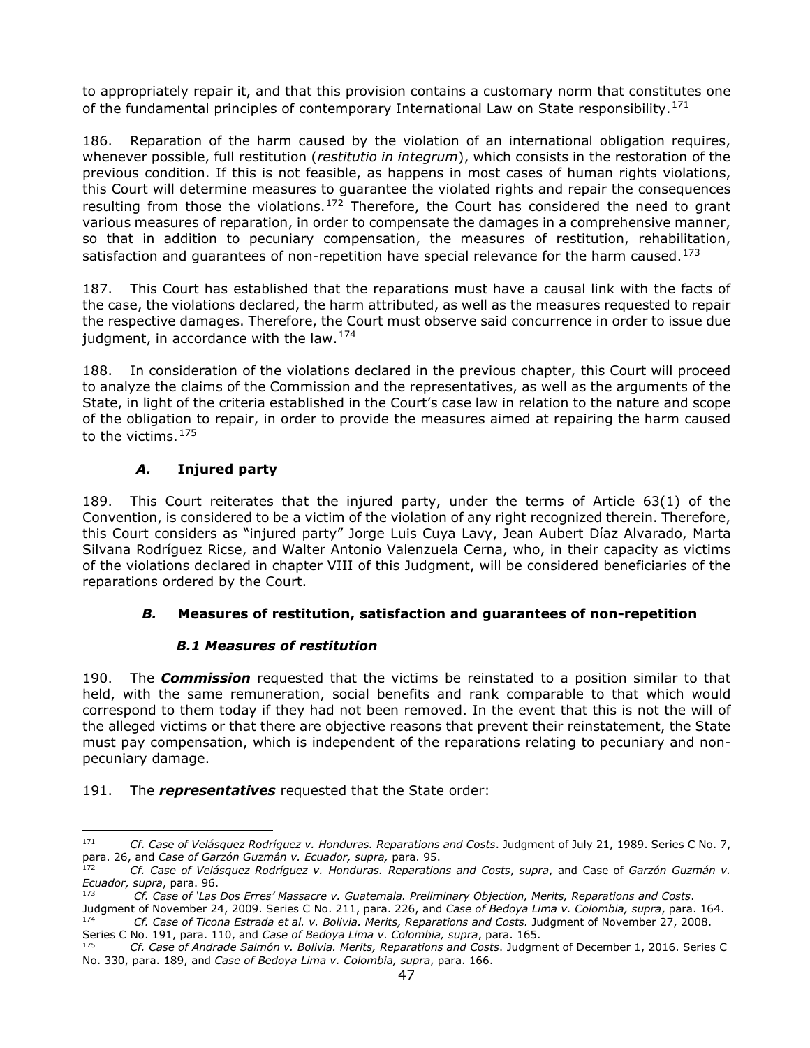to appropriately repair it, and that this provision contains a customary norm that constitutes one of the fundamental principles of contemporary International Law on State responsibility.[171]

186. Reparation of the harm caused by the violation of an international obligation requires, whenever possible, full restitution (*restitutio in integrum*), which consists in the restoration of the previous condition. If this is not feasible, as happens in most cases of human rights violations, this Court will determine measures to guarantee the violated rights and repair the consequences resulting from those the violations.[172] Therefore, the Court has considered the need to grant various measures of reparation, in order to compensate the damages in a comprehensive manner, so that in addition to pecuniary compensation, the measures of restitution, rehabilitation, satisfaction and guarantees of non-repetition have special relevance for the harm caused.[173]

187. This Court has established that the reparations must have a causal link with the facts of the case, the violations declared, the harm attributed, as well as the measures requested to repair the respective damages. Therefore, the Court must observe said concurrence in order to issue due judgment, in accordance with the law.[174]

188. In consideration of the violations declared in the previous chapter, this Court will proceed to analyze the claims of the Commission and the representatives, as well as the arguments of the State, in light of the criteria established in the Court's case law in relation to the nature and scope of the obligation to repair, in order to provide the measures aimed at repairing the harm caused to the victims.[175]

### *A.* Injured party

189. This Court reiterates that the injured party, under the terms of Article 63(1) of the Convention, is considered to be a victim of the violation of any right recognized therein. Therefore, this Court considers as "injured party" Jorge Luis Cuya Lavy, Jean Aubert Díaz Alvarado, Marta Silvana Rodríguez Ricse, and Walter Antonio Valenzuela Cerna, who, in their capacity as victims of the violations declared in chapter VIII of this Judgment, will be considered beneficiaries of the reparations ordered by the Court.

### *B.* Measures of restitution, satisfaction and guarantees of non-repetition

#### *B.1 Measures of restitution*

190. The ***Commission*** requested that the victims be reinstated to a position similar to that held, with the same remuneration, social benefits and rank comparable to that which would correspond to them today if they had not been removed. In the event that this is not the will of the alleged victims or that there are objective reasons that prevent their reinstatement, the State must pay compensation, which is independent of the reparations relating to pecuniary and non-pecuniary damage.

191. The ***representatives*** requested that the State order:

---

[171] *Cf. Case of Velásquez Rodríguez v. Honduras. Reparations and Costs*. Judgment of July 21, 1989. Series C No. 7, para. 26, and *Case of Garzón Guzmán v. Ecuador, supra,* para. 95.

[172] *Cf. Case of Velásquez Rodríguez v. Honduras. Reparations and Costs*, *supra*, and Case of *Garzón Guzmán v. Ecuador, supra*, para. 96.

[173] *Cf. Case of 'Las Dos Erres' Massacre v. Guatemala. Preliminary Objection, Merits, Reparations and Costs*. Judgment of November 24, 2009. Series C No. 211, para. 226, and *Case of Bedoya Lima v. Colombia, supra*, para. 164.

[174] *Cf. Case of Ticona Estrada et al. v. Bolivia. Merits, Reparations and Costs.* Judgment of November 27, 2008. Series C No. 191, para. 110, and *Case of Bedoya Lima v. Colombia, supra*, para. 165.

[175] *Cf. Case of Andrade Salmón v. Bolivia. Merits, Reparations and Costs*. Judgment of December 1, 2016. Series C No. 330, para. 189, and *Case of Bedoya Lima v. Colombia, supra*, para. 166.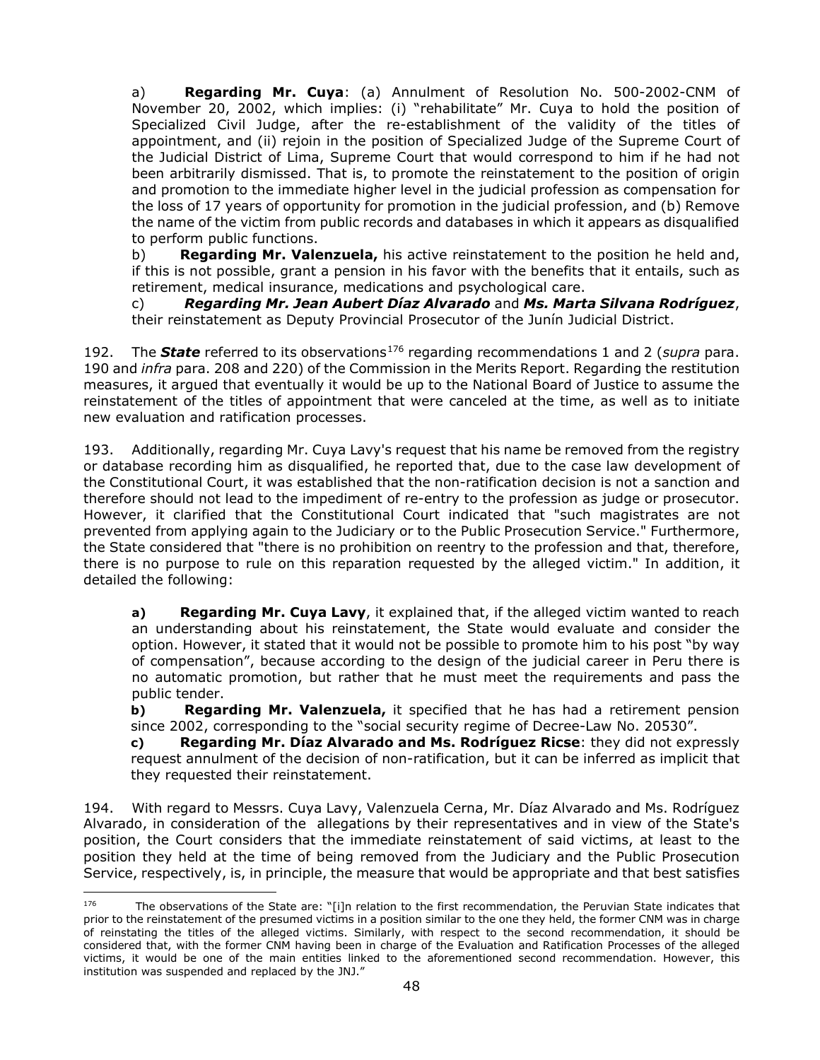a) **Regarding Mr. Cuya**: (a) Annulment of Resolution No. 500-2002-CNM of November 20, 2002, which implies: (i) "rehabilitate" Mr. Cuya to hold the position of Specialized Civil Judge, after the re-establishment of the validity of the titles of appointment, and (ii) rejoin in the position of Specialized Judge of the Supreme Court of the Judicial District of Lima, Supreme Court that would correspond to him if he had not been arbitrarily dismissed. That is, to promote the reinstatement to the position of origin and promotion to the immediate higher level in the judicial profession as compensation for the loss of 17 years of opportunity for promotion in the judicial profession, and (b) Remove the name of the victim from public records and databases in which it appears as disqualified to perform public functions.

b) **Regarding Mr. Valenzuela,** his active reinstatement to the position he held and, if this is not possible, grant a pension in his favor with the benefits that it entails, such as retirement, medical insurance, medications and psychological care.

c) ***Regarding Mr. Jean Aubert Díaz Alvarado*** and ***Ms. Marta Silvana Rodríguez***, their reinstatement as Deputy Provincial Prosecutor of the Junín Judicial District.

192. The ***State*** referred to its observations[176] regarding recommendations 1 and 2 (*supra* para. 190 and *infra* para. 208 and 220) of the Commission in the Merits Report. Regarding the restitution measures, it argued that eventually it would be up to the National Board of Justice to assume the reinstatement of the titles of appointment that were canceled at the time, as well as to initiate new evaluation and ratification processes.

193. Additionally, regarding Mr. Cuya Lavy's request that his name be removed from the registry or database recording him as disqualified, he reported that, due to the case law development of the Constitutional Court, it was established that the non-ratification decision is not a sanction and therefore should not lead to the impediment of re-entry to the profession as judge or prosecutor. However, it clarified that the Constitutional Court indicated that "such magistrates are not prevented from applying again to the Judiciary or to the Public Prosecution Service." Furthermore, the State considered that "there is no prohibition on reentry to the profession and that, therefore, there is no purpose to rule on this reparation requested by the alleged victim." In addition, it detailed the following:

**a) Regarding Mr. Cuya Lavy**, it explained that, if the alleged victim wanted to reach an understanding about his reinstatement, the State would evaluate and consider the option. However, it stated that it would not be possible to promote him to his post "by way of compensation", because according to the design of the judicial career in Peru there is no automatic promotion, but rather that he must meet the requirements and pass the public tender.

**b) Regarding Mr. Valenzuela,** it specified that he has had a retirement pension since 2002, corresponding to the "social security regime of Decree-Law No. 20530".

**c) Regarding Mr. Díaz Alvarado and Ms. Rodríguez Ricse**: they did not expressly request annulment of the decision of non-ratification, but it can be inferred as implicit that they requested their reinstatement.

194. With regard to Messrs. Cuya Lavy, Valenzuela Cerna, Mr. Díaz Alvarado and Ms. Rodríguez Alvarado, in consideration of the allegations by their representatives and in view of the State's position, the Court considers that the immediate reinstatement of said victims, at least to the position they held at the time of being removed from the Judiciary and the Public Prosecution Service, respectively, is, in principle, the measure that would be appropriate and that best satisfies

---

[176] The observations of the State are: "[i]n relation to the first recommendation, the Peruvian State indicates that prior to the reinstatement of the presumed victims in a position similar to the one they held, the former CNM was in charge of reinstating the titles of the alleged victims. Similarly, with respect to the second recommendation, it should be considered that, with the former CNM having been in charge of the Evaluation and Ratification Processes of the alleged victims, it would be one of the main entities linked to the aforementioned second recommendation. However, this institution was suspended and replaced by the JNJ."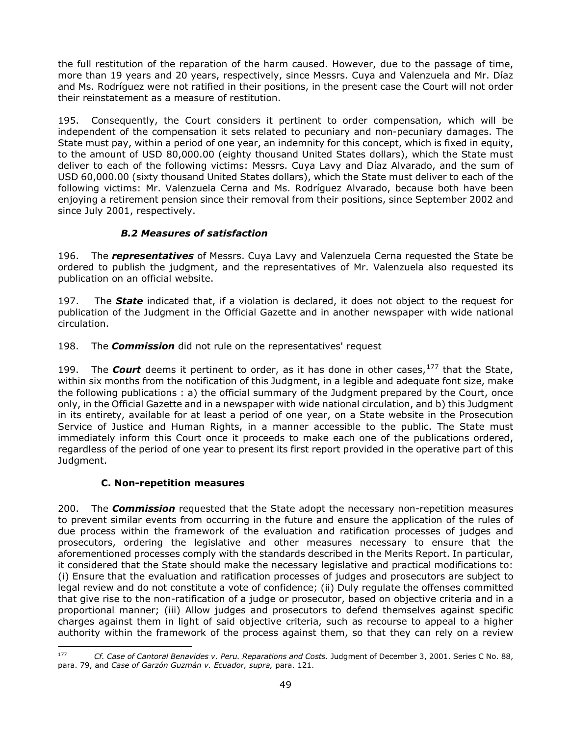the full restitution of the reparation of the harm caused. However, due to the passage of time, more than 19 years and 20 years, respectively, since Messrs. Cuya and Valenzuela and Mr. Díaz and Ms. Rodríguez were not ratified in their positions, in the present case the Court will not order their reinstatement as a measure of restitution.

195. Consequently, the Court considers it pertinent to order compensation, which will be independent of the compensation it sets related to pecuniary and non-pecuniary damages. The State must pay, within a period of one year, an indemnity for this concept, which is fixed in equity, to the amount of USD 80,000.00 (eighty thousand United States dollars), which the State must deliver to each of the following victims: Messrs. Cuya Lavy and Díaz Alvarado, and the sum of USD 60,000.00 (sixty thousand United States dollars), which the State must deliver to each of the following victims: Mr. Valenzuela Cerna and Ms. Rodríguez Alvarado, because both have been enjoying a retirement pension since their removal from their positions, since September 2002 and since July 2001, respectively.

### *B.2 Measures of satisfaction*

196. The ***representatives*** of Messrs. Cuya Lavy and Valenzuela Cerna requested the State be ordered to publish the judgment, and the representatives of Mr. Valenzuela also requested its publication on an official website.

197. The ***State*** indicated that, if a violation is declared, it does not object to the request for publication of the Judgment in the Official Gazette and in another newspaper with wide national circulation.

198. The ***Commission*** did not rule on the representatives' request

199. The ***Court*** deems it pertinent to order, as it has done in other cases,[177] that the State, within six months from the notification of this Judgment, in a legible and adequate font size, make the following publications : a) the official summary of the Judgment prepared by the Court, once only, in the Official Gazette and in a newspaper with wide national circulation, and b) this Judgment in its entirety, available for at least a period of one year, on a State website in the Prosecution Service of Justice and Human Rights, in a manner accessible to the public. The State must immediately inform this Court once it proceeds to make each one of the publications ordered, regardless of the period of one year to present its first report provided in the operative part of this Judgment.

### C. Non-repetition measures

200. The ***Commission*** requested that the State adopt the necessary non-repetition measures to prevent similar events from occurring in the future and ensure the application of the rules of due process within the framework of the evaluation and ratification processes of judges and prosecutors, ordering the legislative and other measures necessary to ensure that the aforementioned processes comply with the standards described in the Merits Report. In particular, it considered that the State should make the necessary legislative and practical modifications to: (i) Ensure that the evaluation and ratification processes of judges and prosecutors are subject to legal review and do not constitute a vote of confidence; (ii) Duly regulate the offenses committed that give rise to the non-ratification of a judge or prosecutor, based on objective criteria and in a proportional manner; (iii) Allow judges and prosecutors to defend themselves against specific charges against them in light of said objective criteria, such as recourse to appeal to a higher authority within the framework of the process against them, so that they can rely on a review

---

[177] *Cf. Case of Cantoral Benavides v. Peru. Reparations and Costs.* Judgment of December 3, 2001. Series C No. 88, para. 79, and *Case of Garzón Guzmán v. Ecuador, supra,* para. 121.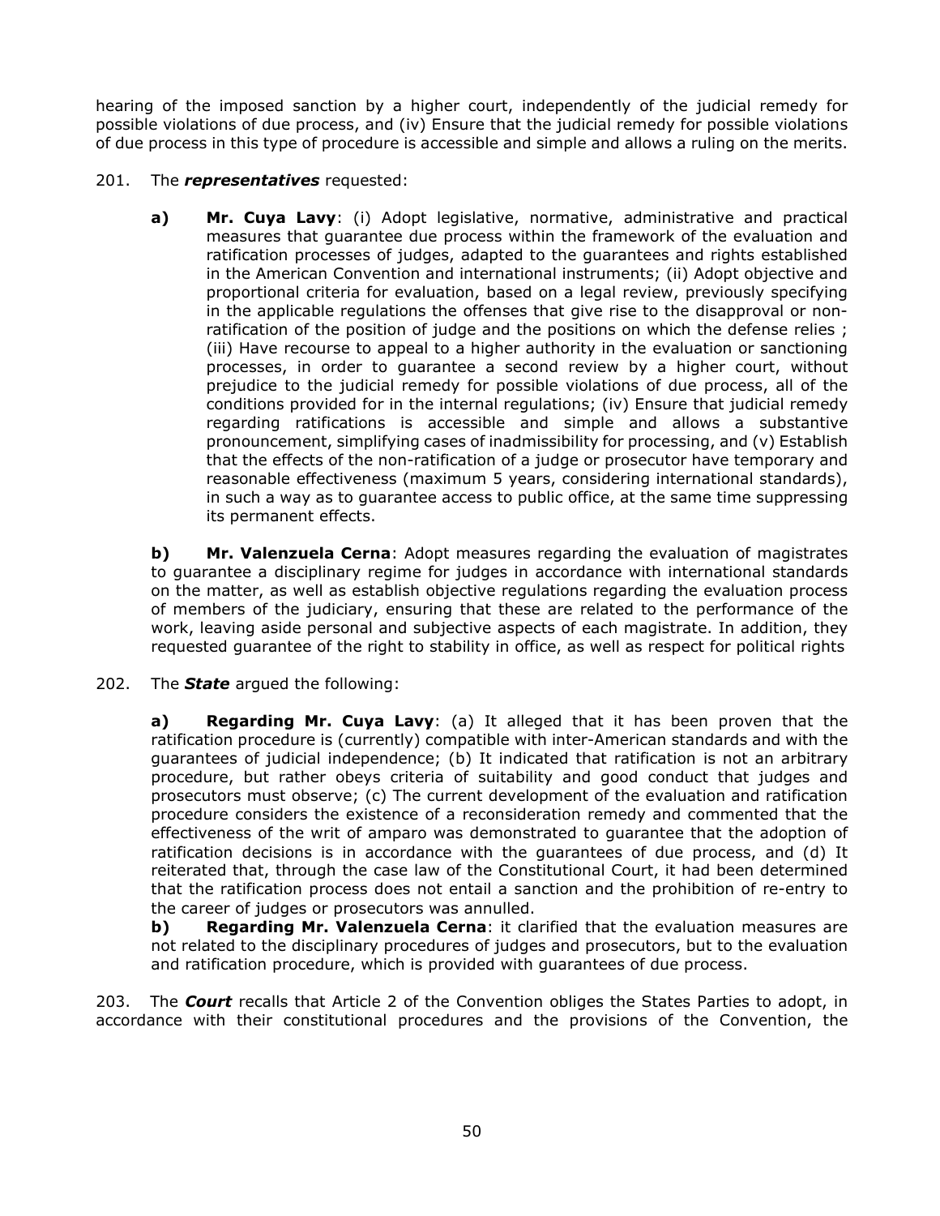hearing of the imposed sanction by a higher court, independently of the judicial remedy for possible violations of due process, and (iv) Ensure that the judicial remedy for possible violations of due process in this type of procedure is accessible and simple and allows a ruling on the merits.

201. The ***representatives*** requested:

> **a) Mr. Cuya Lavy**: (i) Adopt legislative, normative, administrative and practical measures that guarantee due process within the framework of the evaluation and ratification processes of judges, adapted to the guarantees and rights established in the American Convention and international instruments; (ii) Adopt objective and proportional criteria for evaluation, based on a legal review, previously specifying in the applicable regulations the offenses that give rise to the disapproval or non-ratification of the position of judge and the positions on which the defense relies ; (iii) Have recourse to appeal to a higher authority in the evaluation or sanctioning processes, in order to guarantee a second review by a higher court, without prejudice to the judicial remedy for possible violations of due process, all of the conditions provided for in the internal regulations; (iv) Ensure that judicial remedy regarding ratifications is accessible and simple and allows a substantive pronouncement, simplifying cases of inadmissibility for processing, and (v) Establish that the effects of the non-ratification of a judge or prosecutor have temporary and reasonable effectiveness (maximum 5 years, considering international standards), in such a way as to guarantee access to public office, at the same time suppressing its permanent effects.
>
> **b) Mr. Valenzuela Cerna**: Adopt measures regarding the evaluation of magistrates to guarantee a disciplinary regime for judges in accordance with international standards on the matter, as well as establish objective regulations regarding the evaluation process of members of the judiciary, ensuring that these are related to the performance of the work, leaving aside personal and subjective aspects of each magistrate. In addition, they requested guarantee of the right to stability in office, as well as respect for political rights

202. The ***State*** argued the following:

> **a) Regarding Mr. Cuya Lavy**: (a) It alleged that it has been proven that the ratification procedure is (currently) compatible with inter-American standards and with the guarantees of judicial independence; (b) It indicated that ratification is not an arbitrary procedure, but rather obeys criteria of suitability and good conduct that judges and prosecutors must observe; (c) The current development of the evaluation and ratification procedure considers the existence of a reconsideration remedy and commented that the effectiveness of the writ of amparo was demonstrated to guarantee that the adoption of ratification decisions is in accordance with the guarantees of due process, and (d) It reiterated that, through the case law of the Constitutional Court, it had been determined that the ratification process does not entail a sanction and the prohibition of re-entry to the career of judges or prosecutors was annulled.
>
> **b) Regarding Mr. Valenzuela Cerna**: it clarified that the evaluation measures are not related to the disciplinary procedures of judges and prosecutors, but to the evaluation and ratification procedure, which is provided with guarantees of due process.

203. The ***Court*** recalls that Article 2 of the Convention obliges the States Parties to adopt, in accordance with their constitutional procedures and the provisions of the Convention, the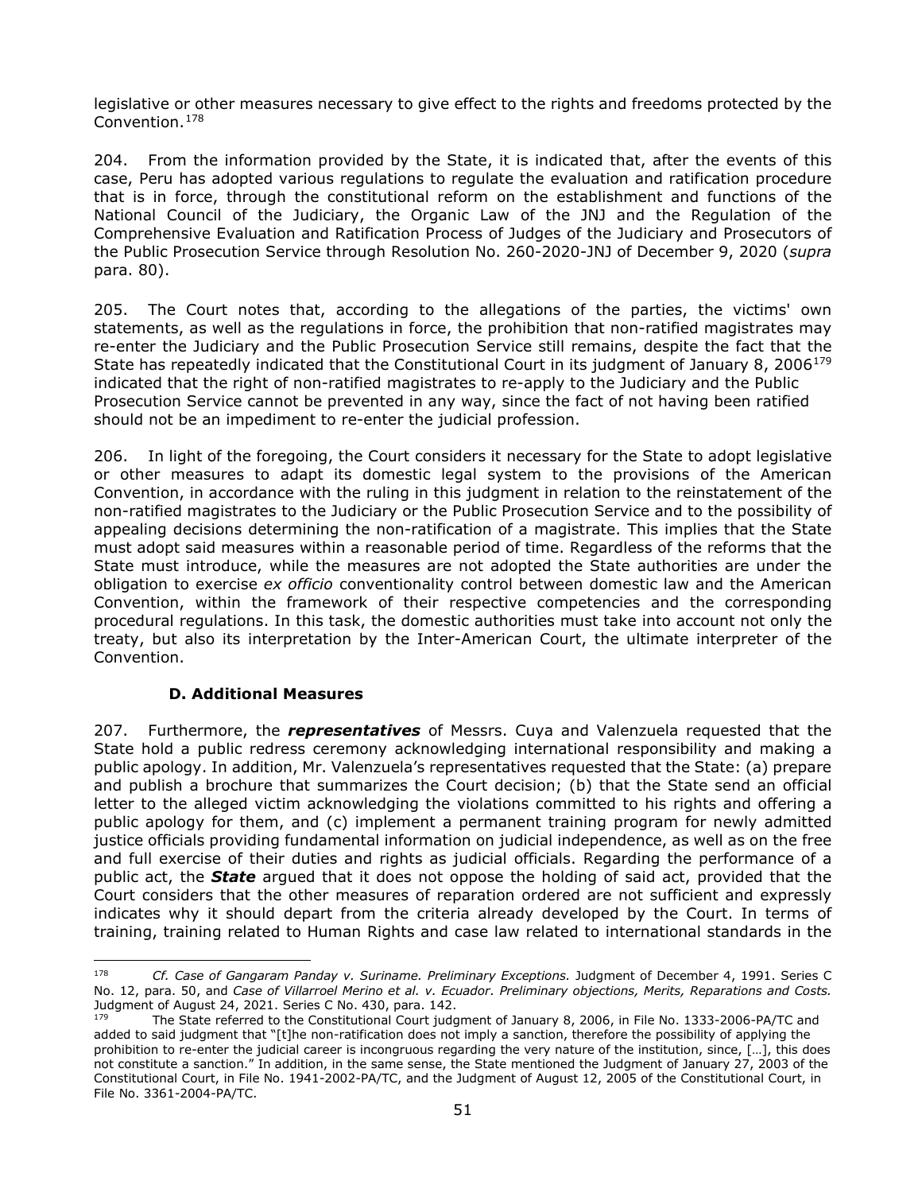legislative or other measures necessary to give effect to the rights and freedoms protected by the Convention.[178]

204. From the information provided by the State, it is indicated that, after the events of this case, Peru has adopted various regulations to regulate the evaluation and ratification procedure that is in force, through the constitutional reform on the establishment and functions of the National Council of the Judiciary, the Organic Law of the JNJ and the Regulation of the Comprehensive Evaluation and Ratification Process of Judges of the Judiciary and Prosecutors of the Public Prosecution Service through Resolution No. 260-2020-JNJ of December 9, 2020 (*supra* para. 80).

205. The Court notes that, according to the allegations of the parties, the victims' own statements, as well as the regulations in force, the prohibition that non-ratified magistrates may re-enter the Judiciary and the Public Prosecution Service still remains, despite the fact that the State has repeatedly indicated that the Constitutional Court in its judgment of January 8, 2006[179] indicated that the right of non-ratified magistrates to re-apply to the Judiciary and the Public Prosecution Service cannot be prevented in any way, since the fact of not having been ratified should not be an impediment to re-enter the judicial profession.

206. In light of the foregoing, the Court considers it necessary for the State to adopt legislative or other measures to adapt its domestic legal system to the provisions of the American Convention, in accordance with the ruling in this judgment in relation to the reinstatement of the non-ratified magistrates to the Judiciary or the Public Prosecution Service and to the possibility of appealing decisions determining the non-ratification of a magistrate. This implies that the State must adopt said measures within a reasonable period of time. Regardless of the reforms that the State must introduce, while the measures are not adopted the State authorities are under the obligation to exercise *ex officio* conventionality control between domestic law and the American Convention, within the framework of their respective competencies and the corresponding procedural regulations. In this task, the domestic authorities must take into account not only the treaty, but also its interpretation by the Inter-American Court, the ultimate interpreter of the Convention.

### D. Additional Measures

207. Furthermore, the ***representatives*** of Messrs. Cuya and Valenzuela requested that the State hold a public redress ceremony acknowledging international responsibility and making a public apology. In addition, Mr. Valenzuela's representatives requested that the State: (a) prepare and publish a brochure that summarizes the Court decision; (b) that the State send an official letter to the alleged victim acknowledging the violations committed to his rights and offering a public apology for them, and (c) implement a permanent training program for newly admitted justice officials providing fundamental information on judicial independence, as well as on the free and full exercise of their duties and rights as judicial officials. Regarding the performance of a public act, the ***State*** argued that it does not oppose the holding of said act, provided that the Court considers that the other measures of reparation ordered are not sufficient and expressly indicates why it should depart from the criteria already developed by the Court. In terms of training, training related to Human Rights and case law related to international standards in the

---

[178] *Cf. Case of Gangaram Panday v. Suriname. Preliminary Exceptions.* Judgment of December 4, 1991. Series C No. 12, para. 50, and *Case of Villarroel Merino et al. v. Ecuador. Preliminary objections, Merits, Reparations and Costs.* Judgment of August 24, 2021. Series C No. 430, para. 142.

[179] The State referred to the Constitutional Court judgment of January 8, 2006, in File No. 1333-2006-PA/TC and added to said judgment that "[t]he non-ratification does not imply a sanction, therefore the possibility of applying the prohibition to re-enter the judicial career is incongruous regarding the very nature of the institution, since, […], this does not constitute a sanction." In addition, in the same sense, the State mentioned the Judgment of January 27, 2003 of the Constitutional Court, in File No. 1941-2002-PA/TC, and the Judgment of August 12, 2005 of the Constitutional Court, in File No. 3361-2004-PA/TC.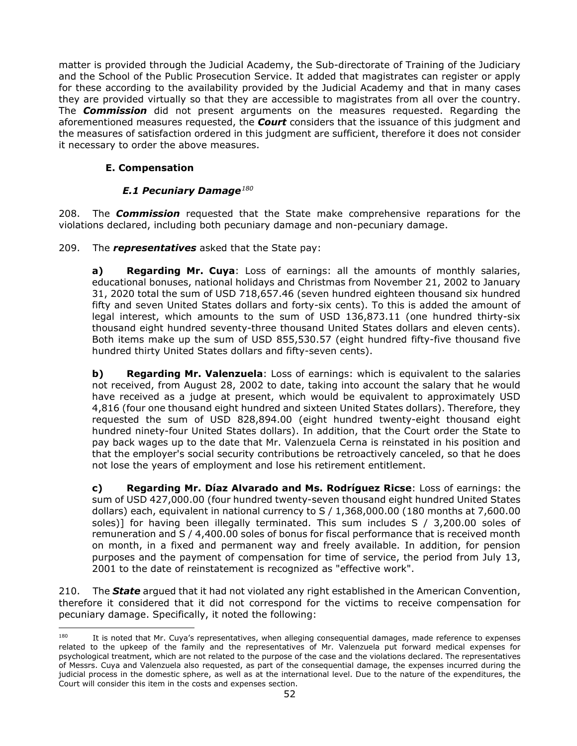matter is provided through the Judicial Academy, the Sub-directorate of Training of the Judiciary and the School of the Public Prosecution Service. It added that magistrates can register or apply for these according to the availability provided by the Judicial Academy and that in many cases they are provided virtually so that they are accessible to magistrates from all over the country. The ***Commission*** did not present arguments on the measures requested. Regarding the aforementioned measures requested, the ***Court*** considers that the issuance of this judgment and the measures of satisfaction ordered in this judgment are sufficient, therefore it does not consider it necessary to order the above measures.

### E. Compensation

#### *E.1 Pecuniary Damage*[180]

208. The ***Commission*** requested that the State make comprehensive reparations for the violations declared, including both pecuniary damage and non-pecuniary damage.

209. The ***representatives*** asked that the State pay:

**a) Regarding Mr. Cuya**: Loss of earnings: all the amounts of monthly salaries, educational bonuses, national holidays and Christmas from November 21, 2002 to January 31, 2020 total the sum of USD 718,657.46 (seven hundred eighteen thousand six hundred fifty and seven United States dollars and forty-six cents). To this is added the amount of legal interest, which amounts to the sum of USD 136,873.11 (one hundred thirty-six thousand eight hundred seventy-three thousand United States dollars and eleven cents). Both items make up the sum of USD 855,530.57 (eight hundred fifty-five thousand five hundred thirty United States dollars and fifty-seven cents).

**b) Regarding Mr. Valenzuela**: Loss of earnings: which is equivalent to the salaries not received, from August 28, 2002 to date, taking into account the salary that he would have received as a judge at present, which would be equivalent to approximately USD 4,816 (four one thousand eight hundred and sixteen United States dollars). Therefore, they requested the sum of USD 828,894.00 (eight hundred twenty-eight thousand eight hundred ninety-four United States dollars). In addition, that the Court order the State to pay back wages up to the date that Mr. Valenzuela Cerna is reinstated in his position and that the employer's social security contributions be retroactively canceled, so that he does not lose the years of employment and lose his retirement entitlement.

**c) Regarding Mr. Díaz Alvarado and Ms. Rodríguez Ricse**: Loss of earnings: the sum of USD 427,000.00 (four hundred twenty-seven thousand eight hundred United States dollars) each, equivalent in national currency to S / 1,368,000.00 (180 months at 7,600.00 soles)] for having been illegally terminated. This sum includes S / 3,200.00 soles of remuneration and S / 4,400.00 soles of bonus for fiscal performance that is received month on month, in a fixed and permanent way and freely available. In addition, for pension purposes and the payment of compensation for time of service, the period from July 13, 2001 to the date of reinstatement is recognized as "effective work".

210. The ***State*** argued that it had not violated any right established in the American Convention, therefore it considered that it did not correspond for the victims to receive compensation for pecuniary damage. Specifically, it noted the following:

---

[180] It is noted that Mr. Cuya's representatives, when alleging consequential damages, made reference to expenses related to the upkeep of the family and the representatives of Mr. Valenzuela put forward medical expenses for psychological treatment, which are not related to the purpose of the case and the violations declared. The representatives of Messrs. Cuya and Valenzuela also requested, as part of the consequential damage, the expenses incurred during the judicial process in the domestic sphere, as well as at the international level. Due to the nature of the expenditures, the Court will consider this item in the costs and expenses section.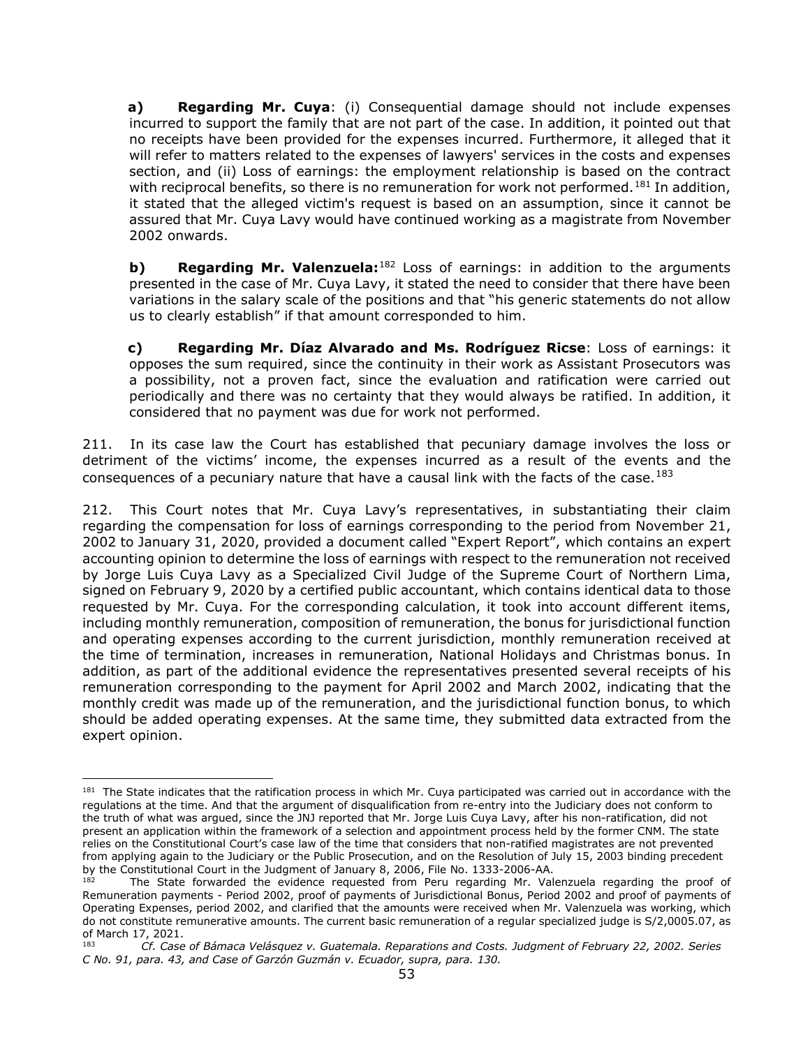**a) Regarding Mr. Cuya**: (i) Consequential damage should not include expenses incurred to support the family that are not part of the case. In addition, it pointed out that no receipts have been provided for the expenses incurred. Furthermore, it alleged that it will refer to matters related to the expenses of lawyers' services in the costs and expenses section, and (ii) Loss of earnings: the employment relationship is based on the contract with reciprocal benefits, so there is no remuneration for work not performed.[181] In addition, it stated that the alleged victim's request is based on an assumption, since it cannot be assured that Mr. Cuya Lavy would have continued working as a magistrate from November 2002 onwards.

**b) Regarding Mr. Valenzuela:**[182] Loss of earnings: in addition to the arguments presented in the case of Mr. Cuya Lavy, it stated the need to consider that there have been variations in the salary scale of the positions and that "his generic statements do not allow us to clearly establish" if that amount corresponded to him.

**c) Regarding Mr. Díaz Alvarado and Ms. Rodríguez Ricse**: Loss of earnings: it opposes the sum required, since the continuity in their work as Assistant Prosecutors was a possibility, not a proven fact, since the evaluation and ratification were carried out periodically and there was no certainty that they would always be ratified. In addition, it considered that no payment was due for work not performed.

211. In its case law the Court has established that pecuniary damage involves the loss or detriment of the victims' income, the expenses incurred as a result of the events and the consequences of a pecuniary nature that have a causal link with the facts of the case.[183]

212. This Court notes that Mr. Cuya Lavy's representatives, in substantiating their claim regarding the compensation for loss of earnings corresponding to the period from November 21, 2002 to January 31, 2020, provided a document called "Expert Report", which contains an expert accounting opinion to determine the loss of earnings with respect to the remuneration not received by Jorge Luis Cuya Lavy as a Specialized Civil Judge of the Supreme Court of Northern Lima, signed on February 9, 2020 by a certified public accountant, which contains identical data to those requested by Mr. Cuya. For the corresponding calculation, it took into account different items, including monthly remuneration, composition of remuneration, the bonus for jurisdictional function and operating expenses according to the current jurisdiction, monthly remuneration received at the time of termination, increases in remuneration, National Holidays and Christmas bonus. In addition, as part of the additional evidence the representatives presented several receipts of his remuneration corresponding to the payment for April 2002 and March 2002, indicating that the monthly credit was made up of the remuneration, and the jurisdictional function bonus, to which should be added operating expenses. At the same time, they submitted data extracted from the expert opinion.

---

[181] The State indicates that the ratification process in which Mr. Cuya participated was carried out in accordance with the regulations at the time. And that the argument of disqualification from re-entry into the Judiciary does not conform to the truth of what was argued, since the JNJ reported that Mr. Jorge Luis Cuya Lavy, after his non-ratification, did not present an application within the framework of a selection and appointment process held by the former CNM. The state relies on the Constitutional Court's case law of the time that considers that non-ratified magistrates are not prevented from applying again to the Judiciary or the Public Prosecution, and on the Resolution of July 15, 2003 binding precedent by the Constitutional Court in the Judgment of January 8, 2006, File No. 1333-2006-AA.

[182] The State forwarded the evidence requested from Peru regarding Mr. Valenzuela regarding the proof of Remuneration payments - Period 2002, proof of payments of Jurisdictional Bonus, Period 2002 and proof of payments of Operating Expenses, period 2002, and clarified that the amounts were received when Mr. Valenzuela was working, which do not constitute remunerative amounts. The current basic remuneration of a regular specialized judge is S/2,0005.07, as of March 17, 2021.

[183] *Cf. Case of Bámaca Velásquez v. Guatemala. Reparations and Costs. Judgment of February 22, 2002. Series C No. 91, para. 43, and Case of Garzón Guzmán v. Ecuador, supra, para. 130.*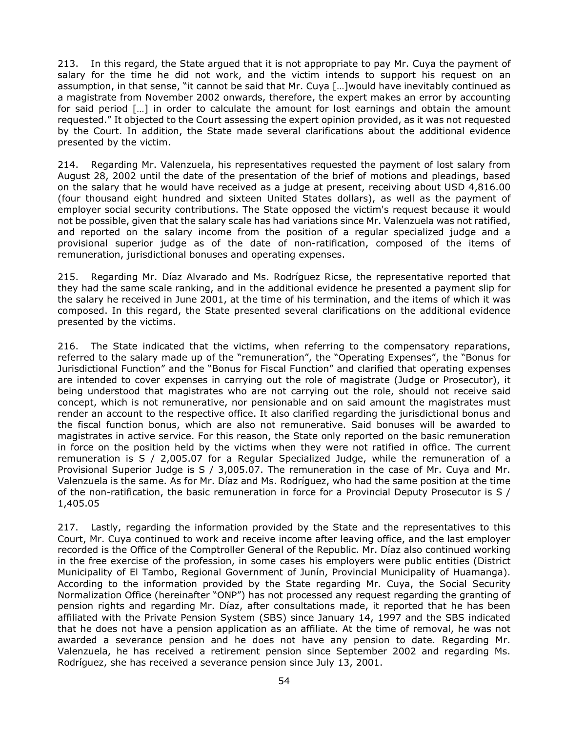213. In this regard, the State argued that it is not appropriate to pay Mr. Cuya the payment of salary for the time he did not work, and the victim intends to support his request on an assumption, in that sense, "it cannot be said that Mr. Cuya […]would have inevitably continued as a magistrate from November 2002 onwards, therefore, the expert makes an error by accounting for said period […] in order to calculate the amount for lost earnings and obtain the amount requested." It objected to the Court assessing the expert opinion provided, as it was not requested by the Court. In addition, the State made several clarifications about the additional evidence presented by the victim.

214. Regarding Mr. Valenzuela, his representatives requested the payment of lost salary from August 28, 2002 until the date of the presentation of the brief of motions and pleadings, based on the salary that he would have received as a judge at present, receiving about USD 4,816.00 (four thousand eight hundred and sixteen United States dollars), as well as the payment of employer social security contributions. The State opposed the victim's request because it would not be possible, given that the salary scale has had variations since Mr. Valenzuela was not ratified, and reported on the salary income from the position of a regular specialized judge and a provisional superior judge as of the date of non-ratification, composed of the items of remuneration, jurisdictional bonuses and operating expenses.

215. Regarding Mr. Díaz Alvarado and Ms. Rodríguez Ricse, the representative reported that they had the same scale ranking, and in the additional evidence he presented a payment slip for the salary he received in June 2001, at the time of his termination, and the items of which it was composed. In this regard, the State presented several clarifications on the additional evidence presented by the victims.

216. The State indicated that the victims, when referring to the compensatory reparations, referred to the salary made up of the "remuneration", the "Operating Expenses", the "Bonus for Jurisdictional Function" and the "Bonus for Fiscal Function" and clarified that operating expenses are intended to cover expenses in carrying out the role of magistrate (Judge or Prosecutor), it being understood that magistrates who are not carrying out the role, should not receive said concept, which is not remunerative, nor pensionable and on said amount the magistrates must render an account to the respective office. It also clarified regarding the jurisdictional bonus and the fiscal function bonus, which are also not remunerative. Said bonuses will be awarded to magistrates in active service. For this reason, the State only reported on the basic remuneration in force on the position held by the victims when they were not ratified in office. The current remuneration is S / 2,005.07 for a Regular Specialized Judge, while the remuneration of a Provisional Superior Judge is S / 3,005.07. The remuneration in the case of Mr. Cuya and Mr. Valenzuela is the same. As for Mr. Díaz and Ms. Rodríguez, who had the same position at the time of the non-ratification, the basic remuneration in force for a Provincial Deputy Prosecutor is S / 1,405.05

217. Lastly, regarding the information provided by the State and the representatives to this Court, Mr. Cuya continued to work and receive income after leaving office, and the last employer recorded is the Office of the Comptroller General of the Republic. Mr. Díaz also continued working in the free exercise of the profession, in some cases his employers were public entities (District Municipality of El Tambo, Regional Government of Junín, Provincial Municipality of Huamanga). According to the information provided by the State regarding Mr. Cuya, the Social Security Normalization Office (hereinafter "ONP") has not processed any request regarding the granting of pension rights and regarding Mr. Díaz, after consultations made, it reported that he has been affiliated with the Private Pension System (SBS) since January 14, 1997 and the SBS indicated that he does not have a pension application as an affiliate. At the time of removal, he was not awarded a severance pension and he does not have any pension to date. Regarding Mr. Valenzuela, he has received a retirement pension since September 2002 and regarding Ms. Rodríguez, she has received a severance pension since July 13, 2001.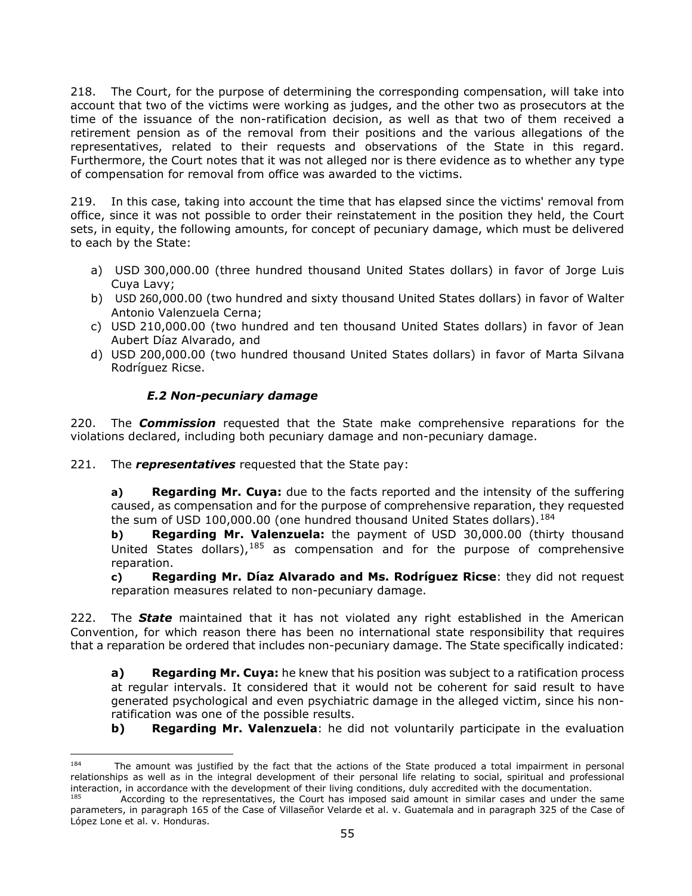218. The Court, for the purpose of determining the corresponding compensation, will take into account that two of the victims were working as judges, and the other two as prosecutors at the time of the issuance of the non-ratification decision, as well as that two of them received a retirement pension as of the removal from their positions and the various allegations of the representatives, related to their requests and observations of the State in this regard. Furthermore, the Court notes that it was not alleged nor is there evidence as to whether any type of compensation for removal from office was awarded to the victims.

219. In this case, taking into account the time that has elapsed since the victims' removal from office, since it was not possible to order their reinstatement in the position they held, the Court sets, in equity, the following amounts, for concept of pecuniary damage, which must be delivered to each by the State:

a) USD 300,000.00 (three hundred thousand United States dollars) in favor of Jorge Luis Cuya Lavy;
b) USD 260,000.00 (two hundred and sixty thousand United States dollars) in favor of Walter Antonio Valenzuela Cerna;
c) USD 210,000.00 (two hundred and ten thousand United States dollars) in favor of Jean Aubert Díaz Alvarado, and
d) USD 200,000.00 (two hundred thousand United States dollars) in favor of Marta Silvana Rodríguez Ricse.

### *E.2 Non-pecuniary damage*

220. The ***Commission*** requested that the State make comprehensive reparations for the violations declared, including both pecuniary damage and non-pecuniary damage.

221. The ***representatives*** requested that the State pay:

> **a) Regarding Mr. Cuya:** due to the facts reported and the intensity of the suffering caused, as compensation and for the purpose of comprehensive reparation, they requested the sum of USD 100,000.00 (one hundred thousand United States dollars).[184]
>
> **b) Regarding Mr. Valenzuela:** the payment of USD 30,000.00 (thirty thousand United States dollars),[185] as compensation and for the purpose of comprehensive reparation.
>
> **c) Regarding Mr. Díaz Alvarado and Ms. Rodríguez Ricse**: they did not request reparation measures related to non-pecuniary damage.

222. The ***State*** maintained that it has not violated any right established in the American Convention, for which reason there has been no international state responsibility that requires that a reparation be ordered that includes non-pecuniary damage. The State specifically indicated:

> **a) Regarding Mr. Cuya:** he knew that his position was subject to a ratification process at regular intervals. It considered that it would not be coherent for said result to have generated psychological and even psychiatric damage in the alleged victim, since his non-ratification was one of the possible results.
>
> **b) Regarding Mr. Valenzuela**: he did not voluntarily participate in the evaluation

---

[184] The amount was justified by the fact that the actions of the State produced a total impairment in personal relationships as well as in the integral development of their personal life relating to social, spiritual and professional interaction, in accordance with the development of their living conditions, duly accredited with the documentation.

[185] According to the representatives, the Court has imposed said amount in similar cases and under the same parameters, in paragraph 165 of the Case of Villaseñor Velarde et al. v. Guatemala and in paragraph 325 of the Case of López Lone et al. v. Honduras.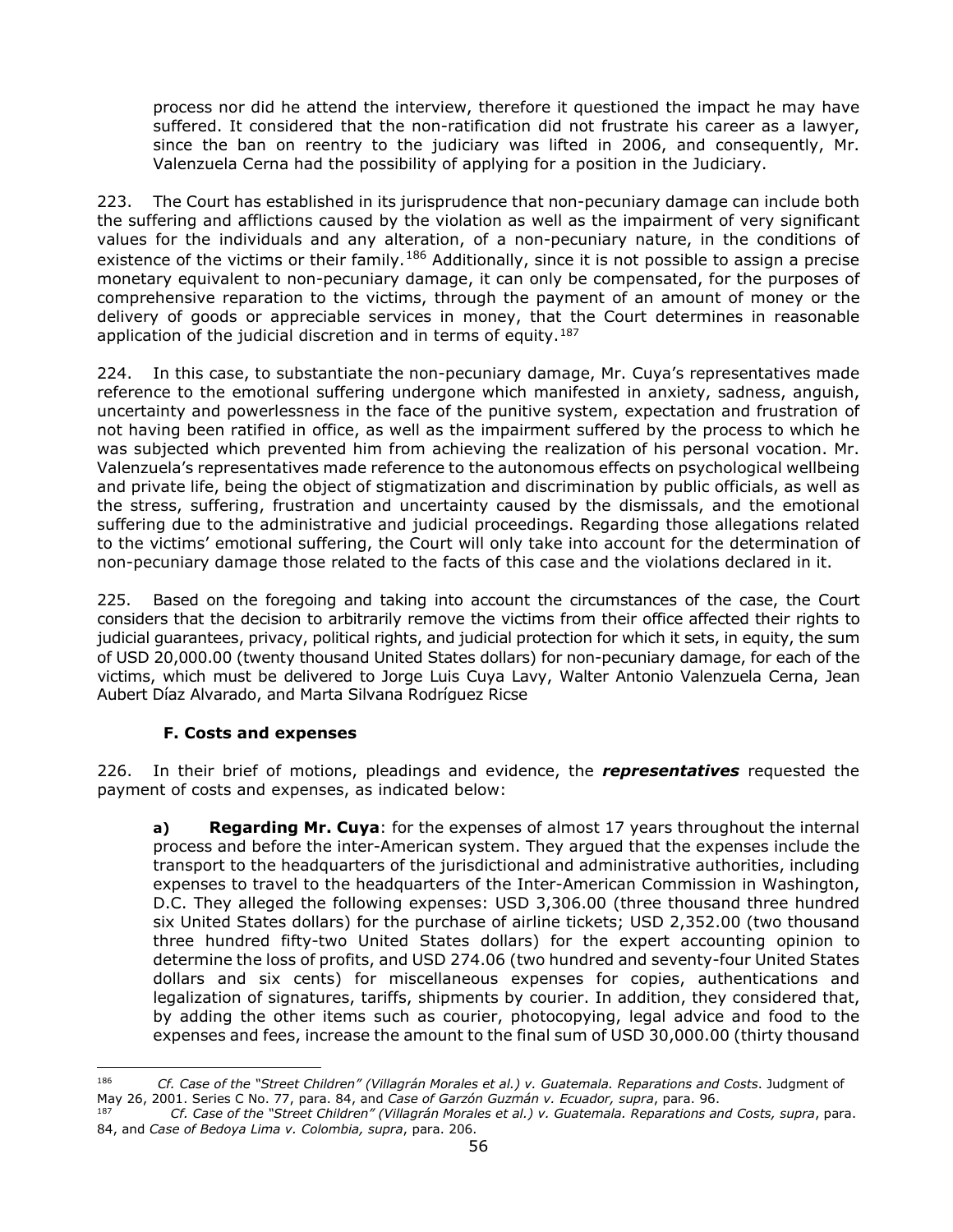process nor did he attend the interview, therefore it questioned the impact he may have suffered. It considered that the non-ratification did not frustrate his career as a lawyer, since the ban on reentry to the judiciary was lifted in 2006, and consequently, Mr. Valenzuela Cerna had the possibility of applying for a position in the Judiciary.

223. The Court has established in its jurisprudence that non-pecuniary damage can include both the suffering and afflictions caused by the violation as well as the impairment of very significant values for the individuals and any alteration, of a non-pecuniary nature, in the conditions of existence of the victims or their family.[186] Additionally, since it is not possible to assign a precise monetary equivalent to non-pecuniary damage, it can only be compensated, for the purposes of comprehensive reparation to the victims, through the payment of an amount of money or the delivery of goods or appreciable services in money, that the Court determines in reasonable application of the judicial discretion and in terms of equity.[187]

224. In this case, to substantiate the non-pecuniary damage, Mr. Cuya's representatives made reference to the emotional suffering undergone which manifested in anxiety, sadness, anguish, uncertainty and powerlessness in the face of the punitive system, expectation and frustration of not having been ratified in office, as well as the impairment suffered by the process to which he was subjected which prevented him from achieving the realization of his personal vocation. Mr. Valenzuela's representatives made reference to the autonomous effects on psychological wellbeing and private life, being the object of stigmatization and discrimination by public officials, as well as the stress, suffering, frustration and uncertainty caused by the dismissals, and the emotional suffering due to the administrative and judicial proceedings. Regarding those allegations related to the victims' emotional suffering, the Court will only take into account for the determination of non-pecuniary damage those related to the facts of this case and the violations declared in it.

225. Based on the foregoing and taking into account the circumstances of the case, the Court considers that the decision to arbitrarily remove the victims from their office affected their rights to judicial guarantees, privacy, political rights, and judicial protection for which it sets, in equity, the sum of USD 20,000.00 (twenty thousand United States dollars) for non-pecuniary damage, for each of the victims, which must be delivered to Jorge Luis Cuya Lavy, Walter Antonio Valenzuela Cerna, Jean Aubert Díaz Alvarado, and Marta Silvana Rodríguez Ricse

### F. Costs and expenses

226. In their brief of motions, pleadings and evidence, the ***representatives*** requested the payment of costs and expenses, as indicated below:

> **a) Regarding Mr. Cuya**: for the expenses of almost 17 years throughout the internal process and before the inter-American system. They argued that the expenses include the transport to the headquarters of the jurisdictional and administrative authorities, including expenses to travel to the headquarters of the Inter-American Commission in Washington, D.C. They alleged the following expenses: USD 3,306.00 (three thousand three hundred six United States dollars) for the purchase of airline tickets; USD 2,352.00 (two thousand three hundred fifty-two United States dollars) for the expert accounting opinion to determine the loss of profits, and USD 274.06 (two hundred and seventy-four United States dollars and six cents) for miscellaneous expenses for copies, authentications and legalization of signatures, tariffs, shipments by courier. In addition, they considered that, by adding the other items such as courier, photocopying, legal advice and food to the expenses and fees, increase the amount to the final sum of USD 30,000.00 (thirty thousand

---

[186] *Cf. Case of the "Street Children" (Villagrán Morales et al.) v. Guatemala. Reparations and Costs*. Judgment of May 26, 2001. Series C No. 77, para. 84, and *Case of Garzón Guzmán v. Ecuador, supra*, para. 96.

[187] *Cf. Case of the "Street Children" (Villagrán Morales et al.) v. Guatemala. Reparations and Costs, supra*, para. 84, and *Case of Bedoya Lima v. Colombia, supra*, para. 206.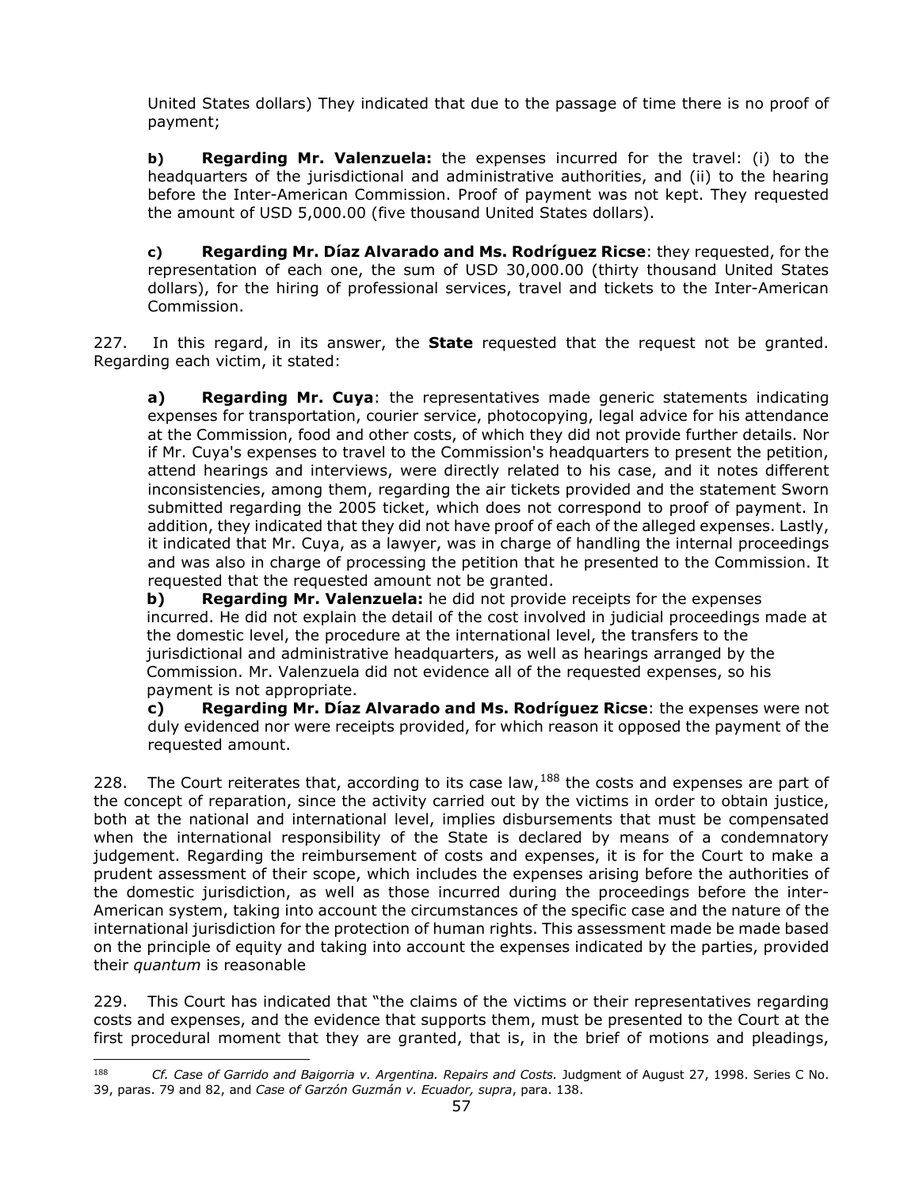United States dollars) They indicated that due to the passage of time there is no proof of payment;

**b) Regarding Mr. Valenzuela:** the expenses incurred for the travel: (i) to the headquarters of the jurisdictional and administrative authorities, and (ii) to the hearing before the Inter-American Commission. Proof of payment was not kept. They requested the amount of USD 5,000.00 (five thousand United States dollars).

**c) Regarding Mr. Díaz Alvarado and Ms. Rodríguez Ricse**: they requested, for the representation of each one, the sum of USD 30,000.00 (thirty thousand United States dollars), for the hiring of professional services, travel and tickets to the Inter-American Commission.

227. In this regard, in its answer, the **State** requested that the request not be granted. Regarding each victim, it stated:

**a) Regarding Mr. Cuya**: the representatives made generic statements indicating expenses for transportation, courier service, photocopying, legal advice for his attendance at the Commission, food and other costs, of which they did not provide further details. Nor if Mr. Cuya's expenses to travel to the Commission's headquarters to present the petition, attend hearings and interviews, were directly related to his case, and it notes different inconsistencies, among them, regarding the air tickets provided and the statement Sworn submitted regarding the 2005 ticket, which does not correspond to proof of payment. In addition, they indicated that they did not have proof of each of the alleged expenses. Lastly, it indicated that Mr. Cuya, as a lawyer, was in charge of handling the internal proceedings and was also in charge of processing the petition that he presented to the Commission. It requested that the requested amount not be granted.

**b) Regarding Mr. Valenzuela:** he did not provide receipts for the expenses incurred. He did not explain the detail of the cost involved in judicial proceedings made at the domestic level, the procedure at the international level, the transfers to the jurisdictional and administrative headquarters, as well as hearings arranged by the Commission. Mr. Valenzuela did not evidence all of the requested expenses, so his payment is not appropriate.

**c) Regarding Mr. Díaz Alvarado and Ms. Rodríguez Ricse**: the expenses were not duly evidenced nor were receipts provided, for which reason it opposed the payment of the requested amount.

228. The Court reiterates that, according to its case law,[188] the costs and expenses are part of the concept of reparation, since the activity carried out by the victims in order to obtain justice, both at the national and international level, implies disbursements that must be compensated when the international responsibility of the State is declared by means of a condemnatory judgement. Regarding the reimbursement of costs and expenses, it is for the Court to make a prudent assessment of their scope, which includes the expenses arising before the authorities of the domestic jurisdiction, as well as those incurred during the proceedings before the inter-American system, taking into account the circumstances of the specific case and the nature of the international jurisdiction for the protection of human rights. This assessment made be made based on the principle of equity and taking into account the expenses indicated by the parties, provided their *quantum* is reasonable

229. This Court has indicated that "the claims of the victims or their representatives regarding costs and expenses, and the evidence that supports them, must be presented to the Court at the first procedural moment that they are granted, that is, in the brief of motions and pleadings,

---

[188] *Cf. Case of Garrido and Baigorria v. Argentina. Repairs and Costs.* Judgment of August 27, 1998. Series C No. 39, paras. 79 and 82, and *Case of Garzón Guzmán v. Ecuador, supra*, para. 138.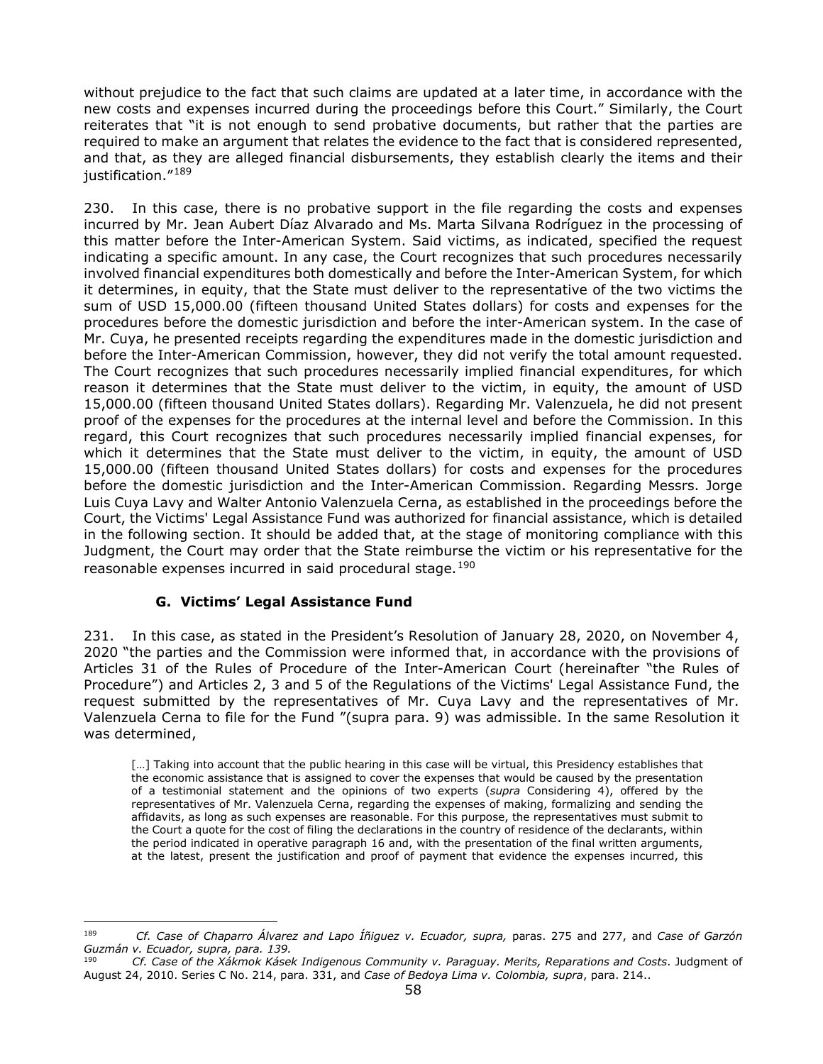without prejudice to the fact that such claims are updated at a later time, in accordance with the new costs and expenses incurred during the proceedings before this Court." Similarly, the Court reiterates that "it is not enough to send probative documents, but rather that the parties are required to make an argument that relates the evidence to the fact that is considered represented, and that, as they are alleged financial disbursements, they establish clearly the items and their justification."[189]

230. In this case, there is no probative support in the file regarding the costs and expenses incurred by Mr. Jean Aubert Díaz Alvarado and Ms. Marta Silvana Rodríguez in the processing of this matter before the Inter-American System. Said victims, as indicated, specified the request indicating a specific amount. In any case, the Court recognizes that such procedures necessarily involved financial expenditures both domestically and before the Inter-American System, for which it determines, in equity, that the State must deliver to the representative of the two victims the sum of USD 15,000.00 (fifteen thousand United States dollars) for costs and expenses for the procedures before the domestic jurisdiction and before the inter-American system. In the case of Mr. Cuya, he presented receipts regarding the expenditures made in the domestic jurisdiction and before the Inter-American Commission, however, they did not verify the total amount requested. The Court recognizes that such procedures necessarily implied financial expenditures, for which reason it determines that the State must deliver to the victim, in equity, the amount of USD 15,000.00 (fifteen thousand United States dollars). Regarding Mr. Valenzuela, he did not present proof of the expenses for the procedures at the internal level and before the Commission. In this regard, this Court recognizes that such procedures necessarily implied financial expenses, for which it determines that the State must deliver to the victim, in equity, the amount of USD 15,000.00 (fifteen thousand United States dollars) for costs and expenses for the procedures before the domestic jurisdiction and the Inter-American Commission. Regarding Messrs. Jorge Luis Cuya Lavy and Walter Antonio Valenzuela Cerna, as established in the proceedings before the Court, the Victims' Legal Assistance Fund was authorized for financial assistance, which is detailed in the following section. It should be added that, at the stage of monitoring compliance with this Judgment, the Court may order that the State reimburse the victim or his representative for the reasonable expenses incurred in said procedural stage.[190]

### G. Victims' Legal Assistance Fund

231. In this case, as stated in the President's Resolution of January 28, 2020, on November 4, 2020 "the parties and the Commission were informed that, in accordance with the provisions of Articles 31 of the Rules of Procedure of the Inter-American Court (hereinafter "the Rules of Procedure") and Articles 2, 3 and 5 of the Regulations of the Victims' Legal Assistance Fund, the request submitted by the representatives of Mr. Cuya Lavy and the representatives of Mr. Valenzuela Cerna to file for the Fund "(supra para. 9) was admissible. In the same Resolution it was determined,

> […] Taking into account that the public hearing in this case will be virtual, this Presidency establishes that the economic assistance that is assigned to cover the expenses that would be caused by the presentation of a testimonial statement and the opinions of two experts (*supra* Considering 4), offered by the representatives of Mr. Valenzuela Cerna, regarding the expenses of making, formalizing and sending the affidavits, as long as such expenses are reasonable. For this purpose, the representatives must submit to the Court a quote for the cost of filing the declarations in the country of residence of the declarants, within the period indicated in operative paragraph 16 and, with the presentation of the final written arguments, at the latest, present the justification and proof of payment that evidence the expenses incurred, this

---

[189] *Cf. Case of Chaparro Álvarez and Lapo Íñiguez v. Ecuador, supra,* paras. 275 and 277, and *Case of Garzón Guzmán v. Ecuador, supra, para. 139.*

[190] *Cf. Case of the Xákmok Kásek Indigenous Community v. Paraguay. Merits, Reparations and Costs*. Judgment of August 24, 2010. Series C No. 214, para. 331, and *Case of Bedoya Lima v. Colombia, supra*, para. 214..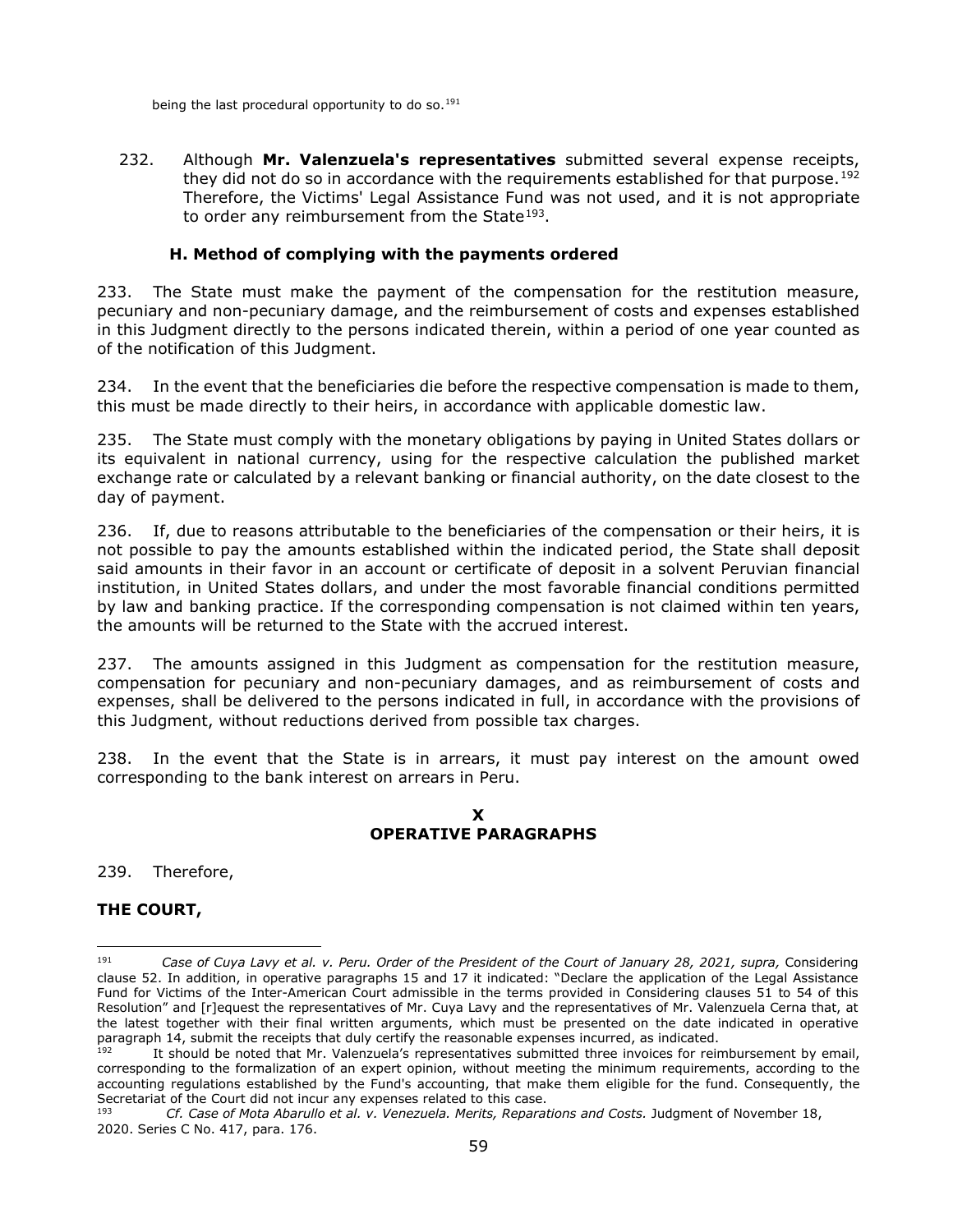being the last procedural opportunity to do so.[191]

232. Although **Mr. Valenzuela's representatives** submitted several expense receipts, they did not do so in accordance with the requirements established for that purpose.[192] Therefore, the Victims' Legal Assistance Fund was not used, and it is not appropriate to order any reimbursement from the State[193].

### H. Method of complying with the payments ordered

233. The State must make the payment of the compensation for the restitution measure, pecuniary and non-pecuniary damage, and the reimbursement of costs and expenses established in this Judgment directly to the persons indicated therein, within a period of one year counted as of the notification of this Judgment.

234. In the event that the beneficiaries die before the respective compensation is made to them, this must be made directly to their heirs, in accordance with applicable domestic law.

235. The State must comply with the monetary obligations by paying in United States dollars or its equivalent in national currency, using for the respective calculation the published market exchange rate or calculated by a relevant banking or financial authority, on the date closest to the day of payment.

236. If, due to reasons attributable to the beneficiaries of the compensation or their heirs, it is not possible to pay the amounts established within the indicated period, the State shall deposit said amounts in their favor in an account or certificate of deposit in a solvent Peruvian financial institution, in United States dollars, and under the most favorable financial conditions permitted by law and banking practice. If the corresponding compensation is not claimed within ten years, the amounts will be returned to the State with the accrued interest.

237. The amounts assigned in this Judgment as compensation for the restitution measure, compensation for pecuniary and non-pecuniary damages, and as reimbursement of costs and expenses, shall be delivered to the persons indicated in full, in accordance with the provisions of this Judgment, without reductions derived from possible tax charges.

238. In the event that the State is in arrears, it must pay interest on the amount owed corresponding to the bank interest on arrears in Peru.

## X
## OPERATIVE PARAGRAPHS

239. Therefore,

**THE COURT,**

---

[191] *Case of Cuya Lavy et al. v. Peru. Order of the President of the Court of January 28, 2021, supra,* Considering clause 52. In addition, in operative paragraphs 15 and 17 it indicated: "Declare the application of the Legal Assistance Fund for Victims of the Inter-American Court admissible in the terms provided in Considering clauses 51 to 54 of this Resolution" and [r]equest the representatives of Mr. Cuya Lavy and the representatives of Mr. Valenzuela Cerna that, at the latest together with their final written arguments, which must be presented on the date indicated in operative paragraph 14, submit the receipts that duly certify the reasonable expenses incurred, as indicated.

[192] It should be noted that Mr. Valenzuela's representatives submitted three invoices for reimbursement by email, corresponding to the formalization of an expert opinion, without meeting the minimum requirements, according to the accounting regulations established by the Fund's accounting, that make them eligible for the fund. Consequently, the Secretariat of the Court did not incur any expenses related to this case.

[193] *Cf. Case of Mota Abarullo et al. v. Venezuela. Merits, Reparations and Costs.* Judgment of November 18, 2020. Series C No. 417, para. 176.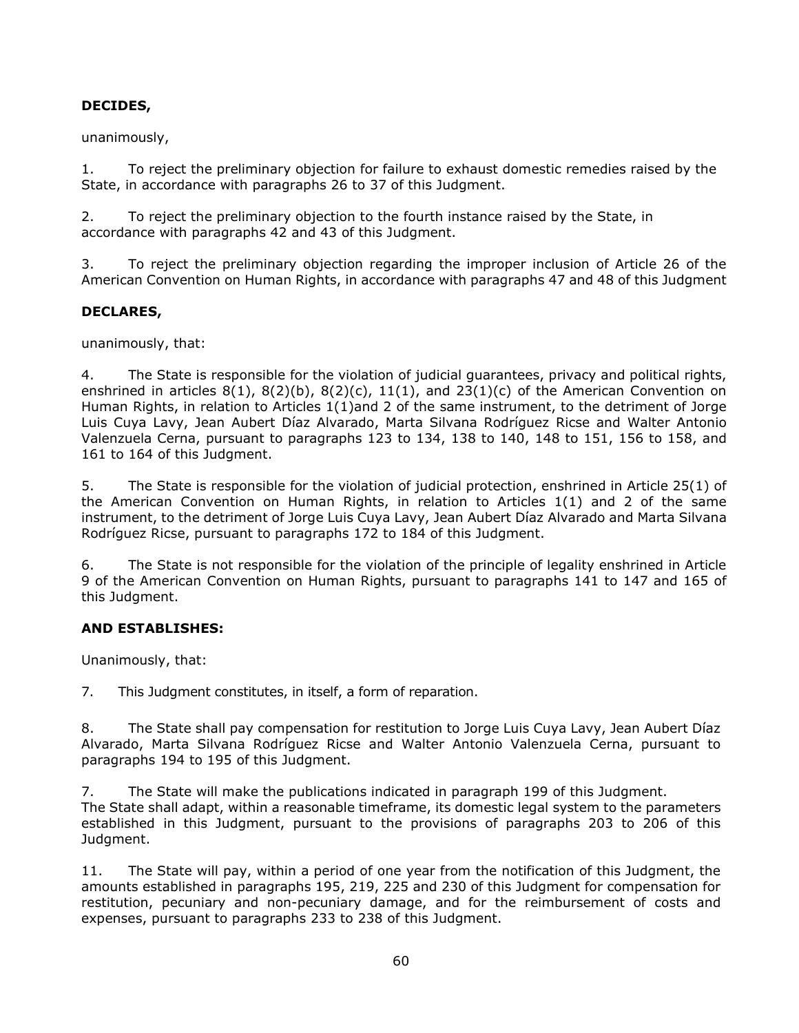**DECIDES,**

unanimously,

1. To reject the preliminary objection for failure to exhaust domestic remedies raised by the State, in accordance with paragraphs 26 to 37 of this Judgment.

2. To reject the preliminary objection to the fourth instance raised by the State, in accordance with paragraphs 42 and 43 of this Judgment.

3. To reject the preliminary objection regarding the improper inclusion of Article 26 of the American Convention on Human Rights, in accordance with paragraphs 47 and 48 of this Judgment

**DECLARES,**

unanimously, that:

4. The State is responsible for the violation of judicial guarantees, privacy and political rights, enshrined in articles 8(1), 8(2)(b), 8(2)(c), 11(1), and 23(1)(c) of the American Convention on Human Rights, in relation to Articles 1(1)and 2 of the same instrument, to the detriment of Jorge Luis Cuya Lavy, Jean Aubert Díaz Alvarado, Marta Silvana Rodríguez Ricse and Walter Antonio Valenzuela Cerna, pursuant to paragraphs 123 to 134, 138 to 140, 148 to 151, 156 to 158, and 161 to 164 of this Judgment.

5. The State is responsible for the violation of judicial protection, enshrined in Article 25(1) of the American Convention on Human Rights, in relation to Articles 1(1) and 2 of the same instrument, to the detriment of Jorge Luis Cuya Lavy, Jean Aubert Díaz Alvarado and Marta Silvana Rodríguez Ricse, pursuant to paragraphs 172 to 184 of this Judgment.

6. The State is not responsible for the violation of the principle of legality enshrined in Article 9 of the American Convention on Human Rights, pursuant to paragraphs 141 to 147 and 165 of this Judgment.

**AND ESTABLISHES:**

Unanimously, that:

7. This Judgment constitutes, in itself, a form of reparation.

8. The State shall pay compensation for restitution to Jorge Luis Cuya Lavy, Jean Aubert Díaz Alvarado, Marta Silvana Rodríguez Ricse and Walter Antonio Valenzuela Cerna, pursuant to paragraphs 194 to 195 of this Judgment.

7. The State will make the publications indicated in paragraph 199 of this Judgment.
The State shall adapt, within a reasonable timeframe, its domestic legal system to the parameters established in this Judgment, pursuant to the provisions of paragraphs 203 to 206 of this Judgment.

11. The State will pay, within a period of one year from the notification of this Judgment, the amounts established in paragraphs 195, 219, 225 and 230 of this Judgment for compensation for restitution, pecuniary and non-pecuniary damage, and for the reimbursement of costs and expenses, pursuant to paragraphs 233 to 238 of this Judgment.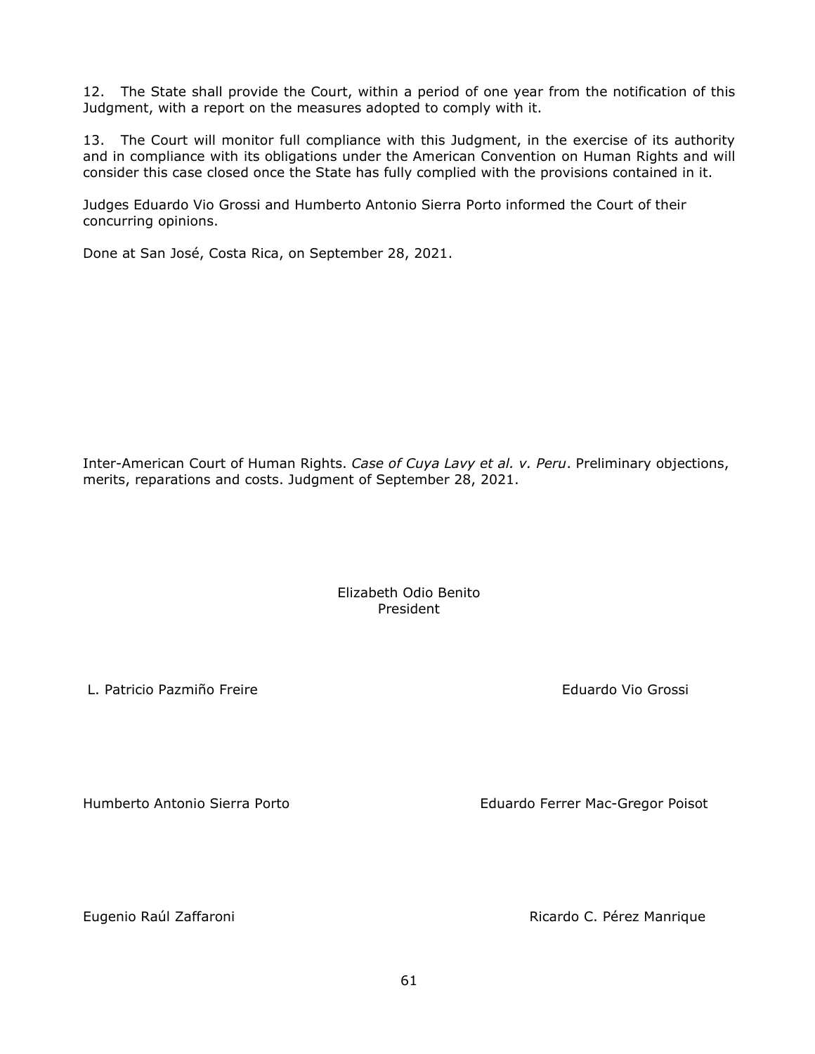12. The State shall provide the Court, within a period of one year from the notification of this Judgment, with a report on the measures adopted to comply with it.

13. The Court will monitor full compliance with this Judgment, in the exercise of its authority and in compliance with its obligations under the American Convention on Human Rights and will consider this case closed once the State has fully complied with the provisions contained in it.

Judges Eduardo Vio Grossi and Humberto Antonio Sierra Porto informed the Court of their concurring opinions.

Done at San José, Costa Rica, on September 28, 2021.

Inter-American Court of Human Rights. *Case of Cuya Lavy et al. v. Peru*. Preliminary objections, merits, reparations and costs. Judgment of September 28, 2021.

Elizabeth Odio Benito
President

L. Patricio Pazmiño Freire

Eduardo Vio Grossi

Humberto Antonio Sierra Porto

Eduardo Ferrer Mac-Gregor Poisot

Eugenio Raúl Zaffaroni

Ricardo C. Pérez Manrique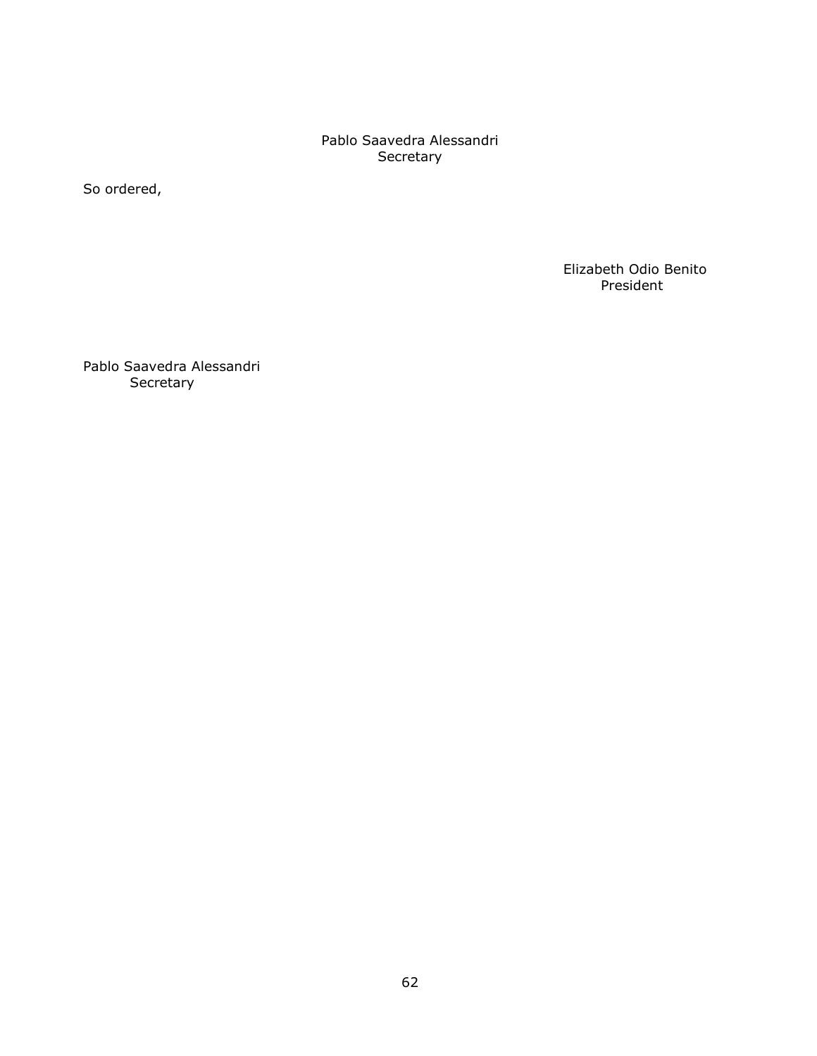Pablo Saavedra Alessandri
Secretary

So ordered,

Elizabeth Odio Benito
President

Pablo Saavedra Alessandri
Secretary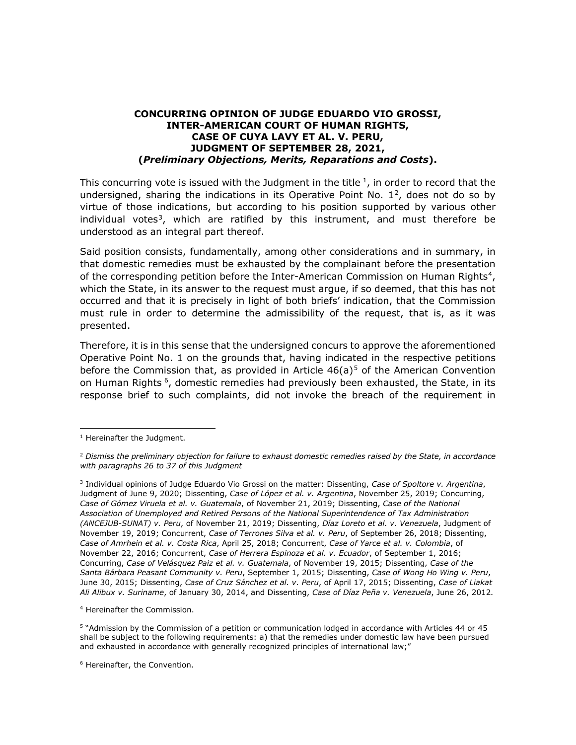**CONCURRING OPINION OF JUDGE EDUARDO VIO GROSSI,**
**INTER-AMERICAN COURT OF HUMAN RIGHTS,**
**CASE OF CUYA LAVY ET AL. V. PERU,**
**JUDGMENT OF SEPTEMBER 28, 2021,**
**(*Preliminary Objections, Merits, Reparations and Costs*).**

This concurring vote is issued with the Judgment in the title [1], in order to record that the undersigned, sharing the indications in its Operative Point No. 1[2], does not do so by virtue of those indications, but according to his position supported by various other individual votes[3], which are ratified by this instrument, and must therefore be understood as an integral part thereof.

Said position consists, fundamentally, among other considerations and in summary, in that domestic remedies must be exhausted by the complainant before the presentation of the corresponding petition before the Inter-American Commission on Human Rights[4], which the State, in its answer to the request must argue, if so deemed, that this has not occurred and that it is precisely in light of both briefs' indication, that the Commission must rule in order to determine the admissibility of the request, that is, as it was presented.

Therefore, it is in this sense that the undersigned concurs to approve the aforementioned Operative Point No. 1 on the grounds that, having indicated in the respective petitions before the Commission that, as provided in Article 46(a)[5] of the American Convention on Human Rights [6], domestic remedies had previously been exhausted, the State, in its response brief to such complaints, did not invoke the breach of the requirement in

---

[1] Hereinafter the Judgment.

[2] *Dismiss the preliminary objection for failure to exhaust domestic remedies raised by the State, in accordance with paragraphs 26 to 37 of this Judgment*

[3] Individual opinions of Judge Eduardo Vio Grossi on the matter: Dissenting, *Case of Spoltore v. Argentina*, Judgment of June 9, 2020; Dissenting, *Case of López et al. v. Argentina*, November 25, 2019; Concurring, *Case of Gómez Viruela et al. v. Guatemala*, of November 21, 2019; Dissenting, *Case of the National Association of Unemployed and Retired Persons of the National Superintendence of Tax Administration (ANCEJUB-SUNAT) v. Peru*, of November 21, 2019; Dissenting, *Díaz Loreto et al. v. Venezuela*, Judgment of November 19, 2019; Concurrent, *Case of Terrones Silva et al. v. Peru*, of September 26, 2018; Dissenting, *Case of Amrhein et al. v. Costa Rica*, April 25, 2018; Concurrent, *Case of Yarce et al. v. Colombia*, of November 22, 2016; Concurrent, *Case of Herrera Espinoza et al. v. Ecuador*, of September 1, 2016; Concurring, *Case of Velásquez Paiz et al. v. Guatemala*, of November 19, 2015; Dissenting, *Case of the Santa Bárbara Peasant Community v. Peru*, September 1, 2015; Dissenting, *Case of Wong Ho Wing v. Peru*, June 30, 2015; Dissenting, *Case of Cruz Sánchez et al. v. Peru*, of April 17, 2015; Dissenting, *Case of Liakat Ali Alibux v. Suriname*, of January 30, 2014, and Dissenting, *Case of Díaz Peña v. Venezuela*, June 26, 2012.

[4] Hereinafter the Commission.

[5] "Admission by the Commission of a petition or communication lodged in accordance with Articles 44 or 45 shall be subject to the following requirements: a) that the remedies under domestic law have been pursued and exhausted in accordance with generally recognized principles of international law;"

[6] Hereinafter, the Convention.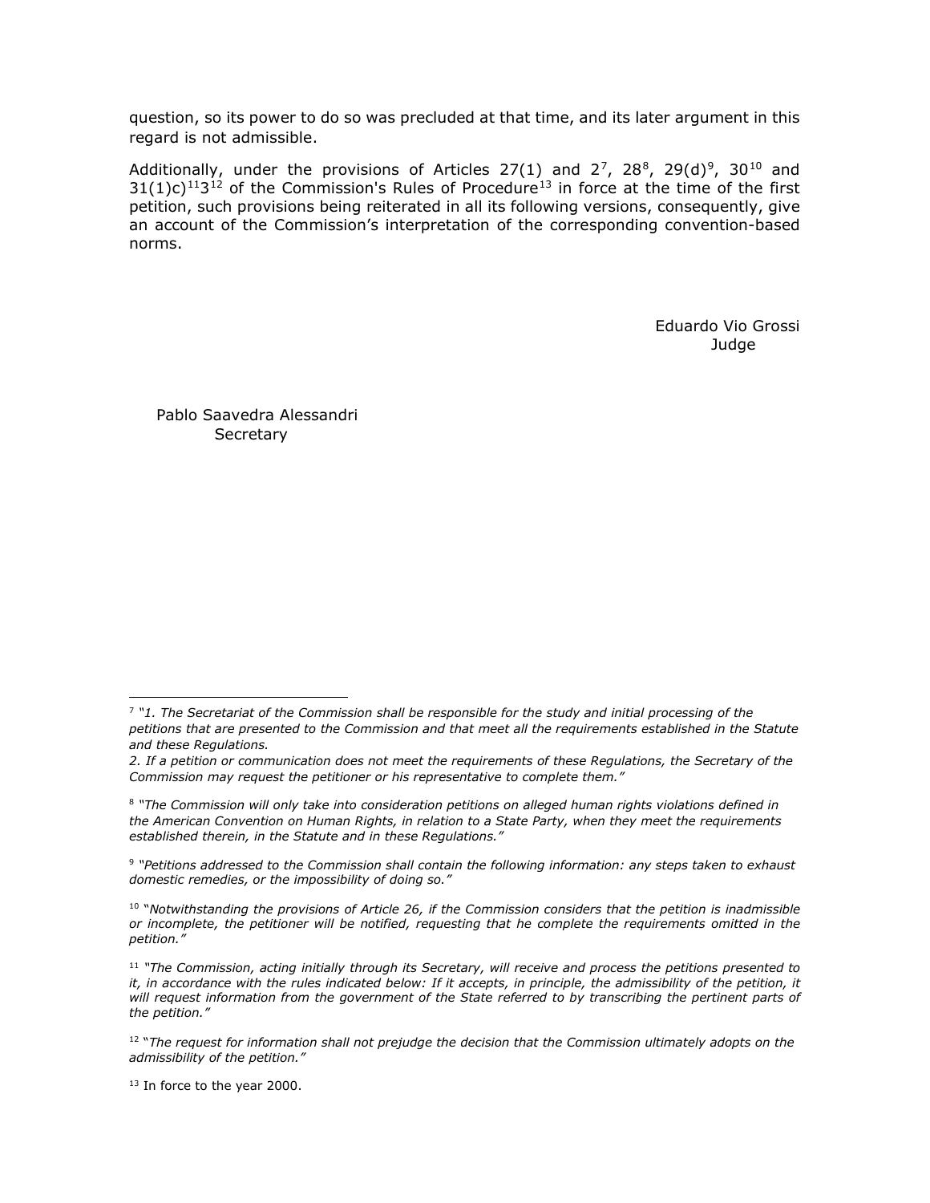question, so its power to do so was precluded at that time, and its later argument in this regard is not admissible.

Additionally, under the provisions of Articles 27(1) and 2[7], 28[8], 29(d)[9], 30[10] and 31(1)c)[11]3[12] of the Commission's Rules of Procedure[13] in force at the time of the first petition, such provisions being reiterated in all its following versions, consequently, give an account of the Commission's interpretation of the corresponding convention-based norms.

Eduardo Vio Grossi
Judge

Pablo Saavedra Alessandri
Secretary

---

[7] *"1. The Secretariat of the Commission shall be responsible for the study and initial processing of the petitions that are presented to the Commission and that meet all the requirements established in the Statute and these Regulations.*

*2. If a petition or communication does not meet the requirements of these Regulations, the Secretary of the Commission may request the petitioner or his representative to complete them."*

[8] *"The Commission will only take into consideration petitions on alleged human rights violations defined in the American Convention on Human Rights, in relation to a State Party, when they meet the requirements established therein, in the Statute and in these Regulations."*

[9] *"Petitions addressed to the Commission shall contain the following information: any steps taken to exhaust domestic remedies, or the impossibility of doing so."*

[10] "*Notwithstanding the provisions of Article 26, if the Commission considers that the petition is inadmissible or incomplete, the petitioner will be notified, requesting that he complete the requirements omitted in the petition."*

[11] *"The Commission, acting initially through its Secretary, will receive and process the petitions presented to it, in accordance with the rules indicated below: If it accepts, in principle, the admissibility of the petition, it will request information from the government of the State referred to by transcribing the pertinent parts of the petition."*

[12] "*The request for information shall not prejudge the decision that the Commission ultimately adopts on the admissibility of the petition."*

[13] In force to the year 2000.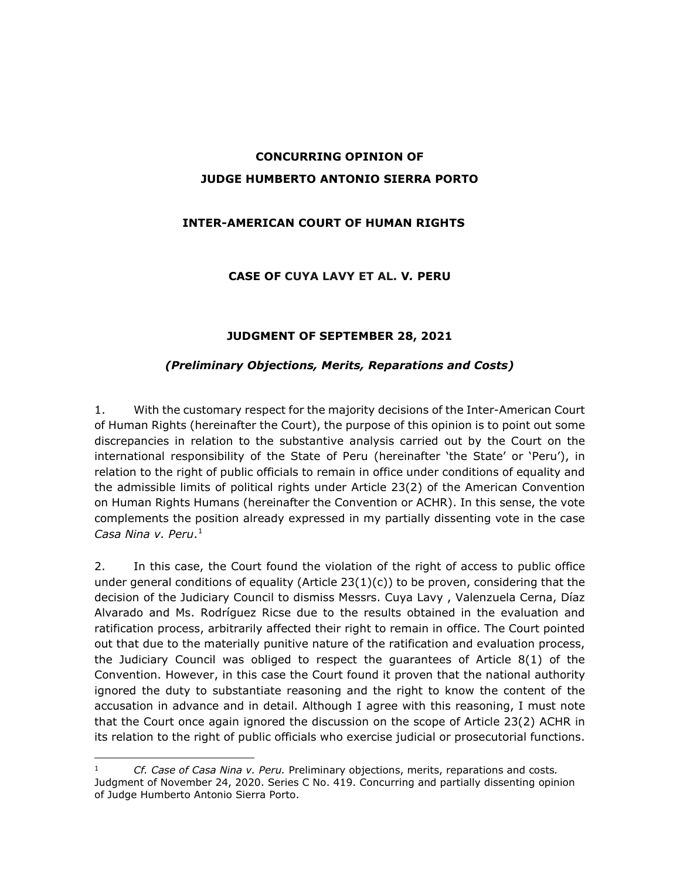**CONCURRING OPINION OF**

**JUDGE HUMBERTO ANTONIO SIERRA PORTO**

**INTER-AMERICAN COURT OF HUMAN RIGHTS**

**CASE OF CUYA LAVY ET AL. V. PERU**

**JUDGMENT OF SEPTEMBER 28, 2021**

***(Preliminary Objections, Merits, Reparations and Costs)***

1. With the customary respect for the majority decisions of the Inter-American Court of Human Rights (hereinafter the Court), the purpose of this opinion is to point out some discrepancies in relation to the substantive analysis carried out by the Court on the international responsibility of the State of Peru (hereinafter 'the State' or 'Peru'), in relation to the right of public officials to remain in office under conditions of equality and the admissible limits of political rights under Article 23(2) of the American Convention on Human Rights Humans (hereinafter the Convention or ACHR). In this sense, the vote complements the position already expressed in my partially dissenting vote in the case *Casa Nina v. Peru*.[1]

2. In this case, the Court found the violation of the right of access to public office under general conditions of equality (Article 23(1)(c)) to be proven, considering that the decision of the Judiciary Council to dismiss Messrs. Cuya Lavy , Valenzuela Cerna, Díaz Alvarado and Ms. Rodríguez Ricse due to the results obtained in the evaluation and ratification process, arbitrarily affected their right to remain in office. The Court pointed out that due to the materially punitive nature of the ratification and evaluation process, the Judiciary Council was obliged to respect the guarantees of Article 8(1) of the Convention. However, in this case the Court found it proven that the national authority ignored the duty to substantiate reasoning and the right to know the content of the accusation in advance and in detail. Although I agree with this reasoning, I must note that the Court once again ignored the discussion on the scope of Article 23(2) ACHR in its relation to the right of public officials who exercise judicial or prosecutorial functions.

---

[1] *Cf. Case of Casa Nina v. Peru.* Preliminary objections, merits, reparations and costs. Judgment of November 24, 2020. Series C No. 419. Concurring and partially dissenting opinion of Judge Humberto Antonio Sierra Porto.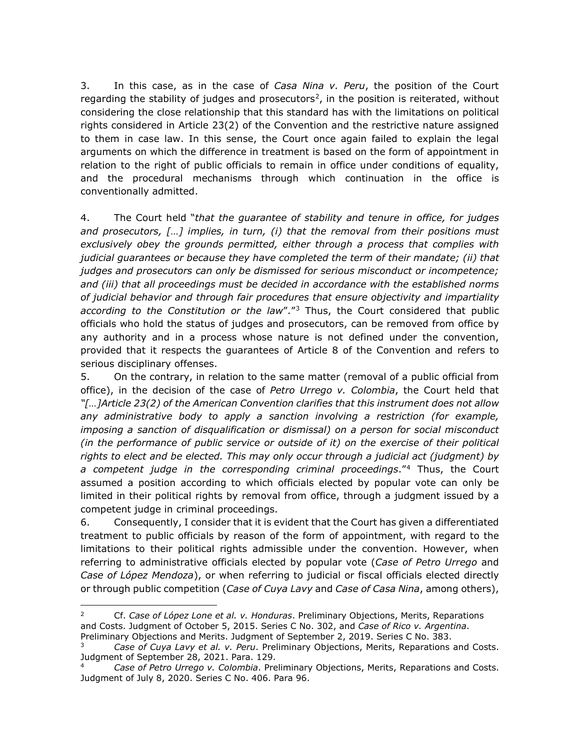3. In this case, as in the case of *Casa Nina v. Peru*, the position of the Court regarding the stability of judges and prosecutors[2], in the position is reiterated, without considering the close relationship that this standard has with the limitations on political rights considered in Article 23(2) of the Convention and the restrictive nature assigned to them in case law. In this sense, the Court once again failed to explain the legal arguments on which the difference in treatment is based on the form of appointment in relation to the right of public officials to remain in office under conditions of equality, and the procedural mechanisms through which continuation in the office is conventionally admitted.

4. The Court held "*that the guarantee of stability and tenure in office, for judges and prosecutors, […] implies, in turn, (i) that the removal from their positions must exclusively obey the grounds permitted, either through a process that complies with judicial guarantees or because they have completed the term of their mandate; (ii) that judges and prosecutors can only be dismissed for serious misconduct or incompetence; and (iii) that all proceedings must be decided in accordance with the established norms of judicial behavior and through fair procedures that ensure objectivity and impartiality according to the Constitution or the law*"."[3] Thus, the Court considered that public officials who hold the status of judges and prosecutors, can be removed from office by any authority and in a process whose nature is not defined under the convention, provided that it respects the guarantees of Article 8 of the Convention and refers to serious disciplinary offenses.

5. On the contrary, in relation to the same matter (removal of a public official from office), in the decision of the case of *Petro Urrego v. Colombia*, the Court held that *"[…]Article 23(2) of the American Convention clarifies that this instrument does not allow any administrative body to apply a sanction involving a restriction (for example, imposing a sanction of disqualification or dismissal) on a person for social misconduct (in the performance of public service or outside of it) on the exercise of their political rights to elect and be elected. This may only occur through a judicial act (judgment) by a competent judge in the corresponding criminal proceedings*."[4] Thus, the Court assumed a position according to which officials elected by popular vote can only be limited in their political rights by removal from office, through a judgment issued by a competent judge in criminal proceedings.

6. Consequently, I consider that it is evident that the Court has given a differentiated treatment to public officials by reason of the form of appointment, with regard to the limitations to their political rights admissible under the convention. However, when referring to administrative officials elected by popular vote (*Case of Petro Urrego* and *Case of López Mendoza*), or when referring to judicial or fiscal officials elected directly or through public competition (*Case of Cuya Lavy* and *Case of Casa Nina*, among others),

---

[2] Cf. *Case of López Lone et al. v. Honduras*. Preliminary Objections, Merits, Reparations and Costs. Judgment of October 5, 2015. Series C No. 302, and *Case of Rico v. Argentina*. Preliminary Objections and Merits. Judgment of September 2, 2019. Series C No. 383.

[3] *Case of Cuya Lavy et al. v. Peru*. Preliminary Objections, Merits, Reparations and Costs. Judgment of September 28, 2021. Para. 129.

[4] *Case of Petro Urrego v. Colombia*. Preliminary Objections, Merits, Reparations and Costs. Judgment of July 8, 2020. Series C No. 406. Para 96.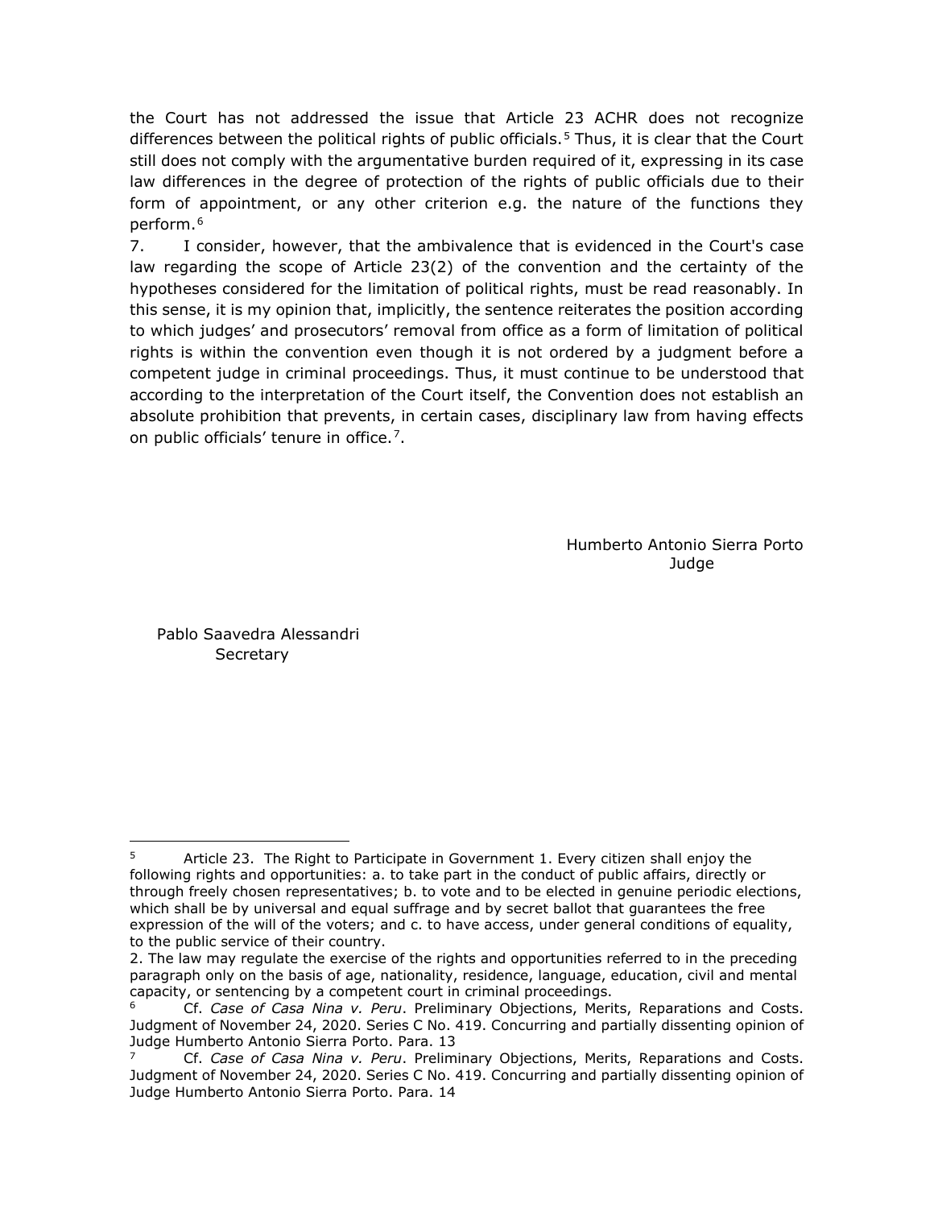the Court has not addressed the issue that Article 23 ACHR does not recognize differences between the political rights of public officials.[5] Thus, it is clear that the Court still does not comply with the argumentative burden required of it, expressing in its case law differences in the degree of protection of the rights of public officials due to their form of appointment, or any other criterion e.g. the nature of the functions they perform.[6]

7. I consider, however, that the ambivalence that is evidenced in the Court's case law regarding the scope of Article 23(2) of the convention and the certainty of the hypotheses considered for the limitation of political rights, must be read reasonably. In this sense, it is my opinion that, implicitly, the sentence reiterates the position according to which judges' and prosecutors' removal from office as a form of limitation of political rights is within the convention even though it is not ordered by a judgment before a competent judge in criminal proceedings. Thus, it must continue to be understood that according to the interpretation of the Court itself, the Convention does not establish an absolute prohibition that prevents, in certain cases, disciplinary law from having effects on public officials' tenure in office.[7].

Humberto Antonio Sierra Porto
Judge

Pablo Saavedra Alessandri
Secretary

---

[5] Article 23. The Right to Participate in Government 1. Every citizen shall enjoy the following rights and opportunities: a. to take part in the conduct of public affairs, directly or through freely chosen representatives; b. to vote and to be elected in genuine periodic elections, which shall be by universal and equal suffrage and by secret ballot that guarantees the free expression of the will of the voters; and c. to have access, under general conditions of equality, to the public service of their country.
2. The law may regulate the exercise of the rights and opportunities referred to in the preceding paragraph only on the basis of age, nationality, residence, language, education, civil and mental capacity, or sentencing by a competent court in criminal proceedings.

[6] Cf. *Case of Casa Nina v. Peru*. Preliminary Objections, Merits, Reparations and Costs. Judgment of November 24, 2020. Series C No. 419. Concurring and partially dissenting opinion of Judge Humberto Antonio Sierra Porto. Para. 13

[7] Cf. *Case of Casa Nina v. Peru*. Preliminary Objections, Merits, Reparations and Costs. Judgment of November 24, 2020. Series C No. 419. Concurring and partially dissenting opinion of Judge Humberto Antonio Sierra Porto. Para. 14